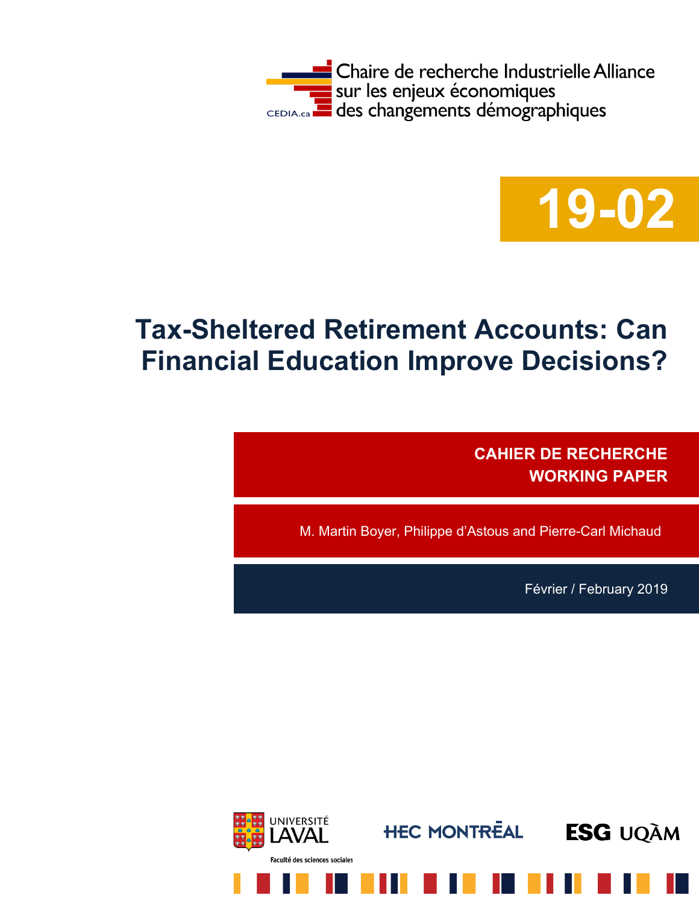Chaire de recherche Industrielle Alliance sur les enjeux économiques des changements démographiques

CEDIA.ca

**19-02**

# Tax-Sheltered Retirement Accounts: Can Financial Education Improve Decisions?

**CAHIER DE RECHERCHE**
**WORKING PAPER**

M. Martin Boyer, Philippe d'Astous and Pierre-Carl Michaud

Février / February 2019

Université Laval – Faculté des sciences sociales

HEC Montréal

ESG UQÀM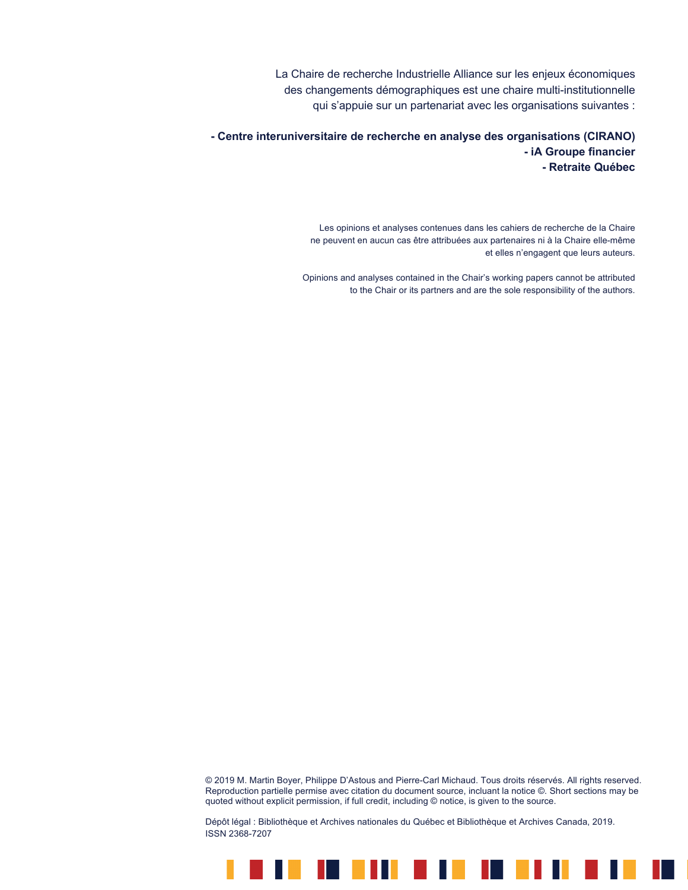La Chaire de recherche Industrielle Alliance sur les enjeux économiques des changements démographiques est une chaire multi-institutionnelle qui s'appuie sur un partenariat avec les organisations suivantes :

**- Centre interuniversitaire de recherche en analyse des organisations (CIRANO)**
**- iA Groupe financier**
**- Retraite Québec**

Les opinions et analyses contenues dans les cahiers de recherche de la Chaire ne peuvent en aucun cas être attribuées aux partenaires ni à la Chaire elle-même et elles n'engagent que leurs auteurs.

Opinions and analyses contained in the Chair's working papers cannot be attributed to the Chair or its partners and are the sole responsibility of the authors.

© 2019 M. Martin Boyer, Philippe D'Astous and Pierre-Carl Michaud. Tous droits réservés. All rights reserved. Reproduction partielle permise avec citation du document source, incluant la notice ©. Short sections may be quoted without explicit permission, if full credit, including © notice, is given to the source.

Dépôt légal : Bibliothèque et Archives nationales du Québec et Bibliothèque et Archives Canada, 2019.
ISSN 2368-7207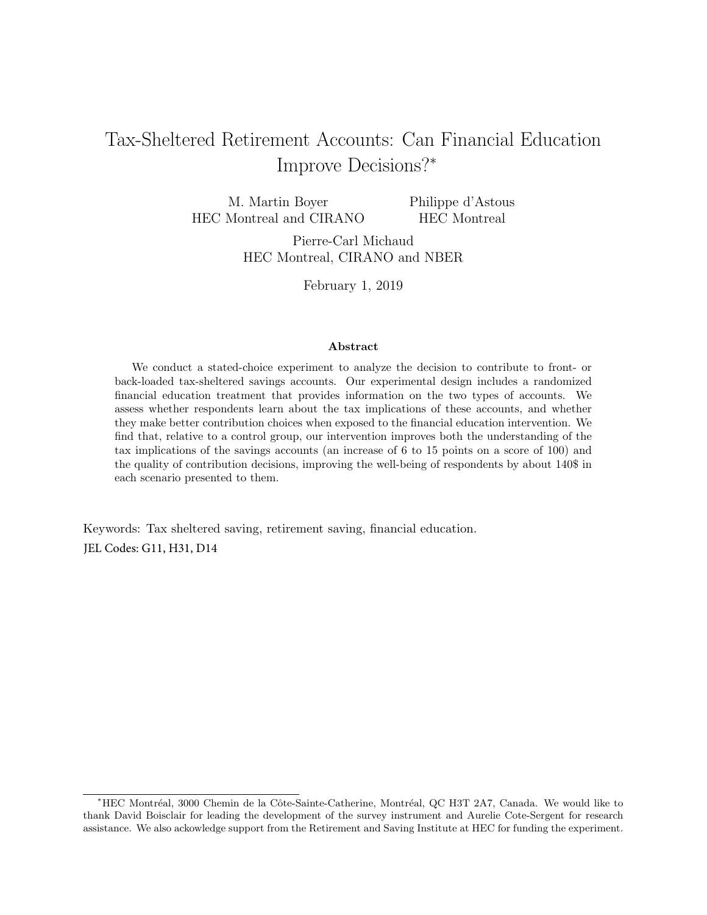# Tax-Sheltered Retirement Accounts: Can Financial Education Improve Decisions?*

M. Martin Boyer
HEC Montreal and CIRANO

Philippe d'Astous
HEC Montreal

Pierre-Carl Michaud
HEC Montreal, CIRANO and NBER

February 1, 2019

### Abstract

We conduct a stated-choice experiment to analyze the decision to contribute to front- or back-loaded tax-sheltered savings accounts. Our experimental design includes a randomized financial education treatment that provides information on the two types of accounts. We assess whether respondents learn about the tax implications of these accounts, and whether they make better contribution choices when exposed to the financial education intervention. We find that, relative to a control group, our intervention improves both the understanding of the tax implications of the savings accounts (an increase of 6 to 15 points on a score of 100) and the quality of contribution decisions, improving the well-being of respondents by about 140$ in each scenario presented to them.

Keywords: Tax sheltered saving, retirement saving, financial education.

JEL Codes: G11, H31, D14

*HEC Montréal, 3000 Chemin de la Côte-Sainte-Catherine, Montréal, QC H3T 2A7, Canada. We would like to thank David Boisclair for leading the development of the survey instrument and Aurelie Cote-Sergent for research assistance. We also ackowledge support from the Retirement and Saving Institute at HEC for funding the experiment.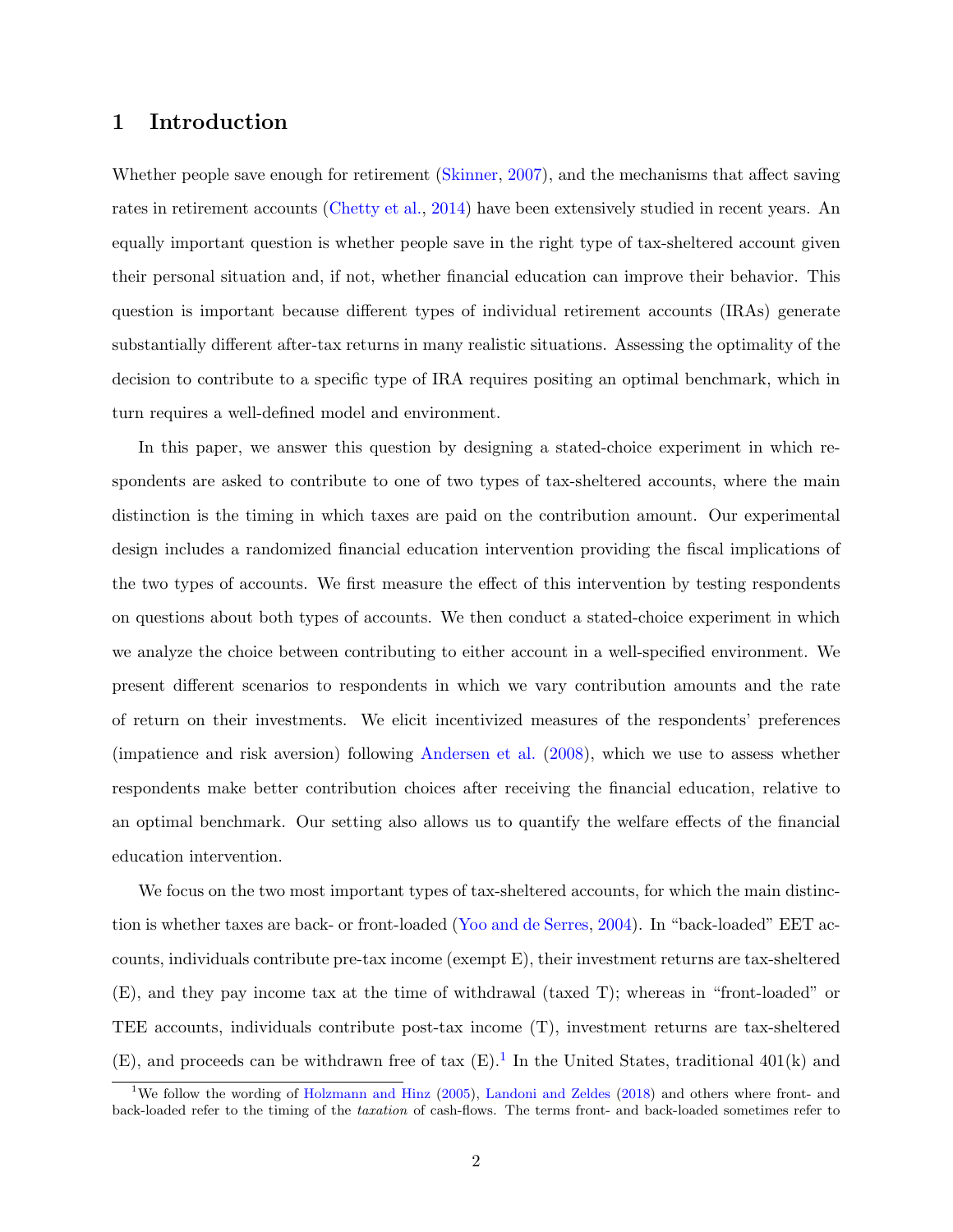# 1 Introduction

Whether people save enough for retirement (Skinner, 2007), and the mechanisms that affect saving rates in retirement accounts (Chetty et al., 2014) have been extensively studied in recent years. An equally important question is whether people save in the right type of tax-sheltered account given their personal situation and, if not, whether financial education can improve their behavior. This question is important because different types of individual retirement accounts (IRAs) generate substantially different after-tax returns in many realistic situations. Assessing the optimality of the decision to contribute to a specific type of IRA requires positing an optimal benchmark, which in turn requires a well-defined model and environment.

In this paper, we answer this question by designing a stated-choice experiment in which respondents are asked to contribute to one of two types of tax-sheltered accounts, where the main distinction is the timing in which taxes are paid on the contribution amount. Our experimental design includes a randomized financial education intervention providing the fiscal implications of the two types of accounts. We first measure the effect of this intervention by testing respondents on questions about both types of accounts. We then conduct a stated-choice experiment in which we analyze the choice between contributing to either account in a well-specified environment. We present different scenarios to respondents in which we vary contribution amounts and the rate of return on their investments. We elicit incentivized measures of the respondents' preferences (impatience and risk aversion) following Andersen et al. (2008), which we use to assess whether respondents make better contribution choices after receiving the financial education, relative to an optimal benchmark. Our setting also allows us to quantify the welfare effects of the financial education intervention.

We focus on the two most important types of tax-sheltered accounts, for which the main distinction is whether taxes are back- or front-loaded (Yoo and de Serres, 2004). In "back-loaded" EET accounts, individuals contribute pre-tax income (exempt E), their investment returns are tax-sheltered (E), and they pay income tax at the time of withdrawal (taxed T); whereas in "front-loaded" or TEE accounts, individuals contribute post-tax income (T), investment returns are tax-sheltered (E), and proceeds can be withdrawn free of tax (E).[1] In the United States, traditional 401(k) and

[1] We follow the wording of Holzmann and Hinz (2005), Landoni and Zeldes (2018) and others where front- and back-loaded refer to the timing of the *taxation* of cash-flows. The terms front- and back-loaded sometimes refer to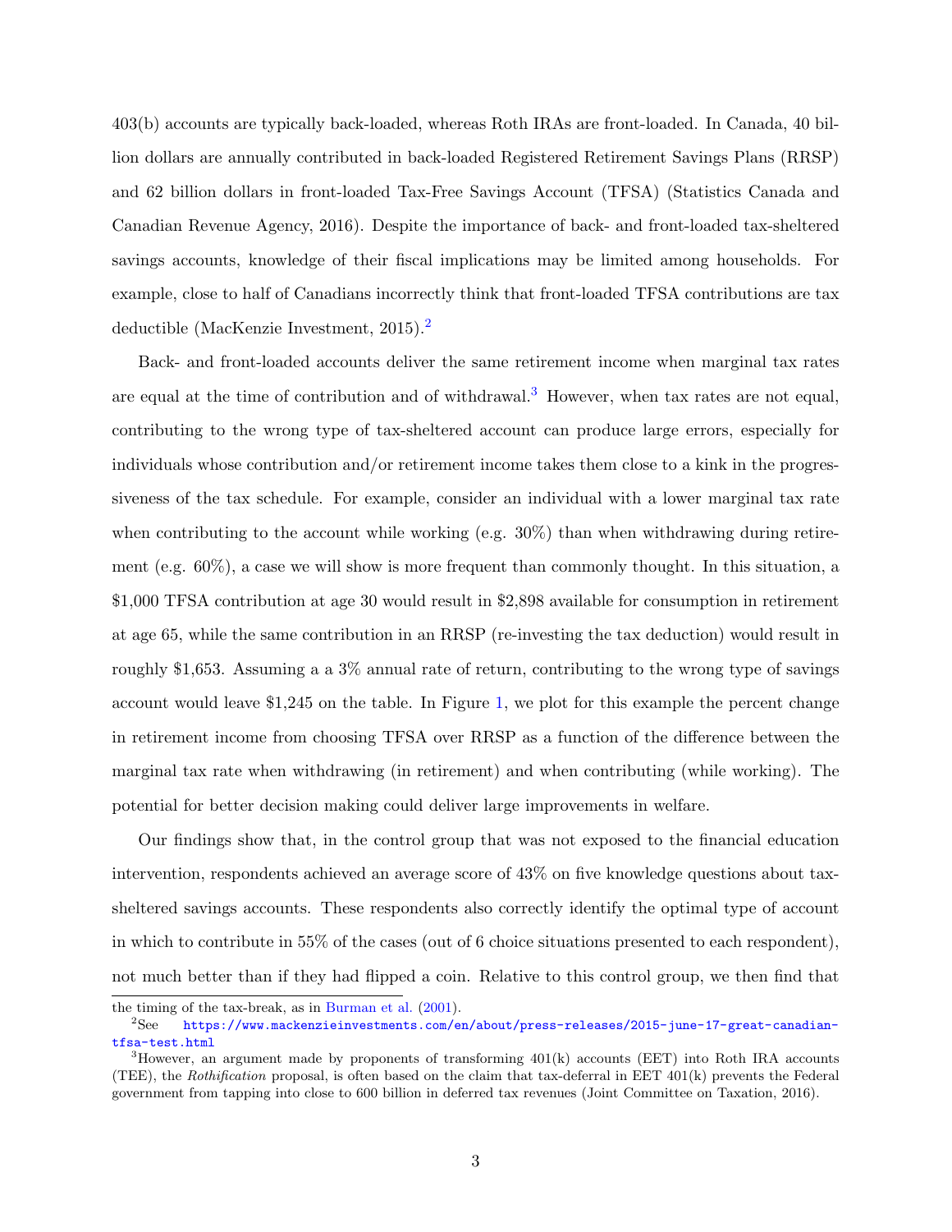403(b) accounts are typically back-loaded, whereas Roth IRAs are front-loaded. In Canada, 40 billion dollars are annually contributed in back-loaded Registered Retirement Savings Plans (RRSP) and 62 billion dollars in front-loaded Tax-Free Savings Account (TFSA) (Statistics Canada and Canadian Revenue Agency, 2016). Despite the importance of back- and front-loaded tax-sheltered savings accounts, knowledge of their fiscal implications may be limited among households. For example, close to half of Canadians incorrectly think that front-loaded TFSA contributions are tax deductible (MacKenzie Investment, 2015).[2]

Back- and front-loaded accounts deliver the same retirement income when marginal tax rates are equal at the time of contribution and of withdrawal.[3] However, when tax rates are not equal, contributing to the wrong type of tax-sheltered account can produce large errors, especially for individuals whose contribution and/or retirement income takes them close to a kink in the progressiveness of the tax schedule. For example, consider an individual with a lower marginal tax rate when contributing to the account while working (e.g. 30%) than when withdrawing during retirement (e.g. 60%), a case we will show is more frequent than commonly thought. In this situation, a $1,000 TFSA contribution at age 30 would result in $2,898 available for consumption in retirement at age 65, while the same contribution in an RRSP (re-investing the tax deduction) would result in roughly $1,653. Assuming a a 3% annual rate of return, contributing to the wrong type of savings account would leave $1,245 on the table. In Figure 1, we plot for this example the percent change in retirement income from choosing TFSA over RRSP as a function of the difference between the marginal tax rate when withdrawing (in retirement) and when contributing (while working). The potential for better decision making could deliver large improvements in welfare.

Our findings show that, in the control group that was not exposed to the financial education intervention, respondents achieved an average score of 43% on five knowledge questions about tax-sheltered savings accounts. These respondents also correctly identify the optimal type of account in which to contribute in 55% of the cases (out of 6 choice situations presented to each respondent), not much better than if they had flipped a coin. Relative to this control group, we then find that

---

the timing of the tax-break, as in Burman et al. (2001).

[2] See https://www.mackenzieinvestments.com/en/about/press-releases/2015-june-17-great-canadian-tfsa-test.html

[3] However, an argument made by proponents of transforming 401(k) accounts (EET) into Roth IRA accounts (TEE), the *Rothification* proposal, is often based on the claim that tax-deferral in EET 401(k) prevents the Federal government from tapping into close to 600 billion in deferred tax revenues (Joint Committee on Taxation, 2016).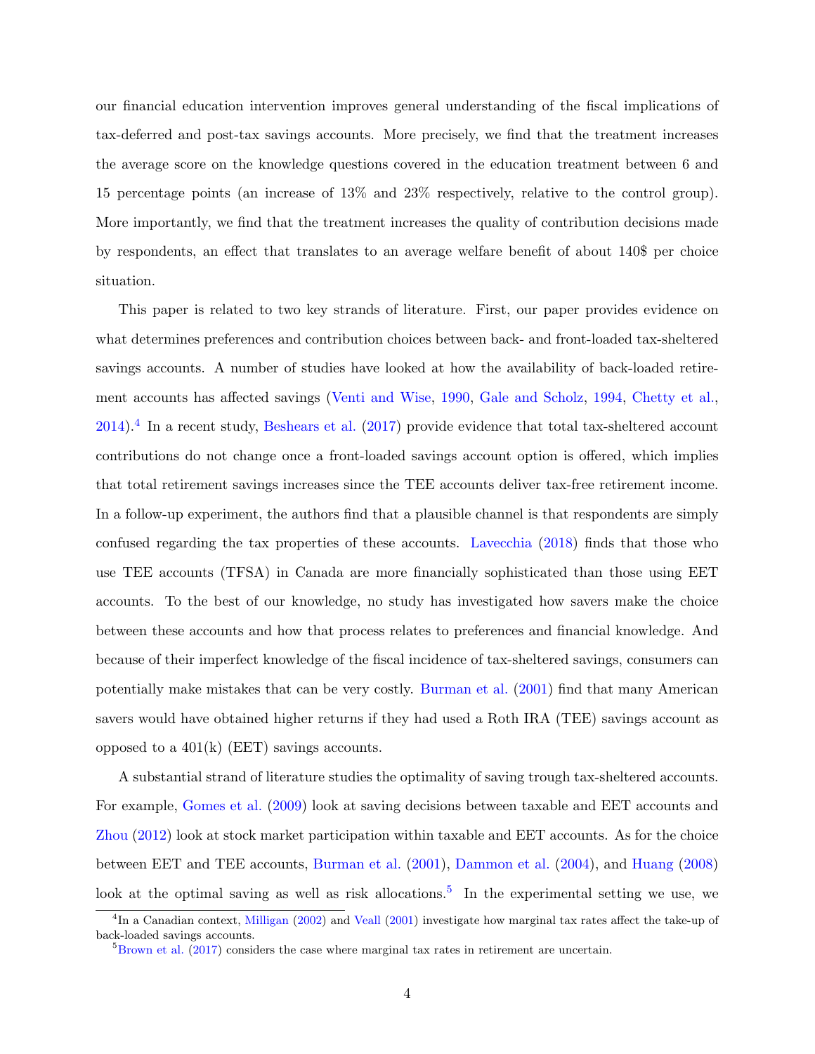our financial education intervention improves general understanding of the fiscal implications of tax-deferred and post-tax savings accounts. More precisely, we find that the treatment increases the average score on the knowledge questions covered in the education treatment between 6 and 15 percentage points (an increase of 13% and 23% respectively, relative to the control group). More importantly, we find that the treatment increases the quality of contribution decisions made by respondents, an effect that translates to an average welfare benefit of about 140$ per choice situation.

This paper is related to two key strands of literature. First, our paper provides evidence on what determines preferences and contribution choices between back- and front-loaded tax-sheltered savings accounts. A number of studies have looked at how the availability of back-loaded retirement accounts has affected savings (Venti and Wise, 1990, Gale and Scholz, 1994, Chetty et al., 2014).[4] In a recent study, Beshears et al. (2017) provide evidence that total tax-sheltered account contributions do not change once a front-loaded savings account option is offered, which implies that total retirement savings increases since the TEE accounts deliver tax-free retirement income. In a follow-up experiment, the authors find that a plausible channel is that respondents are simply confused regarding the tax properties of these accounts. Lavecchia (2018) finds that those who use TEE accounts (TFSA) in Canada are more financially sophisticated than those using EET accounts. To the best of our knowledge, no study has investigated how savers make the choice between these accounts and how that process relates to preferences and financial knowledge. And because of their imperfect knowledge of the fiscal incidence of tax-sheltered savings, consumers can potentially make mistakes that can be very costly. Burman et al. (2001) find that many American savers would have obtained higher returns if they had used a Roth IRA (TEE) savings account as opposed to a 401(k) (EET) savings accounts.

A substantial strand of literature studies the optimality of saving trough tax-sheltered accounts. For example, Gomes et al. (2009) look at saving decisions between taxable and EET accounts and Zhou (2012) look at stock market participation within taxable and EET accounts. As for the choice between EET and TEE accounts, Burman et al. (2001), Dammon et al. (2004), and Huang (2008) look at the optimal saving as well as risk allocations.[5] In the experimental setting we use, we

[4] In a Canadian context, Milligan (2002) and Veall (2001) investigate how marginal tax rates affect the take-up of back-loaded savings accounts.

[5] Brown et al. (2017) considers the case where marginal tax rates in retirement are uncertain.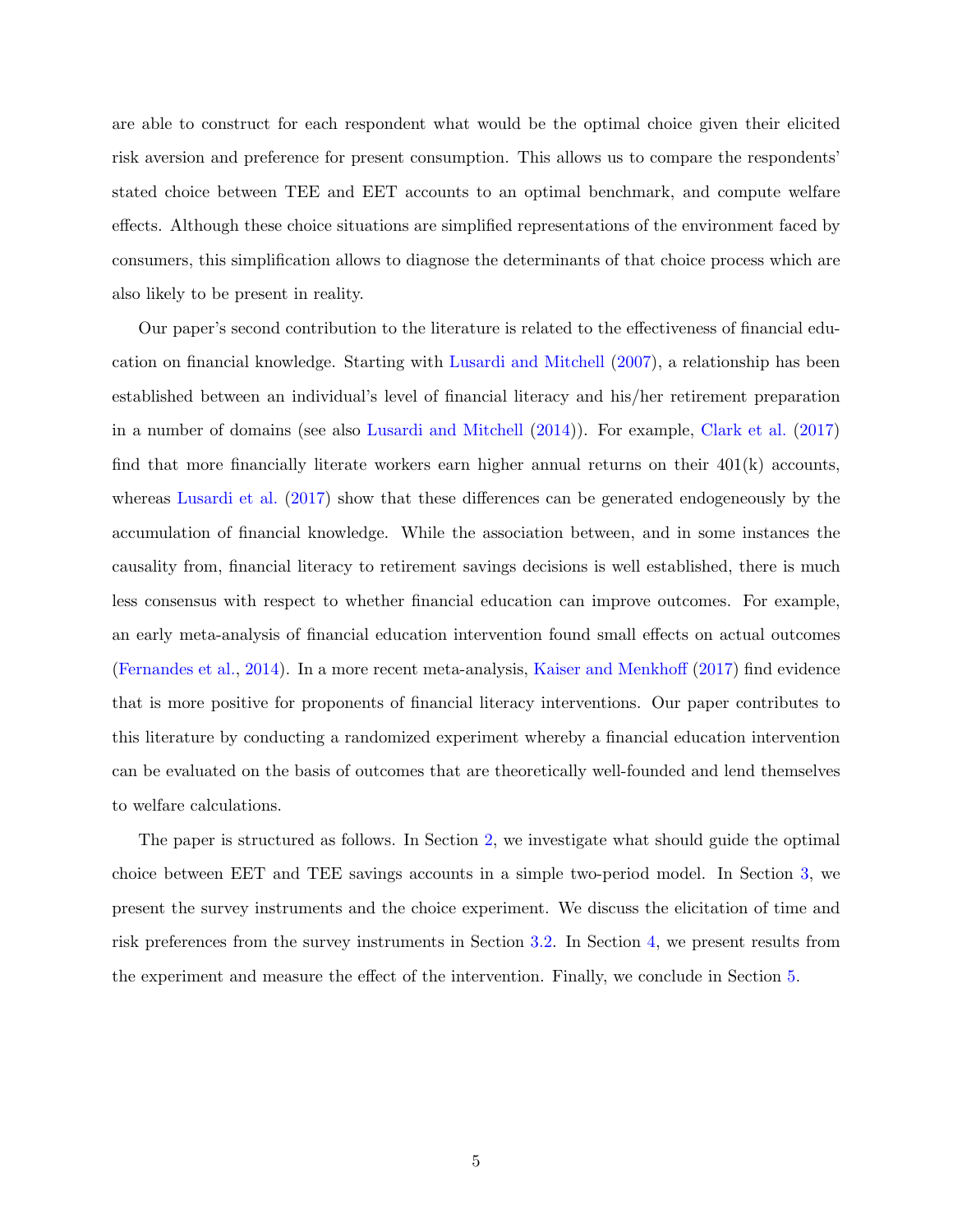are able to construct for each respondent what would be the optimal choice given their elicited risk aversion and preference for present consumption. This allows us to compare the respondents' stated choice between TEE and EET accounts to an optimal benchmark, and compute welfare effects. Although these choice situations are simplified representations of the environment faced by consumers, this simplification allows to diagnose the determinants of that choice process which are also likely to be present in reality.

Our paper's second contribution to the literature is related to the effectiveness of financial education on financial knowledge. Starting with Lusardi and Mitchell (2007), a relationship has been established between an individual's level of financial literacy and his/her retirement preparation in a number of domains (see also Lusardi and Mitchell (2014)). For example, Clark et al. (2017) find that more financially literate workers earn higher annual returns on their 401(k) accounts, whereas Lusardi et al. (2017) show that these differences can be generated endogeneously by the accumulation of financial knowledge. While the association between, and in some instances the causality from, financial literacy to retirement savings decisions is well established, there is much less consensus with respect to whether financial education can improve outcomes. For example, an early meta-analysis of financial education intervention found small effects on actual outcomes (Fernandes et al., 2014). In a more recent meta-analysis, Kaiser and Menkhoff (2017) find evidence that is more positive for proponents of financial literacy interventions. Our paper contributes to this literature by conducting a randomized experiment whereby a financial education intervention can be evaluated on the basis of outcomes that are theoretically well-founded and lend themselves to welfare calculations.

The paper is structured as follows. In Section 2, we investigate what should guide the optimal choice between EET and TEE savings accounts in a simple two-period model. In Section 3, we present the survey instruments and the choice experiment. We discuss the elicitation of time and risk preferences from the survey instruments in Section 3.2. In Section 4, we present results from the experiment and measure the effect of the intervention. Finally, we conclude in Section 5.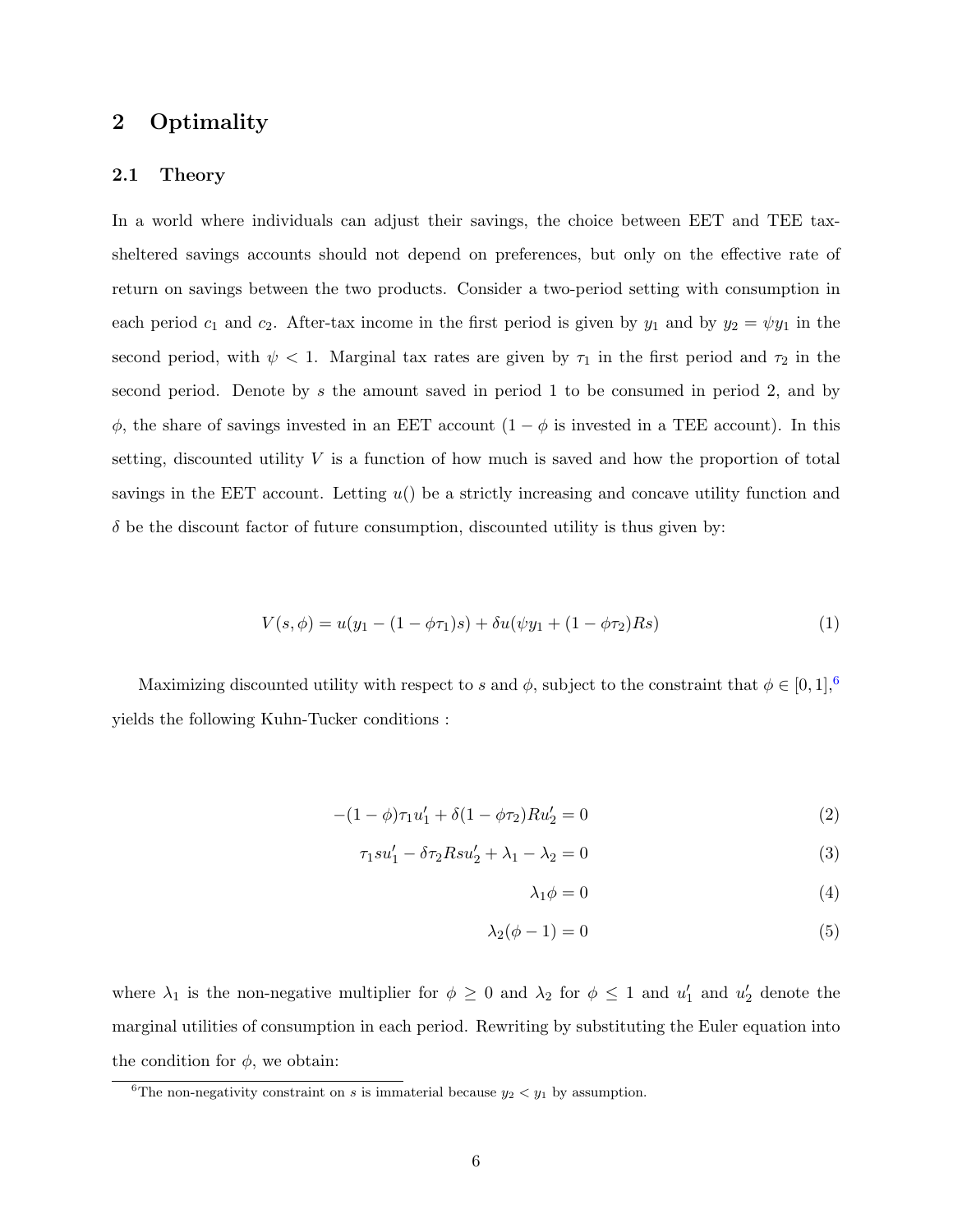## 2 Optimality

### 2.1 Theory

In a world where individuals can adjust their savings, the choice between EET and TEE tax-sheltered savings accounts should not depend on preferences, but only on the effective rate of return on savings between the two products. Consider a two-period setting with consumption in each period $c_1$ and $c_2$. After-tax income in the first period is given by $y_1$ and by $y_2 = \psi y_1$ in the second period, with $\psi < 1$. Marginal tax rates are given by $\tau_1$ in the first period and $\tau_2$ in the second period. Denote by $s$ the amount saved in period 1 to be consumed in period 2, and by $\phi$, the share of savings invested in an EET account ($1 - \phi$ is invested in a TEE account). In this setting, discounted utility $V$ is a function of how much is saved and how the proportion of total savings in the EET account. Letting $u()$ be a strictly increasing and concave utility function and $\delta$ be the discount factor of future consumption, discounted utility is thus given by:

$$V(s, \phi) = u(y_1 - (1 - \phi\tau_1)s) + \delta u(\psi y_1 + (1 - \phi\tau_2)Rs) \tag{1}$$

Maximizing discounted utility with respect to $s$ and $\phi$, subject to the constraint that $\phi \in [0, 1]$,[6] yields the following Kuhn-Tucker conditions :

$$-(1 - \phi)\tau_1 u'_1 + \delta(1 - \phi\tau_2)Ru'_2 = 0 \tag{2}$$

$$\tau_1 s u'_1 - \delta\tau_2 R s u'_2 + \lambda_1 - \lambda_2 = 0 \tag{3}$$

$$\lambda_1 \phi = 0 \tag{4}$$

$$\lambda_2(\phi - 1) = 0 \tag{5}$$

where $\lambda_1$ is the non-negative multiplier for $\phi \geq 0$ and $\lambda_2$ for $\phi \leq 1$ and $u'_1$ and $u'_2$ denote the marginal utilities of consumption in each period. Rewriting by substituting the Euler equation into the condition for $\phi$, we obtain:

[6] The non-negativity constraint on $s$ is immaterial because $y_2 < y_1$ by assumption.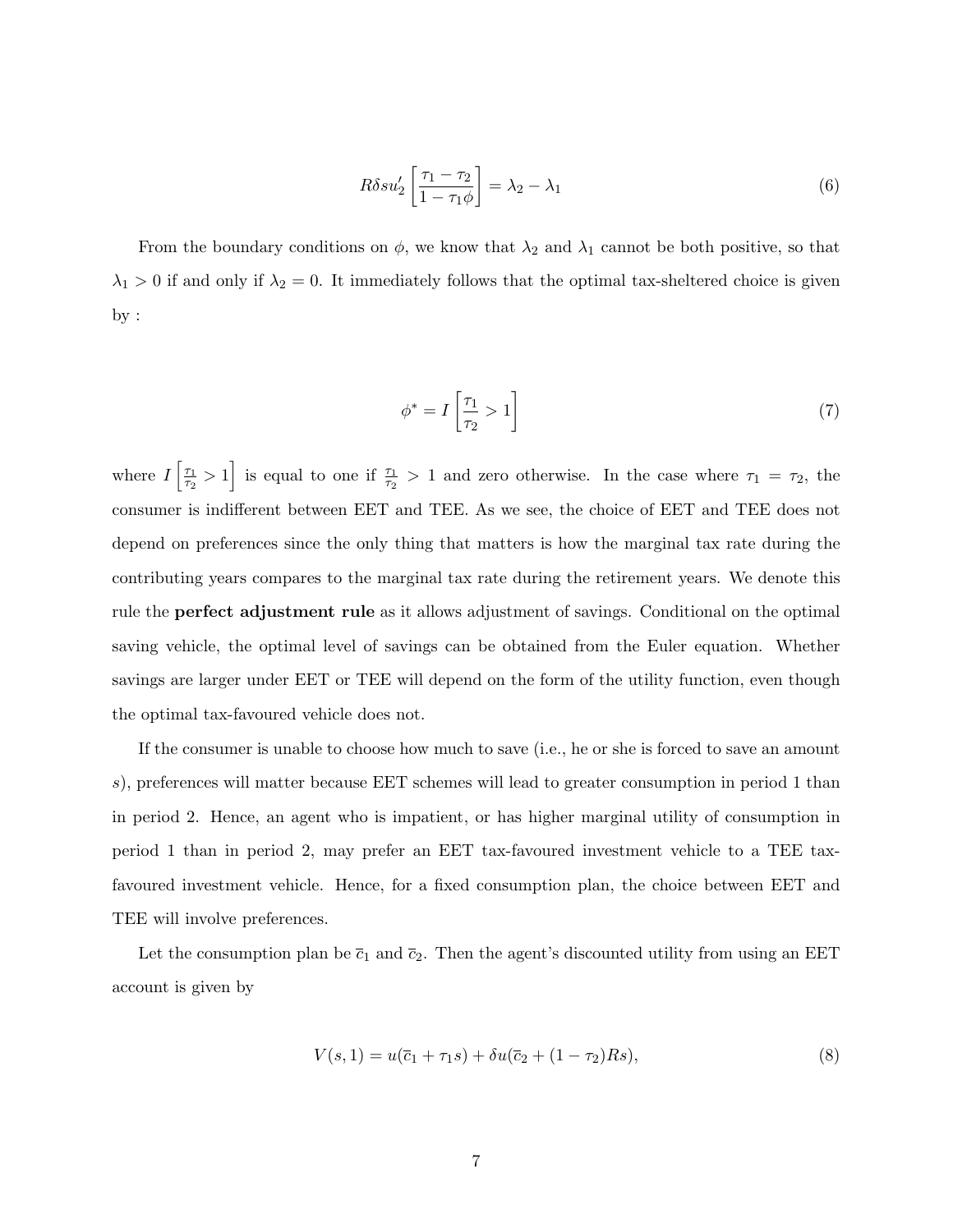$$R\delta s u_2' \left[\frac{\tau_1 - \tau_2}{1 - \tau_1 \phi}\right] = \lambda_2 - \lambda_1 \tag{6}$$

From the boundary conditions on $\phi$, we know that $\lambda_2$ and $\lambda_1$ cannot be both positive, so that $\lambda_1 > 0$ if and only if $\lambda_2 = 0$. It immediately follows that the optimal tax-sheltered choice is given by :

$$\phi^* = I\left[\frac{\tau_1}{\tau_2} > 1\right] \tag{7}$$

where $I\left[\frac{\tau_1}{\tau_2} > 1\right]$ is equal to one if $\frac{\tau_1}{\tau_2} > 1$ and zero otherwise. In the case where $\tau_1 = \tau_2$, the consumer is indifferent between EET and TEE. As we see, the choice of EET and TEE does not depend on preferences since the only thing that matters is how the marginal tax rate during the contributing years compares to the marginal tax rate during the retirement years. We denote this rule the **perfect adjustment rule** as it allows adjustment of savings. Conditional on the optimal saving vehicle, the optimal level of savings can be obtained from the Euler equation. Whether savings are larger under EET or TEE will depend on the form of the utility function, even though the optimal tax-favoured vehicle does not.

If the consumer is unable to choose how much to save (i.e., he or she is forced to save an amount $s$), preferences will matter because EET schemes will lead to greater consumption in period 1 than in period 2. Hence, an agent who is impatient, or has higher marginal utility of consumption in period 1 than in period 2, may prefer an EET tax-favoured investment vehicle to a TEE tax-favoured investment vehicle. Hence, for a fixed consumption plan, the choice between EET and TEE will involve preferences.

Let the consumption plan be $\bar{c}_1$ and $\bar{c}_2$. Then the agent's discounted utility from using an EET account is given by

$$V(s, 1) = u(\bar{c}_1 + \tau_1 s) + \delta u(\bar{c}_2 + (1 - \tau_2)Rs), \tag{8}$$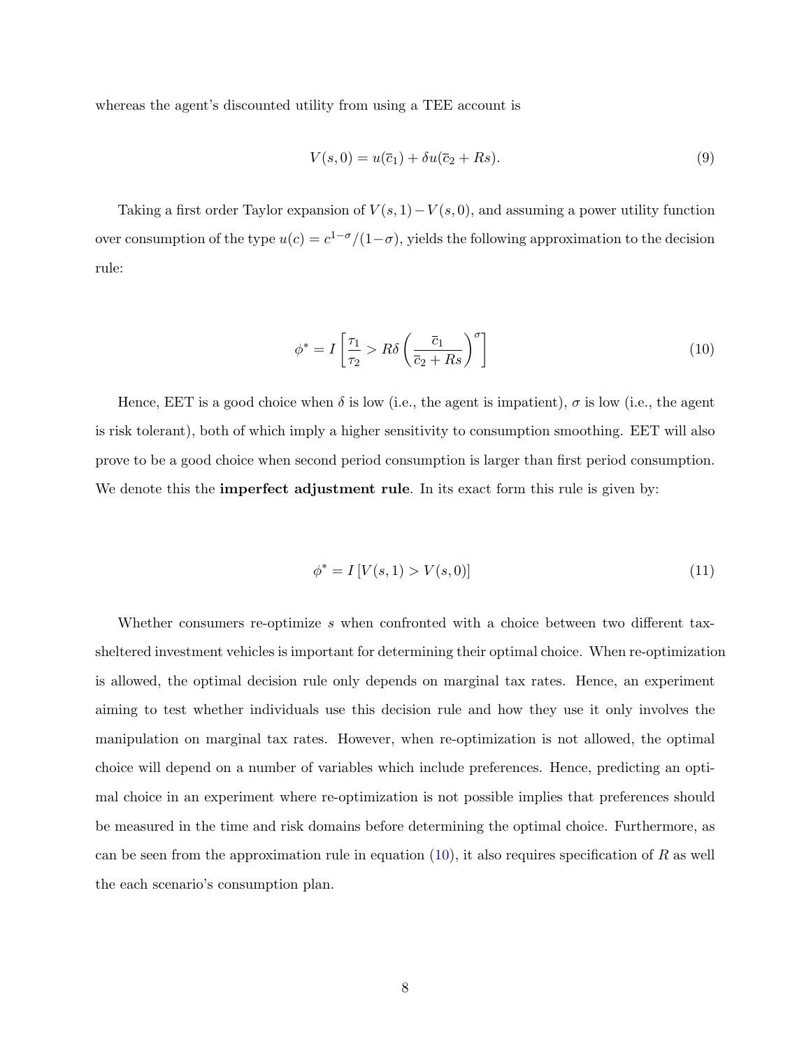whereas the agent's discounted utility from using a TEE account is

$$V(s, 0) = u(\bar{c}_1) + \delta u(\bar{c}_2 + Rs). \tag{9}$$

Taking a first order Taylor expansion of $V(s, 1) - V(s, 0)$, and assuming a power utility function over consumption of the type $u(c) = c^{1-\sigma}/(1-\sigma)$, yields the following approximation to the decision rule:

$$\phi^* = I\left[\frac{\tau_1}{\tau_2} > R\delta \left(\frac{\bar{c}_1}{\bar{c}_2 + Rs}\right)^{\sigma}\right] \tag{10}$$

Hence, EET is a good choice when $\delta$ is low (i.e., the agent is impatient), $\sigma$ is low (i.e., the agent is risk tolerant), both of which imply a higher sensitivity to consumption smoothing. EET will also prove to be a good choice when second period consumption is larger than first period consumption. We denote this the **imperfect adjustment rule**. In its exact form this rule is given by:

$$\phi^* = I\left[V(s, 1) > V(s, 0)\right] \tag{11}$$

Whether consumers re-optimize $s$ when confronted with a choice between two different tax-sheltered investment vehicles is important for determining their optimal choice. When re-optimization is allowed, the optimal decision rule only depends on marginal tax rates. Hence, an experiment aiming to test whether individuals use this decision rule and how they use it only involves the manipulation on marginal tax rates. However, when re-optimization is not allowed, the optimal choice will depend on a number of variables which include preferences. Hence, predicting an optimal choice in an experiment where re-optimization is not possible implies that preferences should be measured in the time and risk domains before determining the optimal choice. Furthermore, as can be seen from the approximation rule in equation (10), it also requires specification of $R$ as well the each scenario's consumption plan.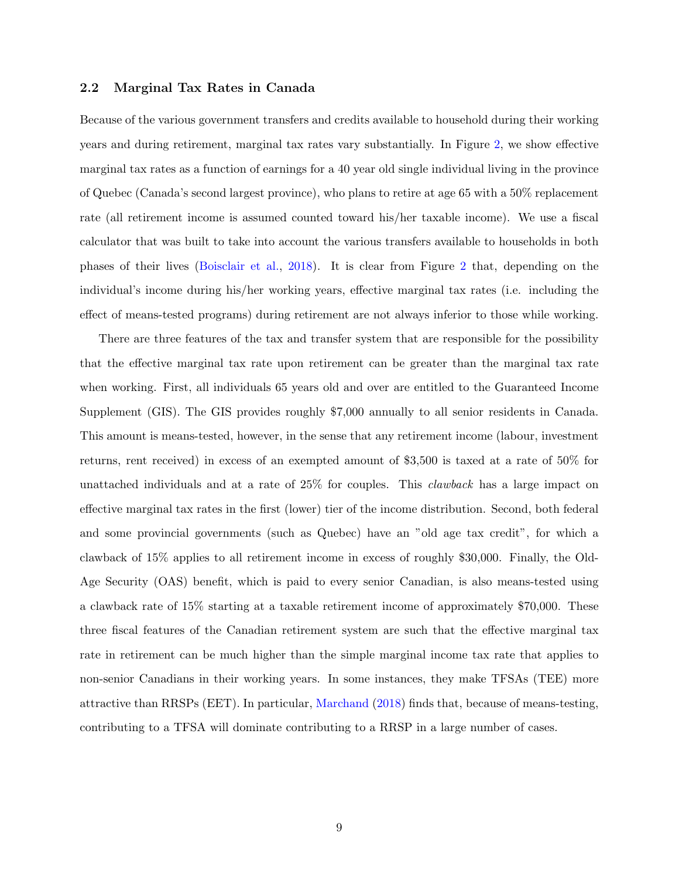### 2.2 Marginal Tax Rates in Canada

Because of the various government transfers and credits available to household during their working years and during retirement, marginal tax rates vary substantially. In Figure 2, we show effective marginal tax rates as a function of earnings for a 40 year old single individual living in the province of Quebec (Canada's second largest province), who plans to retire at age 65 with a 50% replacement rate (all retirement income is assumed counted toward his/her taxable income). We use a fiscal calculator that was built to take into account the various transfers available to households in both phases of their lives (Boisclair et al., 2018). It is clear from Figure 2 that, depending on the individual's income during his/her working years, effective marginal tax rates (i.e. including the effect of means-tested programs) during retirement are not always inferior to those while working.

There are three features of the tax and transfer system that are responsible for the possibility that the effective marginal tax rate upon retirement can be greater than the marginal tax rate when working. First, all individuals 65 years old and over are entitled to the Guaranteed Income Supplement (GIS). The GIS provides roughly $7,000 annually to all senior residents in Canada. This amount is means-tested, however, in the sense that any retirement income (labour, investment returns, rent received) in excess of an exempted amount of $3,500 is taxed at a rate of 50% for unattached individuals and at a rate of 25% for couples. This *clawback* has a large impact on effective marginal tax rates in the first (lower) tier of the income distribution. Second, both federal and some provincial governments (such as Quebec) have an "old age tax credit", for which a clawback of 15% applies to all retirement income in excess of roughly $30,000. Finally, the Old-Age Security (OAS) benefit, which is paid to every senior Canadian, is also means-tested using a clawback rate of 15% starting at a taxable retirement income of approximately $70,000. These three fiscal features of the Canadian retirement system are such that the effective marginal tax rate in retirement can be much higher than the simple marginal income tax rate that applies to non-senior Canadians in their working years. In some instances, they make TFSAs (TEE) more attractive than RRSPs (EET). In particular, Marchand (2018) finds that, because of means-testing, contributing to a TFSA will dominate contributing to a RRSP in a large number of cases.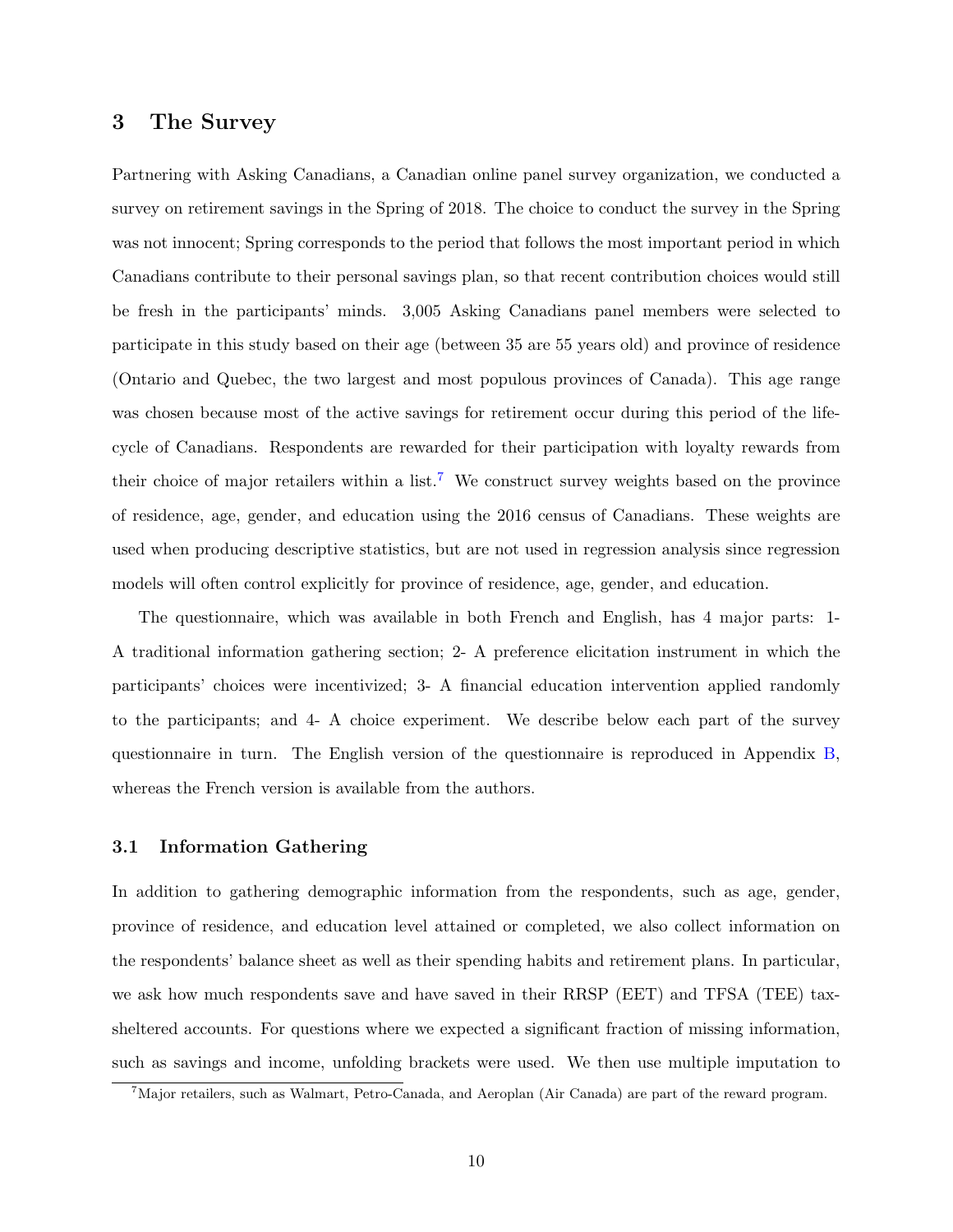## 3 The Survey

Partnering with Asking Canadians, a Canadian online panel survey organization, we conducted a survey on retirement savings in the Spring of 2018. The choice to conduct the survey in the Spring was not innocent; Spring corresponds to the period that follows the most important period in which Canadians contribute to their personal savings plan, so that recent contribution choices would still be fresh in the participants' minds. 3,005 Asking Canadians panel members were selected to participate in this study based on their age (between 35 are 55 years old) and province of residence (Ontario and Quebec, the two largest and most populous provinces of Canada). This age range was chosen because most of the active savings for retirement occur during this period of the life-cycle of Canadians. Respondents are rewarded for their participation with loyalty rewards from their choice of major retailers within a list.[7] We construct survey weights based on the province of residence, age, gender, and education using the 2016 census of Canadians. These weights are used when producing descriptive statistics, but are not used in regression analysis since regression models will often control explicitly for province of residence, age, gender, and education.

The questionnaire, which was available in both French and English, has 4 major parts: 1- A traditional information gathering section; 2- A preference elicitation instrument in which the participants' choices were incentivized; 3- A financial education intervention applied randomly to the participants; and 4- A choice experiment. We describe below each part of the survey questionnaire in turn. The English version of the questionnaire is reproduced in Appendix B, whereas the French version is available from the authors.

### 3.1 Information Gathering

In addition to gathering demographic information from the respondents, such as age, gender, province of residence, and education level attained or completed, we also collect information on the respondents' balance sheet as well as their spending habits and retirement plans. In particular, we ask how much respondents save and have saved in their RRSP (EET) and TFSA (TEE) tax-sheltered accounts. For questions where we expected a significant fraction of missing information, such as savings and income, unfolding brackets were used. We then use multiple imputation to

[7] Major retailers, such as Walmart, Petro-Canada, and Aeroplan (Air Canada) are part of the reward program.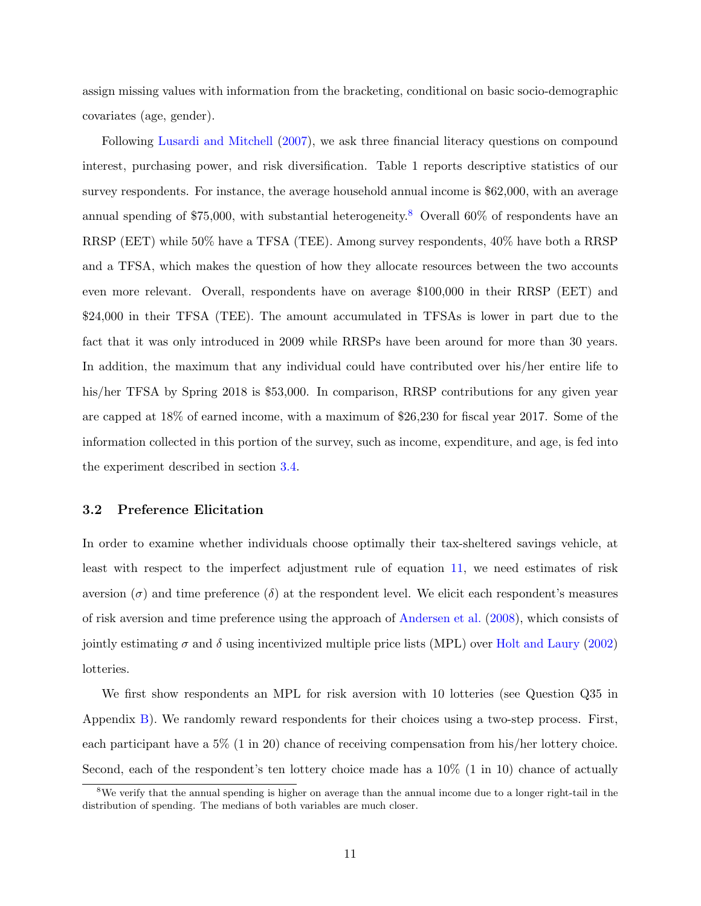assign missing values with information from the bracketing, conditional on basic socio-demographic covariates (age, gender).

Following Lusardi and Mitchell (2007), we ask three financial literacy questions on compound interest, purchasing power, and risk diversification. Table 1 reports descriptive statistics of our survey respondents. For instance, the average household annual income is $62,000, with an average annual spending of $75,000, with substantial heterogeneity.[8] Overall 60% of respondents have an RRSP (EET) while 50% have a TFSA (TEE). Among survey respondents, 40% have both a RRSP and a TFSA, which makes the question of how they allocate resources between the two accounts even more relevant. Overall, respondents have on average $100,000 in their RRSP (EET) and $24,000 in their TFSA (TEE). The amount accumulated in TFSAs is lower in part due to the fact that it was only introduced in 2009 while RRSPs have been around for more than 30 years. In addition, the maximum that any individual could have contributed over his/her entire life to his/her TFSA by Spring 2018 is $53,000. In comparison, RRSP contributions for any given year are capped at 18% of earned income, with a maximum of $26,230 for fiscal year 2017. Some of the information collected in this portion of the survey, such as income, expenditure, and age, is fed into the experiment described in section 3.4.

### 3.2 Preference Elicitation

In order to examine whether individuals choose optimally their tax-sheltered savings vehicle, at least with respect to the imperfect adjustment rule of equation 11, we need estimates of risk aversion ($\sigma$) and time preference ($\delta$) at the respondent level. We elicit each respondent's measures of risk aversion and time preference using the approach of Andersen et al. (2008), which consists of jointly estimating $\sigma$ and $\delta$ using incentivized multiple price lists (MPL) over Holt and Laury (2002) lotteries.

We first show respondents an MPL for risk aversion with 10 lotteries (see Question Q35 in Appendix B). We randomly reward respondents for their choices using a two-step process. First, each participant have a 5% (1 in 20) chance of receiving compensation from his/her lottery choice. Second, each of the respondent's ten lottery choice made has a 10% (1 in 10) chance of actually

[8] We verify that the annual spending is higher on average than the annual income due to a longer right-tail in the distribution of spending. The medians of both variables are much closer.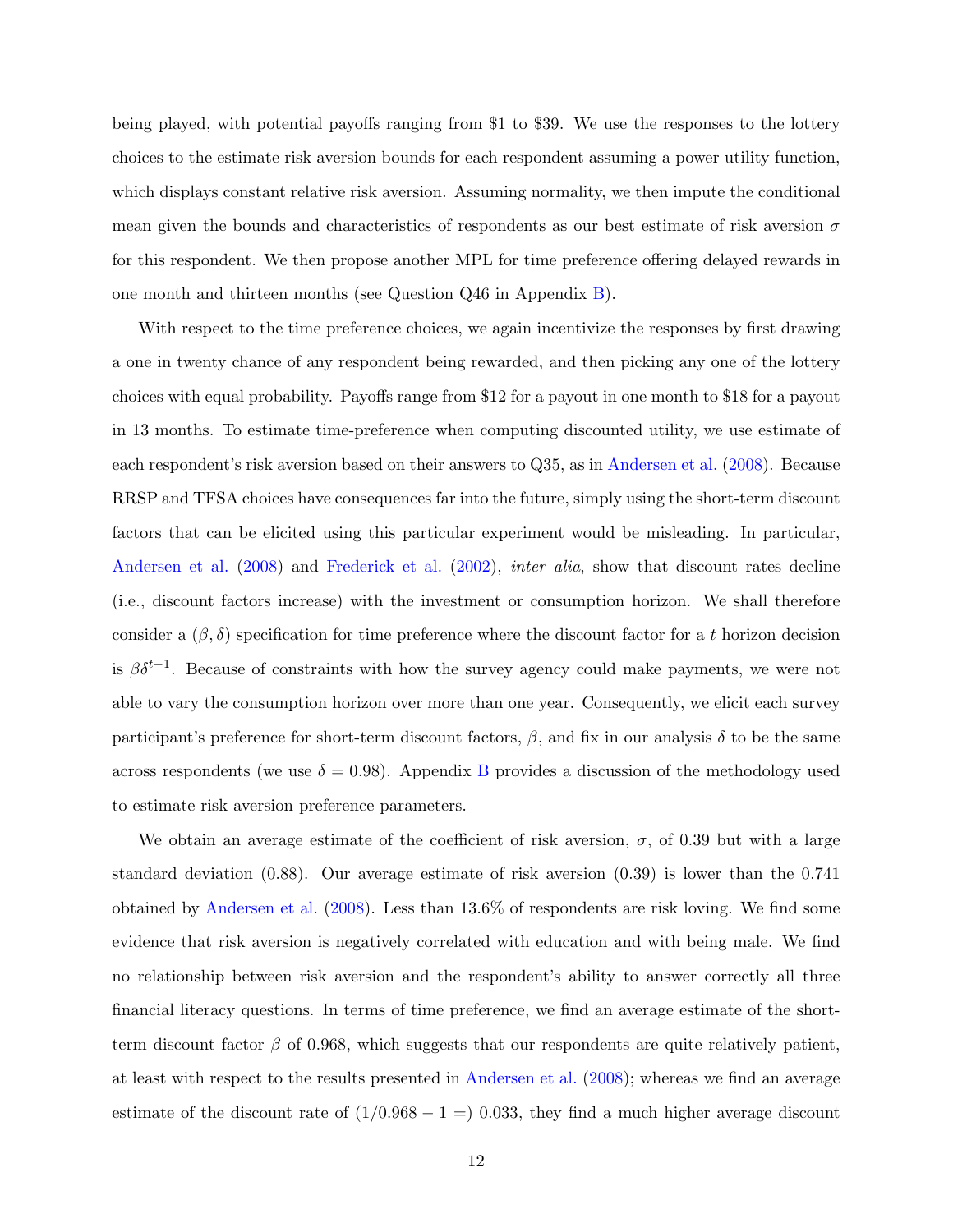being played, with potential payoffs ranging from \$1 to \$39. We use the responses to the lottery choices to the estimate risk aversion bounds for each respondent assuming a power utility function, which displays constant relative risk aversion. Assuming normality, we then impute the conditional mean given the bounds and characteristics of respondents as our best estimate of risk aversion $\sigma$ for this respondent. We then propose another MPL for time preference offering delayed rewards in one month and thirteen months (see Question Q46 in Appendix B).

With respect to the time preference choices, we again incentivize the responses by first drawing a one in twenty chance of any respondent being rewarded, and then picking any one of the lottery choices with equal probability. Payoffs range from \$12 for a payout in one month to \$18 for a payout in 13 months. To estimate time-preference when computing discounted utility, we use estimate of each respondent's risk aversion based on their answers to Q35, as in Andersen et al. (2008). Because RRSP and TFSA choices have consequences far into the future, simply using the short-term discount factors that can be elicited using this particular experiment would be misleading. In particular, Andersen et al. (2008) and Frederick et al. (2002), *inter alia*, show that discount rates decline (i.e., discount factors increase) with the investment or consumption horizon. We shall therefore consider a $(\beta, \delta)$ specification for time preference where the discount factor for a $t$ horizon decision is $\beta\delta^{t-1}$. Because of constraints with how the survey agency could make payments, we were not able to vary the consumption horizon over more than one year. Consequently, we elicit each survey participant's preference for short-term discount factors, $\beta$, and fix in our analysis $\delta$ to be the same across respondents (we use $\delta = 0.98$). Appendix B provides a discussion of the methodology used to estimate risk aversion preference parameters.

We obtain an average estimate of the coefficient of risk aversion, $\sigma$, of 0.39 but with a large standard deviation (0.88). Our average estimate of risk aversion (0.39) is lower than the 0.741 obtained by Andersen et al. (2008). Less than 13.6% of respondents are risk loving. We find some evidence that risk aversion is negatively correlated with education and with being male. We find no relationship between risk aversion and the respondent's ability to answer correctly all three financial literacy questions. In terms of time preference, we find an average estimate of the short-term discount factor $\beta$ of 0.968, which suggests that our respondents are quite relatively patient, at least with respect to the results presented in Andersen et al. (2008); whereas we find an average estimate of the discount rate of $(1/0.968 - 1 =)$ 0.033, they find a much higher average discount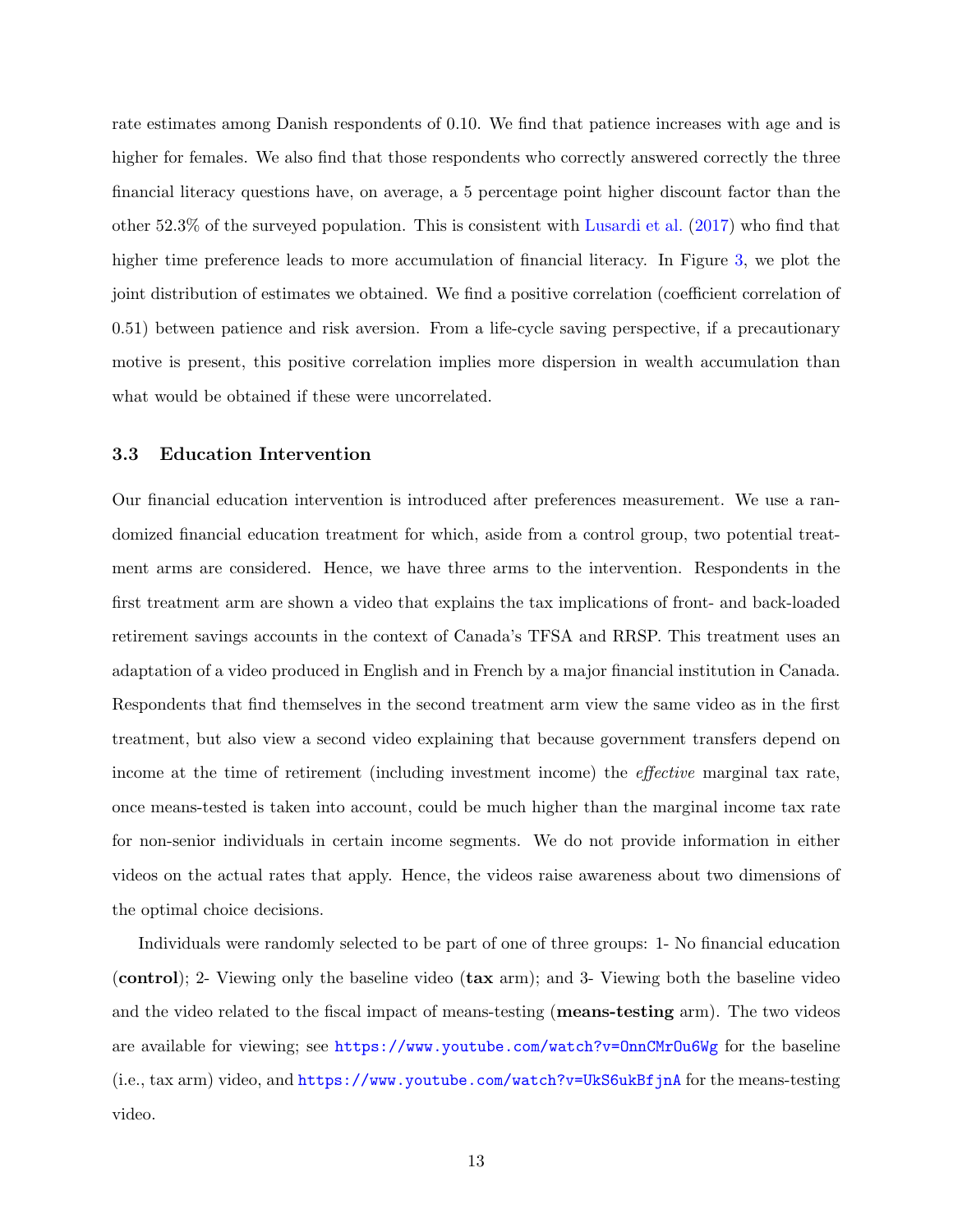rate estimates among Danish respondents of 0.10. We find that patience increases with age and is higher for females. We also find that those respondents who correctly answered correctly the three financial literacy questions have, on average, a 5 percentage point higher discount factor than the other 52.3% of the surveyed population. This is consistent with Lusardi et al. (2017) who find that higher time preference leads to more accumulation of financial literacy. In Figure 3, we plot the joint distribution of estimates we obtained. We find a positive correlation (coefficient correlation of 0.51) between patience and risk aversion. From a life-cycle saving perspective, if a precautionary motive is present, this positive correlation implies more dispersion in wealth accumulation than what would be obtained if these were uncorrelated.

### 3.3 Education Intervention

Our financial education intervention is introduced after preferences measurement. We use a randomized financial education treatment for which, aside from a control group, two potential treatment arms are considered. Hence, we have three arms to the intervention. Respondents in the first treatment arm are shown a video that explains the tax implications of front- and back-loaded retirement savings accounts in the context of Canada's TFSA and RRSP. This treatment uses an adaptation of a video produced in English and in French by a major financial institution in Canada. Respondents that find themselves in the second treatment arm view the same video as in the first treatment, but also view a second video explaining that because government transfers depend on income at the time of retirement (including investment income) the *effective* marginal tax rate, once means-tested is taken into account, could be much higher than the marginal income tax rate for non-senior individuals in certain income segments. We do not provide information in either videos on the actual rates that apply. Hence, the videos raise awareness about two dimensions of the optimal choice decisions.

Individuals were randomly selected to be part of one of three groups: 1- No financial education (**control**); 2- Viewing only the baseline video (**tax** arm); and 3- Viewing both the baseline video and the video related to the fiscal impact of means-testing (**means-testing** arm). The two videos are available for viewing; see https://www.youtube.com/watch?v=OnnCMrOu6Wg for the baseline (i.e., tax arm) video, and https://www.youtube.com/watch?v=UkS6ukBfjnA for the means-testing video.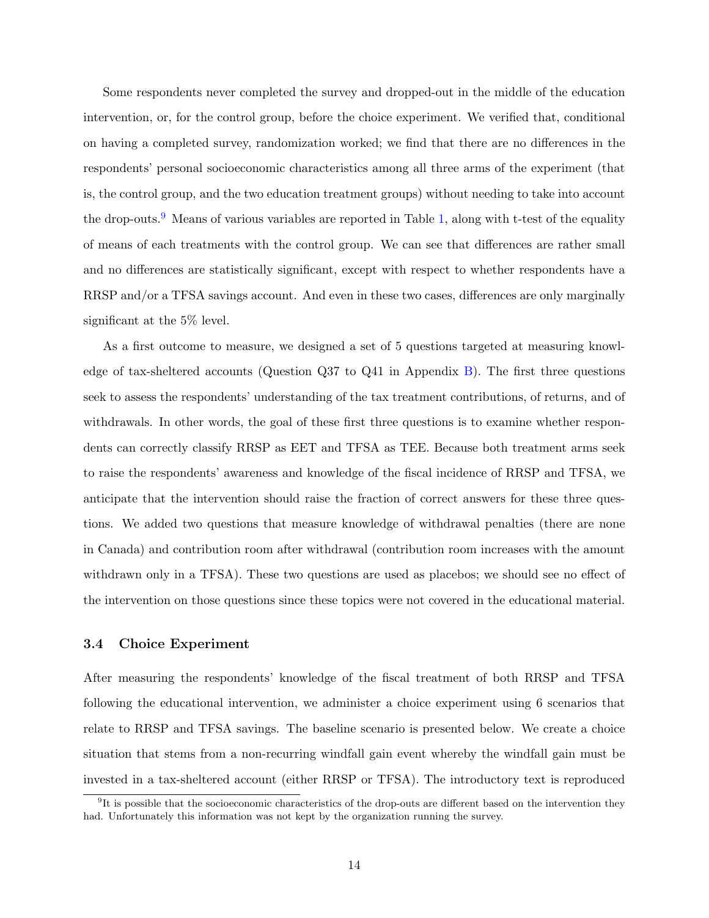Some respondents never completed the survey and dropped-out in the middle of the education intervention, or, for the control group, before the choice experiment. We verified that, conditional on having a completed survey, randomization worked; we find that there are no differences in the respondents' personal socioeconomic characteristics among all three arms of the experiment (that is, the control group, and the two education treatment groups) without needing to take into account the drop-outs.[9] Means of various variables are reported in Table 1, along with t-test of the equality of means of each treatments with the control group. We can see that differences are rather small and no differences are statistically significant, except with respect to whether respondents have a RRSP and/or a TFSA savings account. And even in these two cases, differences are only marginally significant at the 5% level.

As a first outcome to measure, we designed a set of 5 questions targeted at measuring knowledge of tax-sheltered accounts (Question Q37 to Q41 in Appendix B). The first three questions seek to assess the respondents' understanding of the tax treatment contributions, of returns, and of withdrawals. In other words, the goal of these first three questions is to examine whether respondents can correctly classify RRSP as EET and TFSA as TEE. Because both treatment arms seek to raise the respondents' awareness and knowledge of the fiscal incidence of RRSP and TFSA, we anticipate that the intervention should raise the fraction of correct answers for these three questions. We added two questions that measure knowledge of withdrawal penalties (there are none in Canada) and contribution room after withdrawal (contribution room increases with the amount withdrawn only in a TFSA). These two questions are used as placebos; we should see no effect of the intervention on those questions since these topics were not covered in the educational material.

### 3.4 Choice Experiment

After measuring the respondents' knowledge of the fiscal treatment of both RRSP and TFSA following the educational intervention, we administer a choice experiment using 6 scenarios that relate to RRSP and TFSA savings. The baseline scenario is presented below. We create a choice situation that stems from a non-recurring windfall gain event whereby the windfall gain must be invested in a tax-sheltered account (either RRSP or TFSA). The introductory text is reproduced

[9] It is possible that the socioeconomic characteristics of the drop-outs are different based on the intervention they had. Unfortunately this information was not kept by the organization running the survey.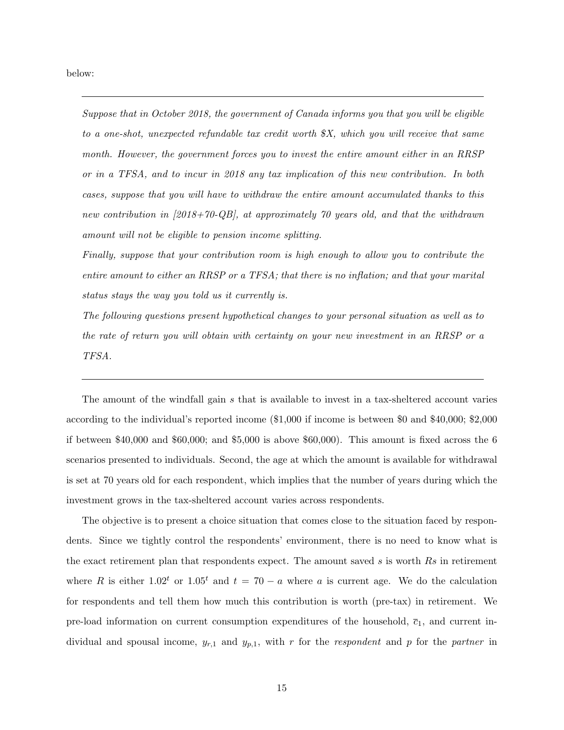below:

---

*Suppose that in October 2018, the government of Canada informs you that you will be eligible to a one-shot, unexpected refundable tax credit worth $X, which you will receive that same month. However, the government forces you to invest the entire amount either in an RRSP or in a TFSA, and to incur in 2018 any tax implication of this new contribution. In both cases, suppose that you will have to withdraw the entire amount accumulated thanks to this new contribution in [2018+70-QB], at approximately 70 years old, and that the withdrawn amount will not be eligible to pension income splitting.*

*Finally, suppose that your contribution room is high enough to allow you to contribute the entire amount to either an RRSP or a TFSA; that there is no inflation; and that your marital status stays the way you told us it currently is.*

*The following questions present hypothetical changes to your personal situation as well as to the rate of return you will obtain with certainty on your new investment in an RRSP or a TFSA.*

---

The amount of the windfall gain $s$ that is available to invest in a tax-sheltered account varies according to the individual's reported income ($1,000 if income is between $0 and $40,000; $2,000 if between $40,000 and $60,000; and $5,000 is above $60,000). This amount is fixed across the 6 scenarios presented to individuals. Second, the age at which the amount is available for withdrawal is set at 70 years old for each respondent, which implies that the number of years during which the investment grows in the tax-sheltered account varies across respondents.

The objective is to present a choice situation that comes close to the situation faced by respondents. Since we tightly control the respondents' environment, there is no need to know what is the exact retirement plan that respondents expect. The amount saved $s$ is worth $Rs$ in retirement where $R$ is either $1.02^t$ or $1.05^t$ and $t = 70 - a$ where $a$ is current age. We do the calculation for respondents and tell them how much this contribution is worth (pre-tax) in retirement. We pre-load information on current consumption expenditures of the household, $\bar{c}_1$, and current individual and spousal income, $y_{r,1}$ and $y_{p,1}$, with $r$ for the *respondent* and $p$ for the *partner* in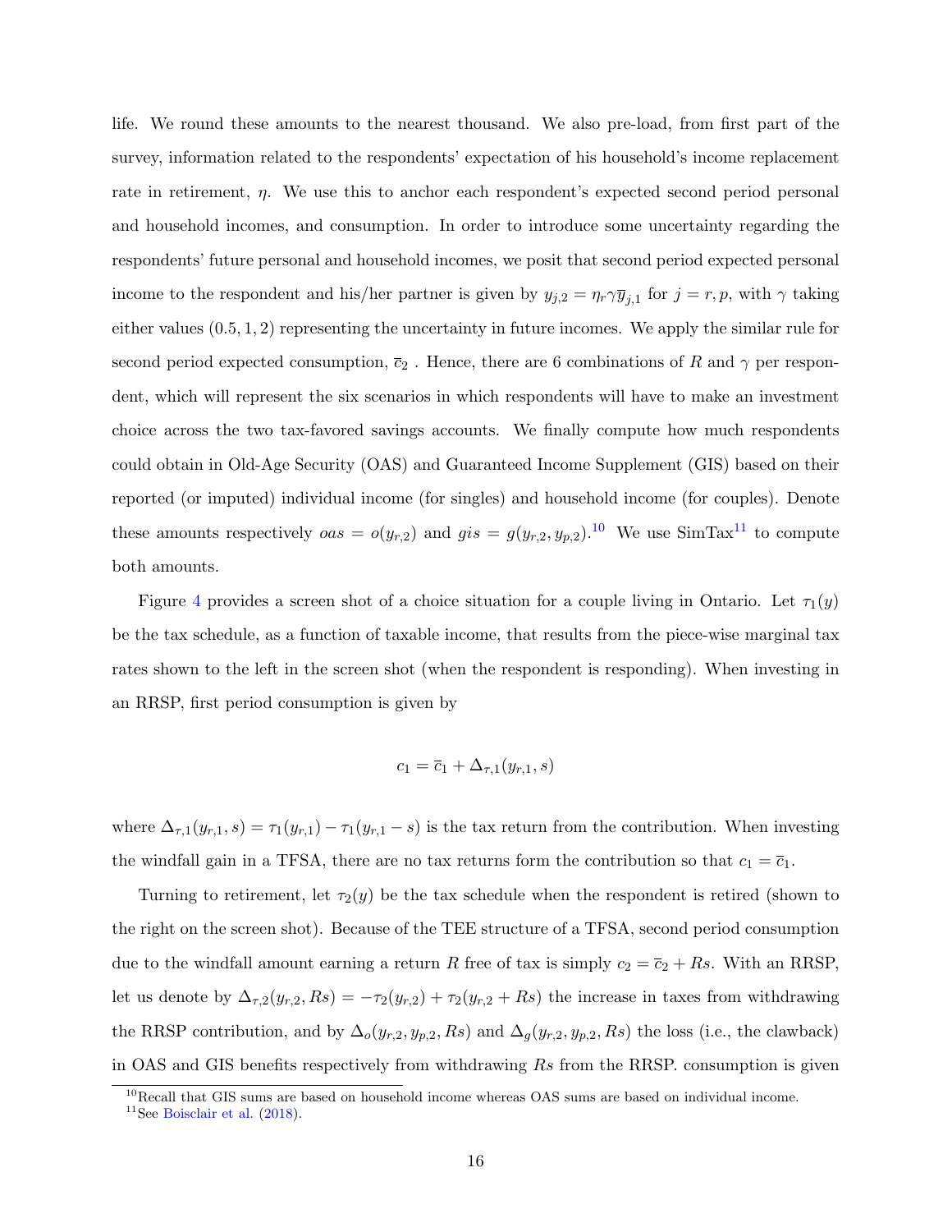life. We round these amounts to the nearest thousand. We also pre-load, from first part of the survey, information related to the respondents' expectation of his household's income replacement rate in retirement, $\eta$. We use this to anchor each respondent's expected second period personal and household incomes, and consumption. In order to introduce some uncertainty regarding the respondents' future personal and household incomes, we posit that second period expected personal income to the respondent and his/her partner is given by $y_{j,2} = \eta_r \gamma \overline{y}_{j,1}$ for $j = r, p$, with $\gamma$ taking either values $(0.5, 1, 2)$ representing the uncertainty in future incomes. We apply the similar rule for second period expected consumption, $\overline{c}_2$ . Hence, there are 6 combinations of $R$ and $\gamma$ per respondent, which will represent the six scenarios in which respondents will have to make an investment choice across the two tax-favored savings accounts. We finally compute how much respondents could obtain in Old-Age Security (OAS) and Guaranteed Income Supplement (GIS) based on their reported (or imputed) individual income (for singles) and household income (for couples). Denote these amounts respectively $oas = o(y_{r,2})$ and $gis = g(y_{r,2}, y_{p,2})$.[10] We use SimTax[11] to compute both amounts.

Figure 4 provides a screen shot of a choice situation for a couple living in Ontario. Let $\tau_1(y)$ be the tax schedule, as a function of taxable income, that results from the piece-wise marginal tax rates shown to the left in the screen shot (when the respondent is responding). When investing in an RRSP, first period consumption is given by

$$c_1 = \overline{c}_1 + \Delta_{\tau,1}(y_{r,1}, s)$$

where $\Delta_{\tau,1}(y_{r,1}, s) = \tau_1(y_{r,1}) - \tau_1(y_{r,1} - s)$ is the tax return from the contribution. When investing the windfall gain in a TFSA, there are no tax returns form the contribution so that $c_1 = \overline{c}_1$.

Turning to retirement, let $\tau_2(y)$ be the tax schedule when the respondent is retired (shown to the right on the screen shot). Because of the TEE structure of a TFSA, second period consumption due to the windfall amount earning a return $R$ free of tax is simply $c_2 = \overline{c}_2 + Rs$. With an RRSP, let us denote by $\Delta_{\tau,2}(y_{r,2}, Rs) = -\tau_2(y_{r,2}) + \tau_2(y_{r,2} + Rs)$ the increase in taxes from withdrawing the RRSP contribution, and by $\Delta_o(y_{r,2}, y_{p,2}, Rs)$ and $\Delta_g(y_{r,2}, y_{p,2}, Rs)$ the loss (i.e., the clawback) in OAS and GIS benefits respectively from withdrawing $Rs$ from the RRSP. consumption is given

[10] Recall that GIS sums are based on household income whereas OAS sums are based on individual income.

[11] See Boisclair et al. (2018).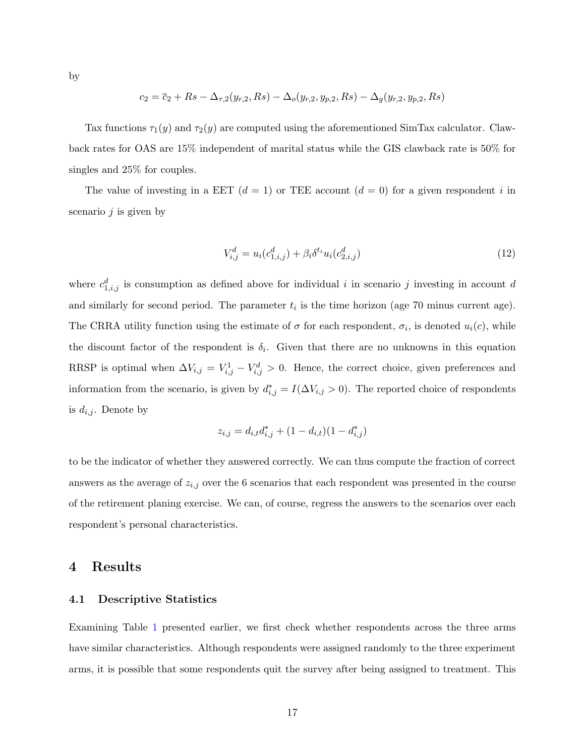by

$$c_2 = \bar{c}_2 + Rs - \Delta_{\tau,2}(y_{r,2}, Rs) - \Delta_o(y_{r,2}, y_{p,2}, Rs) - \Delta_g(y_{r,2}, y_{p,2}, Rs)$$

Tax functions $\tau_1(y)$ and $\tau_2(y)$ are computed using the aforementioned SimTax calculator. Clawback rates for OAS are 15% independent of marital status while the GIS clawback rate is 50% for singles and 25% for couples.

The value of investing in a EET ($d = 1$) or TEE account ($d = 0$) for a given respondent $i$ in scenario $j$ is given by

$$V_{i,j}^d = u_i(c_{1,i,j}^d) + \beta_i \delta^{t_i} u_i(c_{2,i,j}^d) \tag{12}$$

where $c_{1,i,j}^d$ is consumption as defined above for individual $i$ in scenario $j$ investing in account $d$ and similarly for second period. The parameter $t_i$ is the time horizon (age 70 minus current age). The CRRA utility function using the estimate of $\sigma$ for each respondent, $\sigma_i$, is denoted $u_i(c)$, while the discount factor of the respondent is $\delta_i$. Given that there are no unknowns in this equation RRSP is optimal when $\Delta V_{i,j} = V_{i,j}^1 - V_{i,j}^d > 0$. Hence, the correct choice, given preferences and information from the scenario, is given by $d_{i,j}^* = I(\Delta V_{i,j} > 0)$. The reported choice of respondents is $d_{i,j}$. Denote by

$$z_{i,j} = d_{i,t} d_{i,j}^* + (1 - d_{i,t})(1 - d_{i,j}^*)$$

to be the indicator of whether they answered correctly. We can thus compute the fraction of correct answers as the average of $z_{i,j}$ over the 6 scenarios that each respondent was presented in the course of the retirement planing exercise. We can, of course, regress the answers to the scenarios over each respondent's personal characteristics.

## 4 Results

### 4.1 Descriptive Statistics

Examining Table 1 presented earlier, we first check whether respondents across the three arms have similar characteristics. Although respondents were assigned randomly to the three experiment arms, it is possible that some respondents quit the survey after being assigned to treatment. This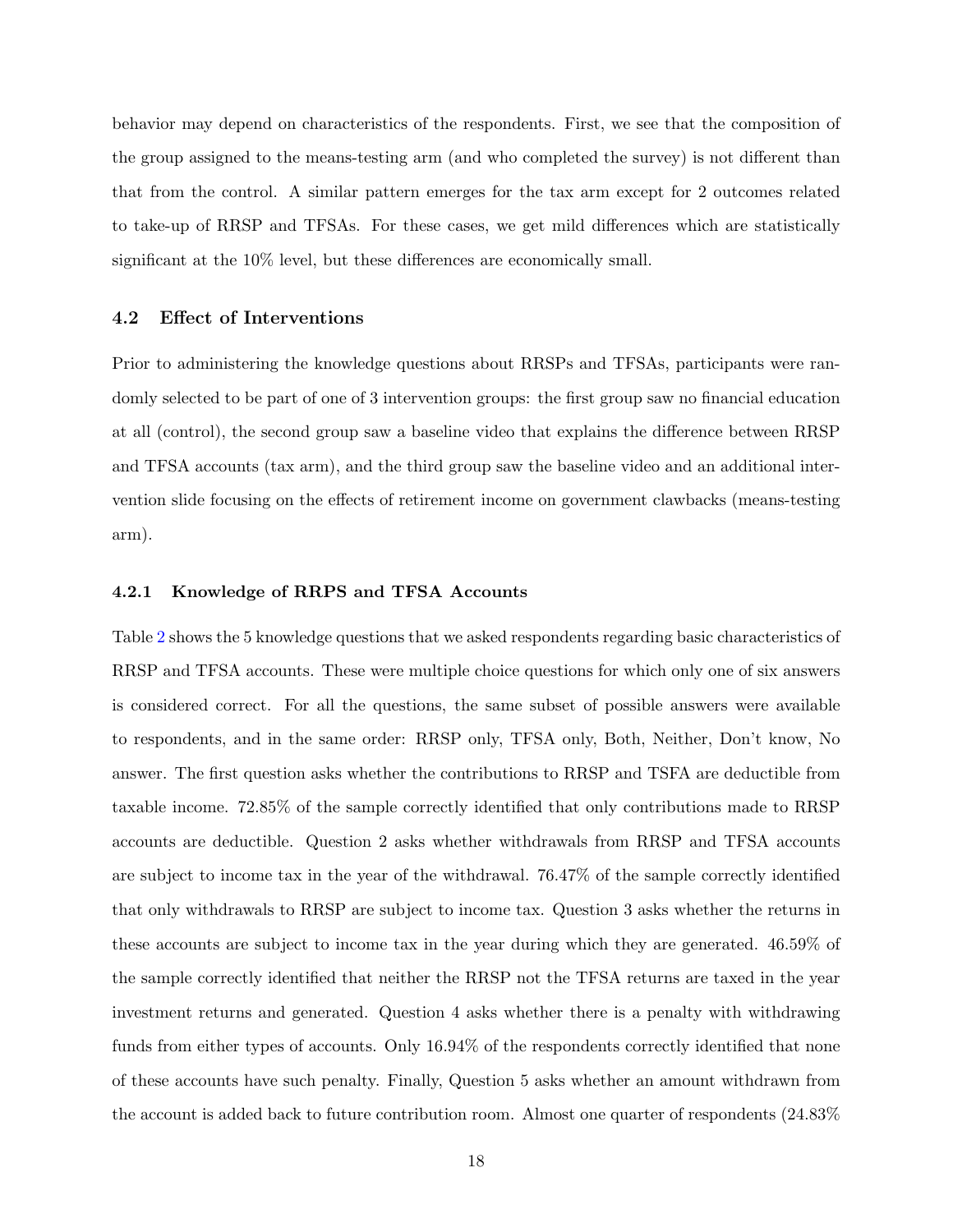behavior may depend on characteristics of the respondents. First, we see that the composition of the group assigned to the means-testing arm (and who completed the survey) is not different than that from the control. A similar pattern emerges for the tax arm except for 2 outcomes related to take-up of RRSP and TFSAs. For these cases, we get mild differences which are statistically significant at the 10% level, but these differences are economically small.

### 4.2 Effect of Interventions

Prior to administering the knowledge questions about RRSPs and TFSAs, participants were randomly selected to be part of one of 3 intervention groups: the first group saw no financial education at all (control), the second group saw a baseline video that explains the difference between RRSP and TFSA accounts (tax arm), and the third group saw the baseline video and an additional intervention slide focusing on the effects of retirement income on government clawbacks (means-testing arm).

#### 4.2.1 Knowledge of RRPS and TFSA Accounts

Table 2 shows the 5 knowledge questions that we asked respondents regarding basic characteristics of RRSP and TFSA accounts. These were multiple choice questions for which only one of six answers is considered correct. For all the questions, the same subset of possible answers were available to respondents, and in the same order: RRSP only, TFSA only, Both, Neither, Don't know, No answer. The first question asks whether the contributions to RRSP and TSFA are deductible from taxable income. 72.85% of the sample correctly identified that only contributions made to RRSP accounts are deductible. Question 2 asks whether withdrawals from RRSP and TFSA accounts are subject to income tax in the year of the withdrawal. 76.47% of the sample correctly identified that only withdrawals to RRSP are subject to income tax. Question 3 asks whether the returns in these accounts are subject to income tax in the year during which they are generated. 46.59% of the sample correctly identified that neither the RRSP not the TFSA returns are taxed in the year investment returns and generated. Question 4 asks whether there is a penalty with withdrawing funds from either types of accounts. Only 16.94% of the respondents correctly identified that none of these accounts have such penalty. Finally, Question 5 asks whether an amount withdrawn from the account is added back to future contribution room. Almost one quarter of respondents (24.83%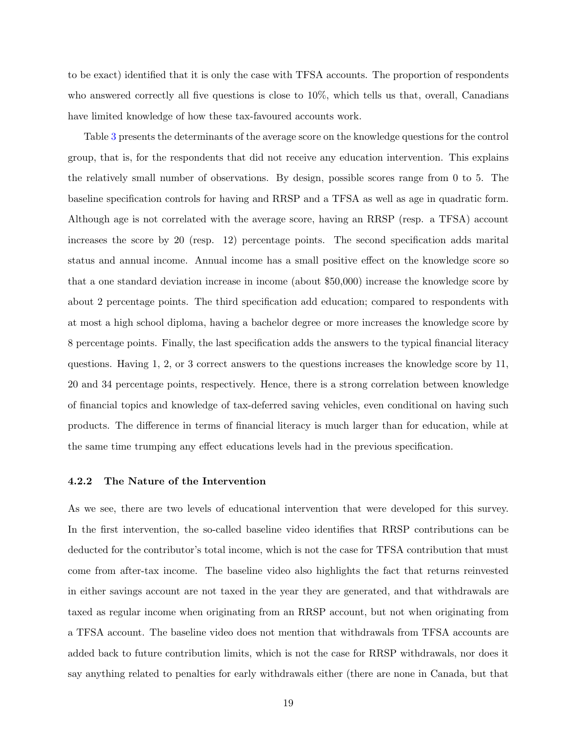to be exact) identified that it is only the case with TFSA accounts. The proportion of respondents who answered correctly all five questions is close to 10%, which tells us that, overall, Canadians have limited knowledge of how these tax-favoured accounts work.

Table 3 presents the determinants of the average score on the knowledge questions for the control group, that is, for the respondents that did not receive any education intervention. This explains the relatively small number of observations. By design, possible scores range from 0 to 5. The baseline specification controls for having and RRSP and a TFSA as well as age in quadratic form. Although age is not correlated with the average score, having an RRSP (resp. a TFSA) account increases the score by 20 (resp. 12) percentage points. The second specification adds marital status and annual income. Annual income has a small positive effect on the knowledge score so that a one standard deviation increase in income (about $50,000) increase the knowledge score by about 2 percentage points. The third specification add education; compared to respondents with at most a high school diploma, having a bachelor degree or more increases the knowledge score by 8 percentage points. Finally, the last specification adds the answers to the typical financial literacy questions. Having 1, 2, or 3 correct answers to the questions increases the knowledge score by 11, 20 and 34 percentage points, respectively. Hence, there is a strong correlation between knowledge of financial topics and knowledge of tax-deferred saving vehicles, even conditional on having such products. The difference in terms of financial literacy is much larger than for education, while at the same time trumping any effect educations levels had in the previous specification.

#### 4.2.2 The Nature of the Intervention

As we see, there are two levels of educational intervention that were developed for this survey. In the first intervention, the so-called baseline video identifies that RRSP contributions can be deducted for the contributor's total income, which is not the case for TFSA contribution that must come from after-tax income. The baseline video also highlights the fact that returns reinvested in either savings account are not taxed in the year they are generated, and that withdrawals are taxed as regular income when originating from an RRSP account, but not when originating from a TFSA account. The baseline video does not mention that withdrawals from TFSA accounts are added back to future contribution limits, which is not the case for RRSP withdrawals, nor does it say anything related to penalties for early withdrawals either (there are none in Canada, but that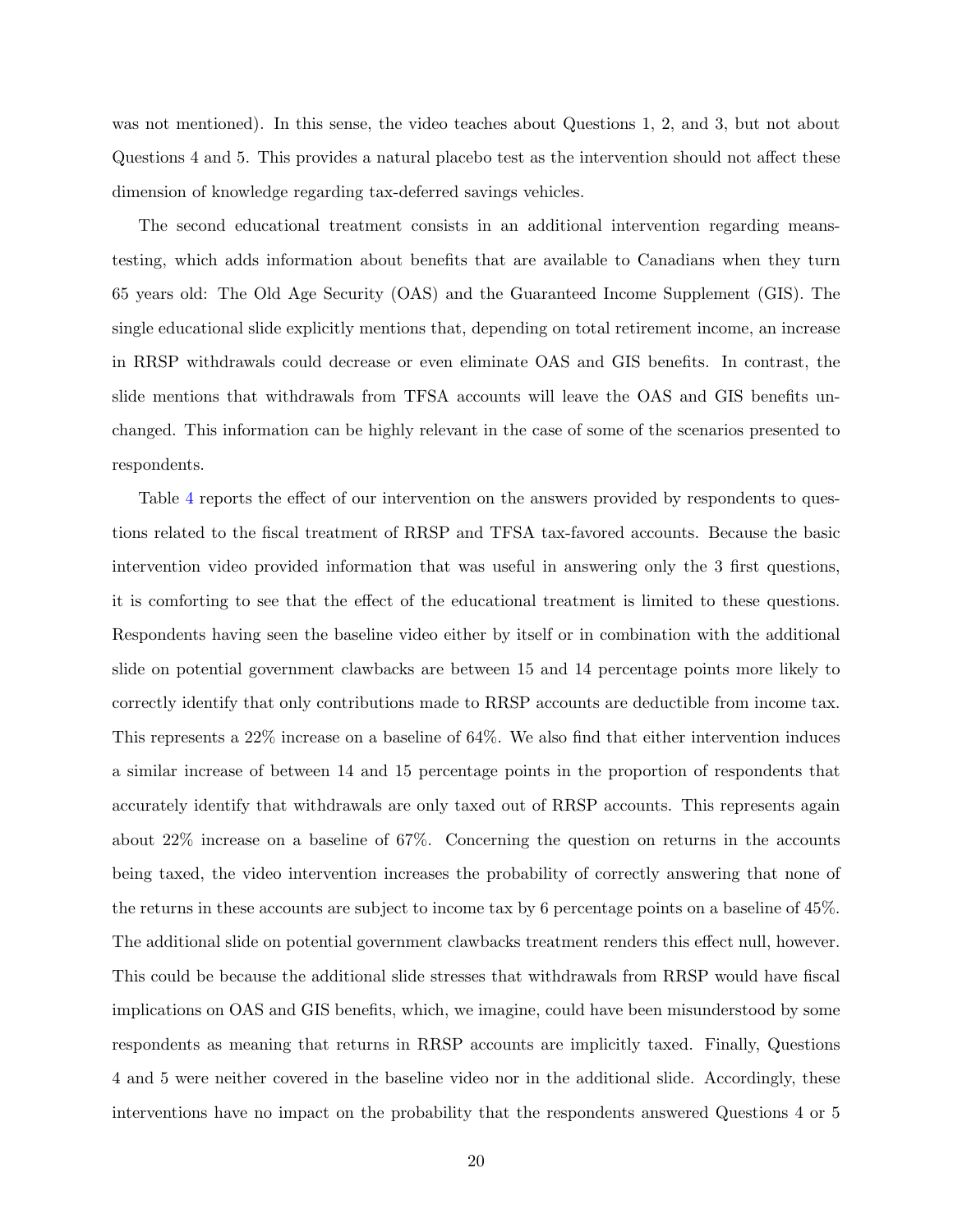was not mentioned). In this sense, the video teaches about Questions 1, 2, and 3, but not about Questions 4 and 5. This provides a natural placebo test as the intervention should not affect these dimension of knowledge regarding tax-deferred savings vehicles.

The second educational treatment consists in an additional intervention regarding means-testing, which adds information about benefits that are available to Canadians when they turn 65 years old: The Old Age Security (OAS) and the Guaranteed Income Supplement (GIS). The single educational slide explicitly mentions that, depending on total retirement income, an increase in RRSP withdrawals could decrease or even eliminate OAS and GIS benefits. In contrast, the slide mentions that withdrawals from TFSA accounts will leave the OAS and GIS benefits unchanged. This information can be highly relevant in the case of some of the scenarios presented to respondents.

Table 4 reports the effect of our intervention on the answers provided by respondents to questions related to the fiscal treatment of RRSP and TFSA tax-favored accounts. Because the basic intervention video provided information that was useful in answering only the 3 first questions, it is comforting to see that the effect of the educational treatment is limited to these questions. Respondents having seen the baseline video either by itself or in combination with the additional slide on potential government clawbacks are between 15 and 14 percentage points more likely to correctly identify that only contributions made to RRSP accounts are deductible from income tax. This represents a 22% increase on a baseline of 64%. We also find that either intervention induces a similar increase of between 14 and 15 percentage points in the proportion of respondents that accurately identify that withdrawals are only taxed out of RRSP accounts. This represents again about 22% increase on a baseline of 67%. Concerning the question on returns in the accounts being taxed, the video intervention increases the probability of correctly answering that none of the returns in these accounts are subject to income tax by 6 percentage points on a baseline of 45%. The additional slide on potential government clawbacks treatment renders this effect null, however. This could be because the additional slide stresses that withdrawals from RRSP would have fiscal implications on OAS and GIS benefits, which, we imagine, could have been misunderstood by some respondents as meaning that returns in RRSP accounts are implicitly taxed. Finally, Questions 4 and 5 were neither covered in the baseline video nor in the additional slide. Accordingly, these interventions have no impact on the probability that the respondents answered Questions 4 or 5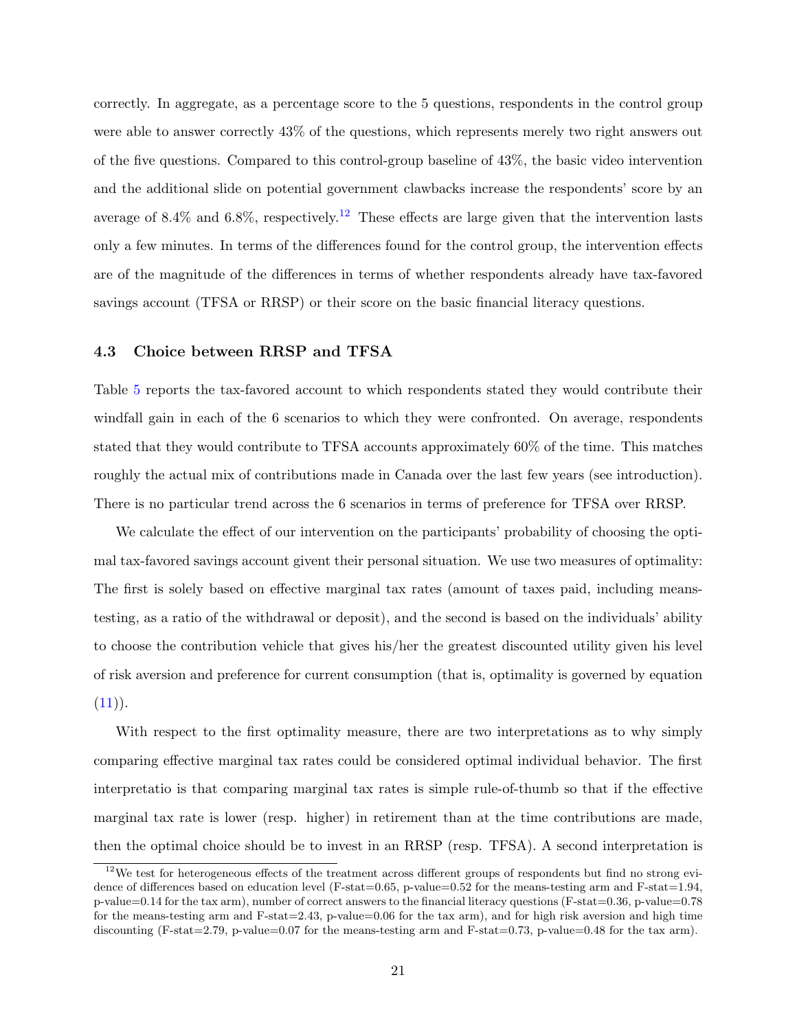correctly. In aggregate, as a percentage score to the 5 questions, respondents in the control group were able to answer correctly 43% of the questions, which represents merely two right answers out of the five questions. Compared to this control-group baseline of 43%, the basic video intervention and the additional slide on potential government clawbacks increase the respondents' score by an average of 8.4% and 6.8%, respectively.[12] These effects are large given that the intervention lasts only a few minutes. In terms of the differences found for the control group, the intervention effects are of the magnitude of the differences in terms of whether respondents already have tax-favored savings account (TFSA or RRSP) or their score on the basic financial literacy questions.

### 4.3 Choice between RRSP and TFSA

Table 5 reports the tax-favored account to which respondents stated they would contribute their windfall gain in each of the 6 scenarios to which they were confronted. On average, respondents stated that they would contribute to TFSA accounts approximately 60% of the time. This matches roughly the actual mix of contributions made in Canada over the last few years (see introduction). There is no particular trend across the 6 scenarios in terms of preference for TFSA over RRSP.

We calculate the effect of our intervention on the participants' probability of choosing the optimal tax-favored savings account givent their personal situation. We use two measures of optimality: The first is solely based on effective marginal tax rates (amount of taxes paid, including means-testing, as a ratio of the withdrawal or deposit), and the second is based on the individuals' ability to choose the contribution vehicle that gives his/her the greatest discounted utility given his level of risk aversion and preference for current consumption (that is, optimality is governed by equation (11)).

With respect to the first optimality measure, there are two interpretations as to why simply comparing effective marginal tax rates could be considered optimal individual behavior. The first interpretatio is that comparing marginal tax rates is simple rule-of-thumb so that if the effective marginal tax rate is lower (resp. higher) in retirement than at the time contributions are made, then the optimal choice should be to invest in an RRSP (resp. TFSA). A second interpretation is

[12] We test for heterogeneous effects of the treatment across different groups of respondents but find no strong evidence of differences based on education level (F-stat=0.65, p-value=0.52 for the means-testing arm and F-stat=1.94, p-value=0.14 for the tax arm), number of correct answers to the financial literacy questions (F-stat=0.36, p-value=0.78 for the means-testing arm and F-stat=2.43, p-value=0.06 for the tax arm), and for high risk aversion and high time discounting (F-stat=2.79, p-value=0.07 for the means-testing arm and F-stat=0.73, p-value=0.48 for the tax arm).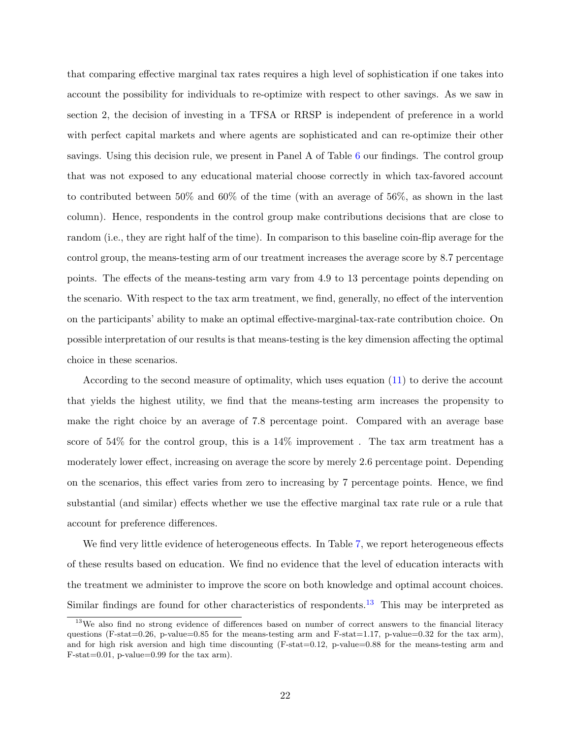that comparing effective marginal tax rates requires a high level of sophistication if one takes into account the possibility for individuals to re-optimize with respect to other savings. As we saw in section 2, the decision of investing in a TFSA or RRSP is independent of preference in a world with perfect capital markets and where agents are sophisticated and can re-optimize their other savings. Using this decision rule, we present in Panel A of Table 6 our findings. The control group that was not exposed to any educational material choose correctly in which tax-favored account to contributed between 50% and 60% of the time (with an average of 56%, as shown in the last column). Hence, respondents in the control group make contributions decisions that are close to random (i.e., they are right half of the time). In comparison to this baseline coin-flip average for the control group, the means-testing arm of our treatment increases the average score by 8.7 percentage points. The effects of the means-testing arm vary from 4.9 to 13 percentage points depending on the scenario. With respect to the tax arm treatment, we find, generally, no effect of the intervention on the participants' ability to make an optimal effective-marginal-tax-rate contribution choice. On possible interpretation of our results is that means-testing is the key dimension affecting the optimal choice in these scenarios.

According to the second measure of optimality, which uses equation (11) to derive the account that yields the highest utility, we find that the means-testing arm increases the propensity to make the right choice by an average of 7.8 percentage point. Compared with an average base score of 54% for the control group, this is a 14% improvement . The tax arm treatment has a moderately lower effect, increasing on average the score by merely 2.6 percentage point. Depending on the scenarios, this effect varies from zero to increasing by 7 percentage points. Hence, we find substantial (and similar) effects whether we use the effective marginal tax rate rule or a rule that account for preference differences.

We find very little evidence of heterogeneous effects. In Table 7, we report heterogeneous effects of these results based on education. We find no evidence that the level of education interacts with the treatment we administer to improve the score on both knowledge and optimal account choices. Similar findings are found for other characteristics of respondents.[13] This may be interpreted as

[13] We also find no strong evidence of differences based on number of correct answers to the financial literacy questions (F-stat=0.26, p-value=0.85 for the means-testing arm and F-stat=1.17, p-value=0.32 for the tax arm), and for high risk aversion and high time discounting (F-stat=0.12, p-value=0.88 for the means-testing arm and F-stat=0.01, p-value=0.99 for the tax arm).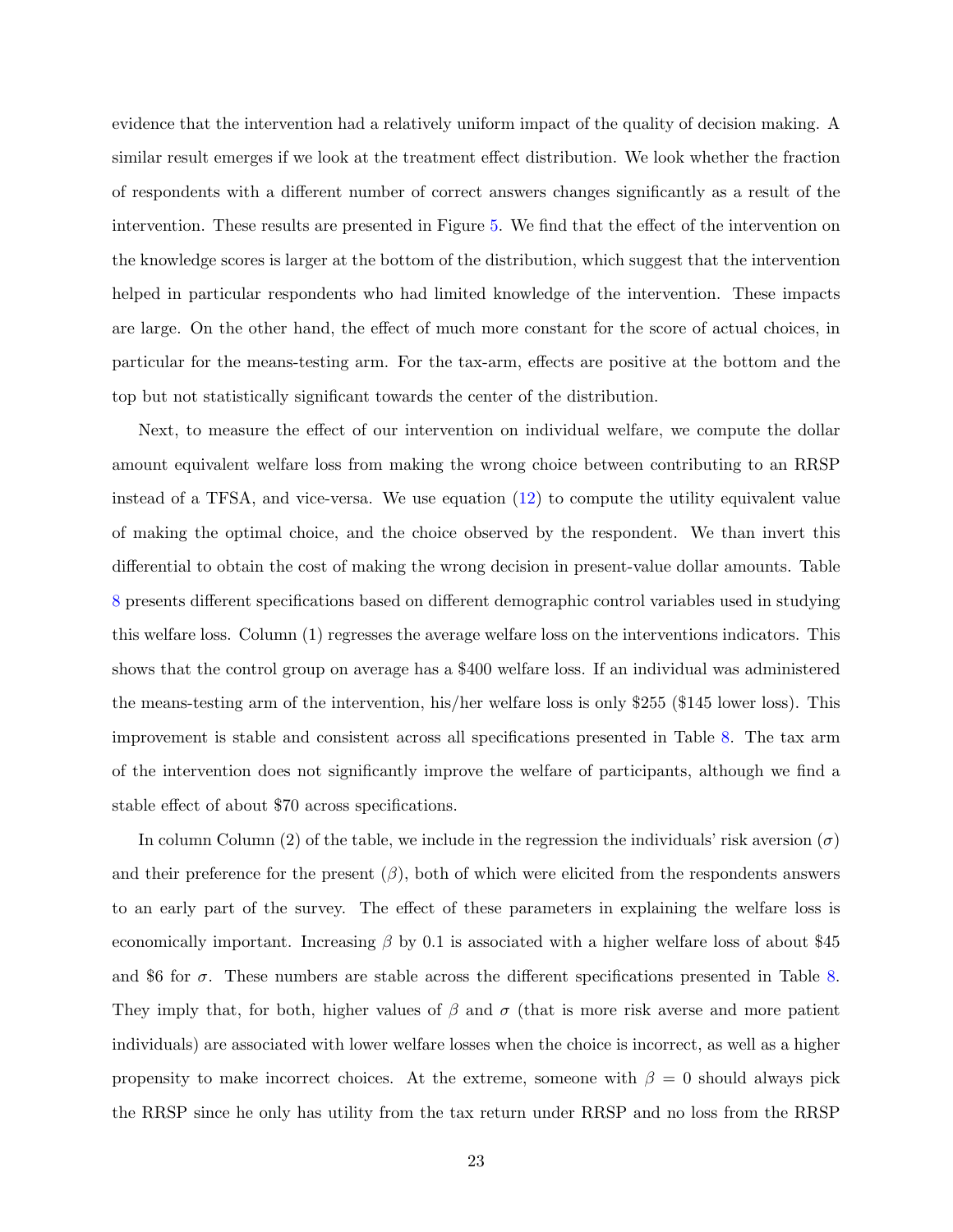evidence that the intervention had a relatively uniform impact of the quality of decision making. A similar result emerges if we look at the treatment effect distribution. We look whether the fraction of respondents with a different number of correct answers changes significantly as a result of the intervention. These results are presented in Figure 5. We find that the effect of the intervention on the knowledge scores is larger at the bottom of the distribution, which suggest that the intervention helped in particular respondents who had limited knowledge of the intervention. These impacts are large. On the other hand, the effect of much more constant for the score of actual choices, in particular for the means-testing arm. For the tax-arm, effects are positive at the bottom and the top but not statistically significant towards the center of the distribution.

Next, to measure the effect of our intervention on individual welfare, we compute the dollar amount equivalent welfare loss from making the wrong choice between contributing to an RRSP instead of a TFSA, and vice-versa. We use equation (12) to compute the utility equivalent value of making the optimal choice, and the choice observed by the respondent. We than invert this differential to obtain the cost of making the wrong decision in present-value dollar amounts. Table 8 presents different specifications based on different demographic control variables used in studying this welfare loss. Column (1) regresses the average welfare loss on the interventions indicators. This shows that the control group on average has a $400 welfare loss. If an individual was administered the means-testing arm of the intervention, his/her welfare loss is only $255 ($145 lower loss). This improvement is stable and consistent across all specifications presented in Table 8. The tax arm of the intervention does not significantly improve the welfare of participants, although we find a stable effect of about $70 across specifications.

In column Column (2) of the table, we include in the regression the individuals' risk aversion ($\sigma$) and their preference for the present ($\beta$), both of which were elicited from the respondents answers to an early part of the survey. The effect of these parameters in explaining the welfare loss is economically important. Increasing $\beta$ by 0.1 is associated with a higher welfare loss of about $45 and $6 for $\sigma$. These numbers are stable across the different specifications presented in Table 8. They imply that, for both, higher values of $\beta$ and $\sigma$ (that is more risk averse and more patient individuals) are associated with lower welfare losses when the choice is incorrect, as well as a higher propensity to make incorrect choices. At the extreme, someone with $\beta = 0$ should always pick the RRSP since he only has utility from the tax return under RRSP and no loss from the RRSP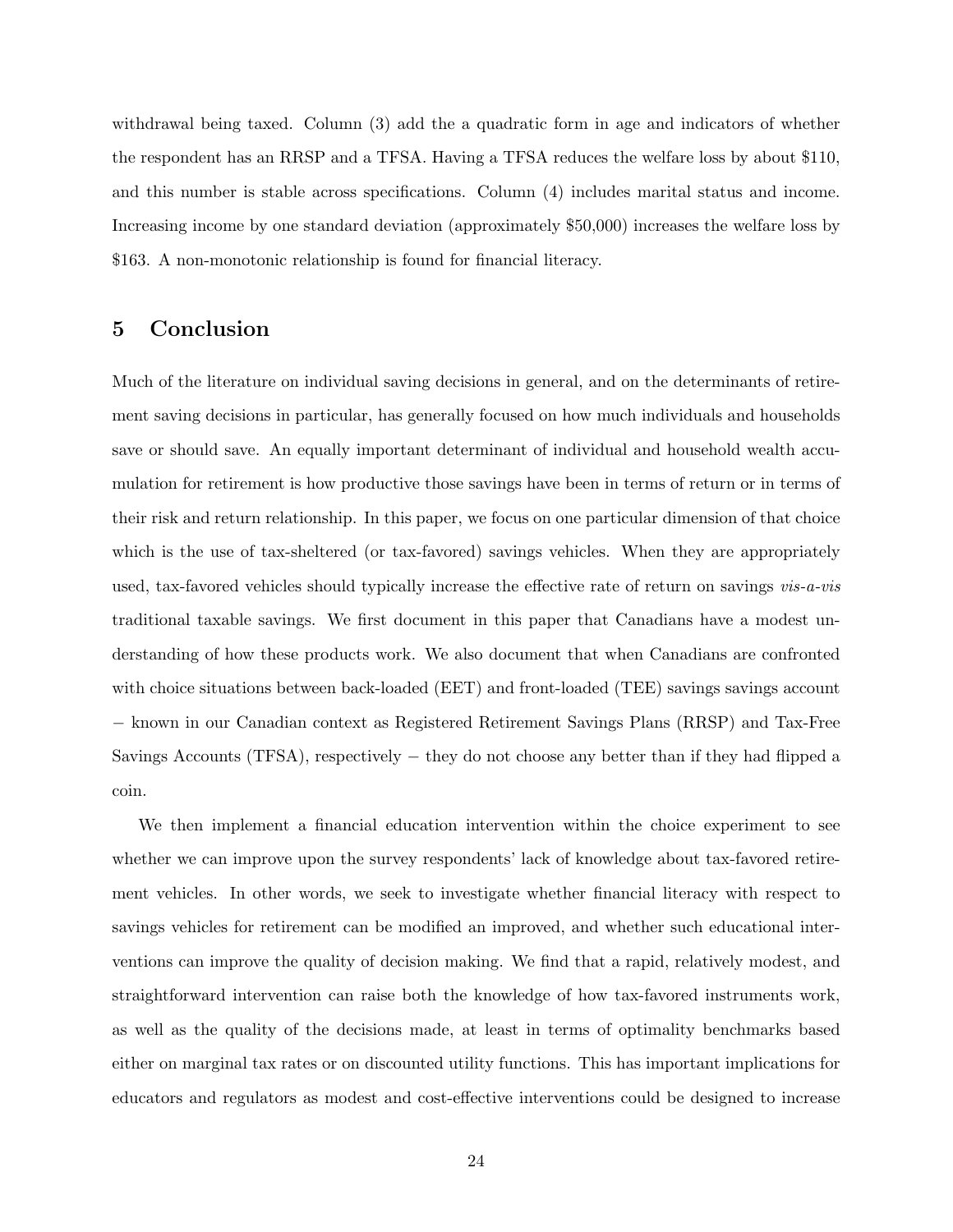withdrawal being taxed. Column (3) add the a quadratic form in age and indicators of whether the respondent has an RRSP and a TFSA. Having a TFSA reduces the welfare loss by about $110, and this number is stable across specifications. Column (4) includes marital status and income. Increasing income by one standard deviation (approximately $50,000) increases the welfare loss by $163. A non-monotonic relationship is found for financial literacy.

# 5 Conclusion

Much of the literature on individual saving decisions in general, and on the determinants of retirement saving decisions in particular, has generally focused on how much individuals and households save or should save. An equally important determinant of individual and household wealth accumulation for retirement is how productive those savings have been in terms of return or in terms of their risk and return relationship. In this paper, we focus on one particular dimension of that choice which is the use of tax-sheltered (or tax-favored) savings vehicles. When they are appropriately used, tax-favored vehicles should typically increase the effective rate of return on savings *vis-a-vis* traditional taxable savings. We first document in this paper that Canadians have a modest understanding of how these products work. We also document that when Canadians are confronted with choice situations between back-loaded (EET) and front-loaded (TEE) savings savings account − known in our Canadian context as Registered Retirement Savings Plans (RRSP) and Tax-Free Savings Accounts (TFSA), respectively − they do not choose any better than if they had flipped a coin.

We then implement a financial education intervention within the choice experiment to see whether we can improve upon the survey respondents' lack of knowledge about tax-favored retirement vehicles. In other words, we seek to investigate whether financial literacy with respect to savings vehicles for retirement can be modified an improved, and whether such educational interventions can improve the quality of decision making. We find that a rapid, relatively modest, and straightforward intervention can raise both the knowledge of how tax-favored instruments work, as well as the quality of the decisions made, at least in terms of optimality benchmarks based either on marginal tax rates or on discounted utility functions. This has important implications for educators and regulators as modest and cost-effective interventions could be designed to increase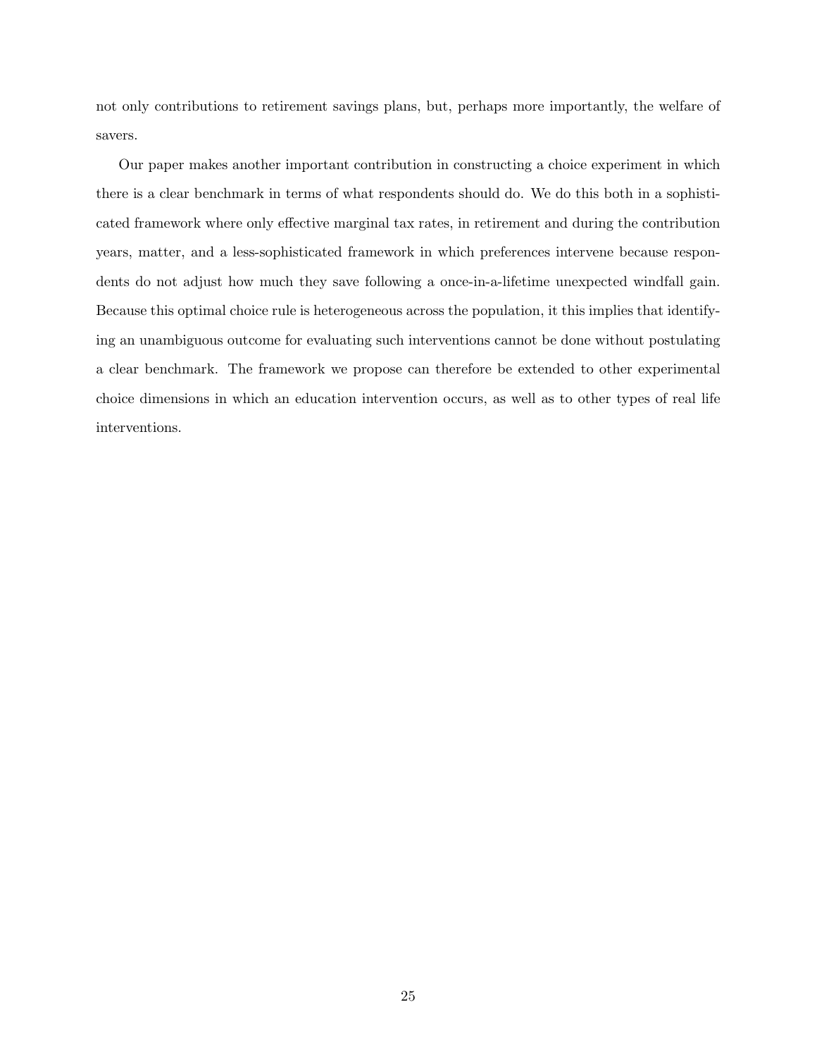not only contributions to retirement savings plans, but, perhaps more importantly, the welfare of savers.

Our paper makes another important contribution in constructing a choice experiment in which there is a clear benchmark in terms of what respondents should do. We do this both in a sophisticated framework where only effective marginal tax rates, in retirement and during the contribution years, matter, and a less-sophisticated framework in which preferences intervene because respondents do not adjust how much they save following a once-in-a-lifetime unexpected windfall gain. Because this optimal choice rule is heterogeneous across the population, it this implies that identifying an unambiguous outcome for evaluating such interventions cannot be done without postulating a clear benchmark. The framework we propose can therefore be extended to other experimental choice dimensions in which an education intervention occurs, as well as to other types of real life interventions.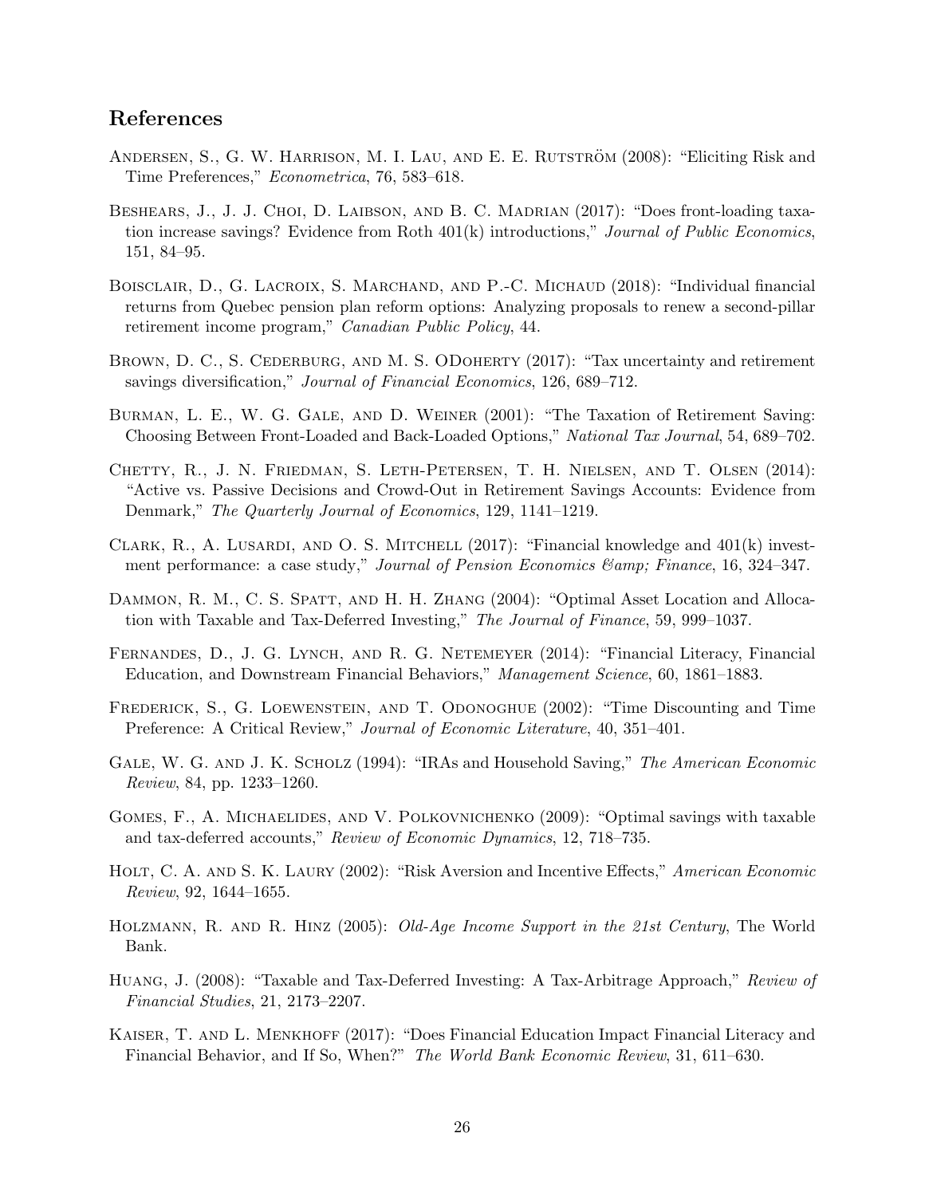## References

Andersen, S., G. W. Harrison, M. I. Lau, and E. E. Rutström (2008): "Eliciting Risk and Time Preferences," *Econometrica*, 76, 583–618.

Beshears, J., J. J. Choi, D. Laibson, and B. C. Madrian (2017): "Does front-loading taxation increase savings? Evidence from Roth 401(k) introductions," *Journal of Public Economics*, 151, 84–95.

Boisclair, D., G. Lacroix, S. Marchand, and P.-C. Michaud (2018): "Individual financial returns from Quebec pension plan reform options: Analyzing proposals to renew a second-pillar retirement income program," *Canadian Public Policy*, 44.

Brown, D. C., S. Cederburg, and M. S. ODoherty (2017): "Tax uncertainty and retirement savings diversification," *Journal of Financial Economics*, 126, 689–712.

Burman, L. E., W. G. Gale, and D. Weiner (2001): "The Taxation of Retirement Saving: Choosing Between Front-Loaded and Back-Loaded Options," *National Tax Journal*, 54, 689–702.

Chetty, R., J. N. Friedman, S. Leth-Petersen, T. H. Nielsen, and T. Olsen (2014): "Active vs. Passive Decisions and Crowd-Out in Retirement Savings Accounts: Evidence from Denmark," *The Quarterly Journal of Economics*, 129, 1141–1219.

Clark, R., A. Lusardi, and O. S. Mitchell (2017): "Financial knowledge and 401(k) investment performance: a case study," *Journal of Pension Economics &amp; Finance*, 16, 324–347.

Dammon, R. M., C. S. Spatt, and H. H. Zhang (2004): "Optimal Asset Location and Allocation with Taxable and Tax-Deferred Investing," *The Journal of Finance*, 59, 999–1037.

Fernandes, D., J. G. Lynch, and R. G. Netemeyer (2014): "Financial Literacy, Financial Education, and Downstream Financial Behaviors," *Management Science*, 60, 1861–1883.

Frederick, S., G. Loewenstein, and T. Odonoghue (2002): "Time Discounting and Time Preference: A Critical Review," *Journal of Economic Literature*, 40, 351–401.

Gale, W. G. and J. K. Scholz (1994): "IRAs and Household Saving," *The American Economic Review*, 84, pp. 1233–1260.

Gomes, F., A. Michaelides, and V. Polkovnichenko (2009): "Optimal savings with taxable and tax-deferred accounts," *Review of Economic Dynamics*, 12, 718–735.

Holt, C. A. and S. K. Laury (2002): "Risk Aversion and Incentive Effects," *American Economic Review*, 92, 1644–1655.

Holzmann, R. and R. Hinz (2005): *Old-Age Income Support in the 21st Century*, The World Bank.

Huang, J. (2008): "Taxable and Tax-Deferred Investing: A Tax-Arbitrage Approach," *Review of Financial Studies*, 21, 2173–2207.

Kaiser, T. and L. Menkhoff (2017): "Does Financial Education Impact Financial Literacy and Financial Behavior, and If So, When?" *The World Bank Economic Review*, 31, 611–630.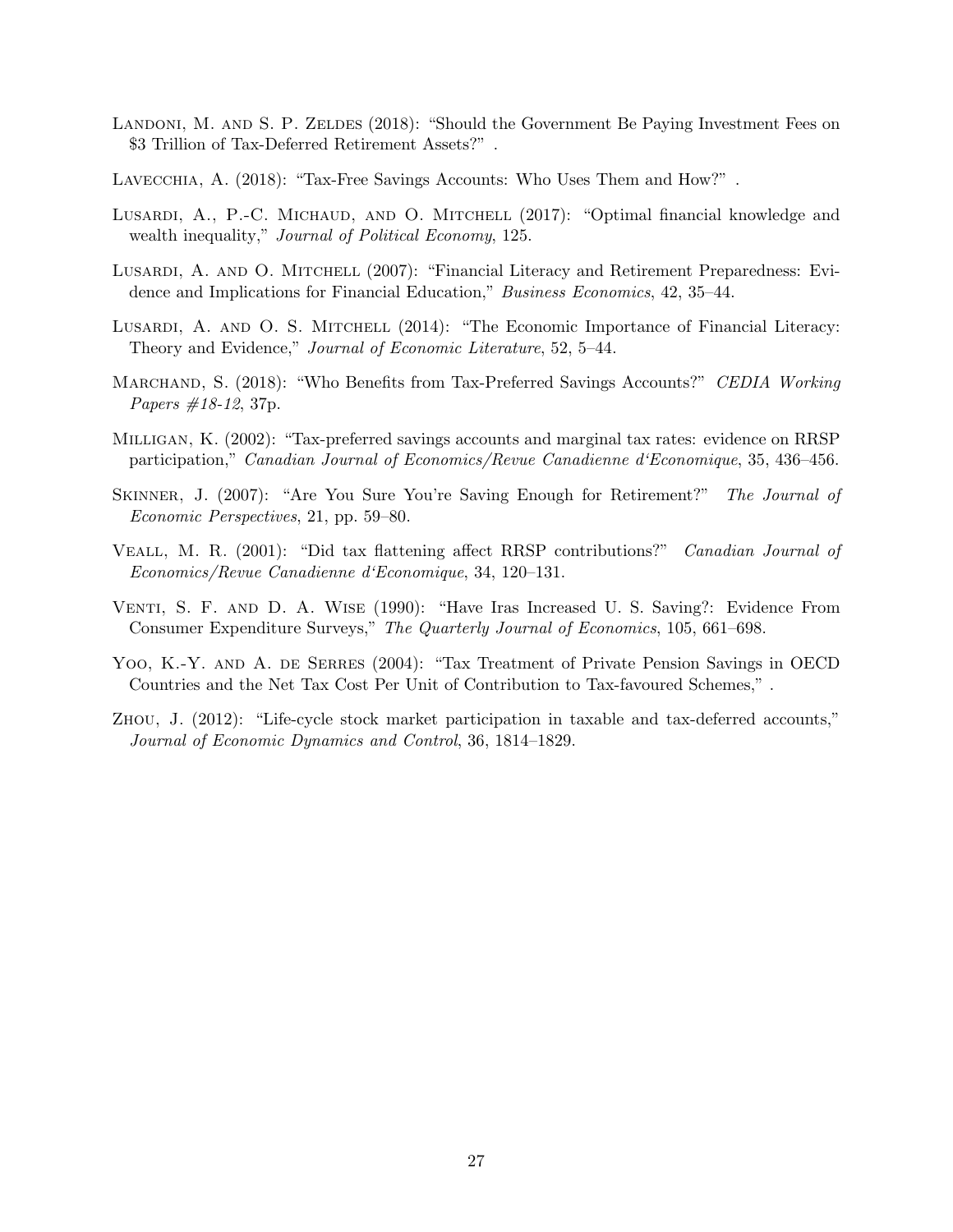Landoni, M. and S. P. Zeldes (2018): "Should the Government Be Paying Investment Fees on $3 Trillion of Tax-Deferred Retirement Assets?" .

Lavecchia, A. (2018): "Tax-Free Savings Accounts: Who Uses Them and How?" .

Lusardi, A., P.-C. Michaud, and O. Mitchell (2017): "Optimal financial knowledge and wealth inequality," *Journal of Political Economy*, 125.

Lusardi, A. and O. Mitchell (2007): "Financial Literacy and Retirement Preparedness: Evidence and Implications for Financial Education," *Business Economics*, 42, 35–44.

Lusardi, A. and O. S. Mitchell (2014): "The Economic Importance of Financial Literacy: Theory and Evidence," *Journal of Economic Literature*, 52, 5–44.

Marchand, S. (2018): "Who Benefits from Tax-Preferred Savings Accounts?" *CEDIA Working Papers #18-12*, 37p.

Milligan, K. (2002): "Tax-preferred savings accounts and marginal tax rates: evidence on RRSP participation," *Canadian Journal of Economics/Revue Canadienne d'Economique*, 35, 436–456.

Skinner, J. (2007): "Are You Sure You're Saving Enough for Retirement?" *The Journal of Economic Perspectives*, 21, pp. 59–80.

Veall, M. R. (2001): "Did tax flattening affect RRSP contributions?" *Canadian Journal of Economics/Revue Canadienne d'Economique*, 34, 120–131.

Venti, S. F. and D. A. Wise (1990): "Have Iras Increased U. S. Saving?: Evidence From Consumer Expenditure Surveys," *The Quarterly Journal of Economics*, 105, 661–698.

Yoo, K.-Y. and A. de Serres (2004): "Tax Treatment of Private Pension Savings in OECD Countries and the Net Tax Cost Per Unit of Contribution to Tax-favoured Schemes," .

Zhou, J. (2012): "Life-cycle stock market participation in taxable and tax-deferred accounts," *Journal of Economic Dynamics and Control*, 36, 1814–1829.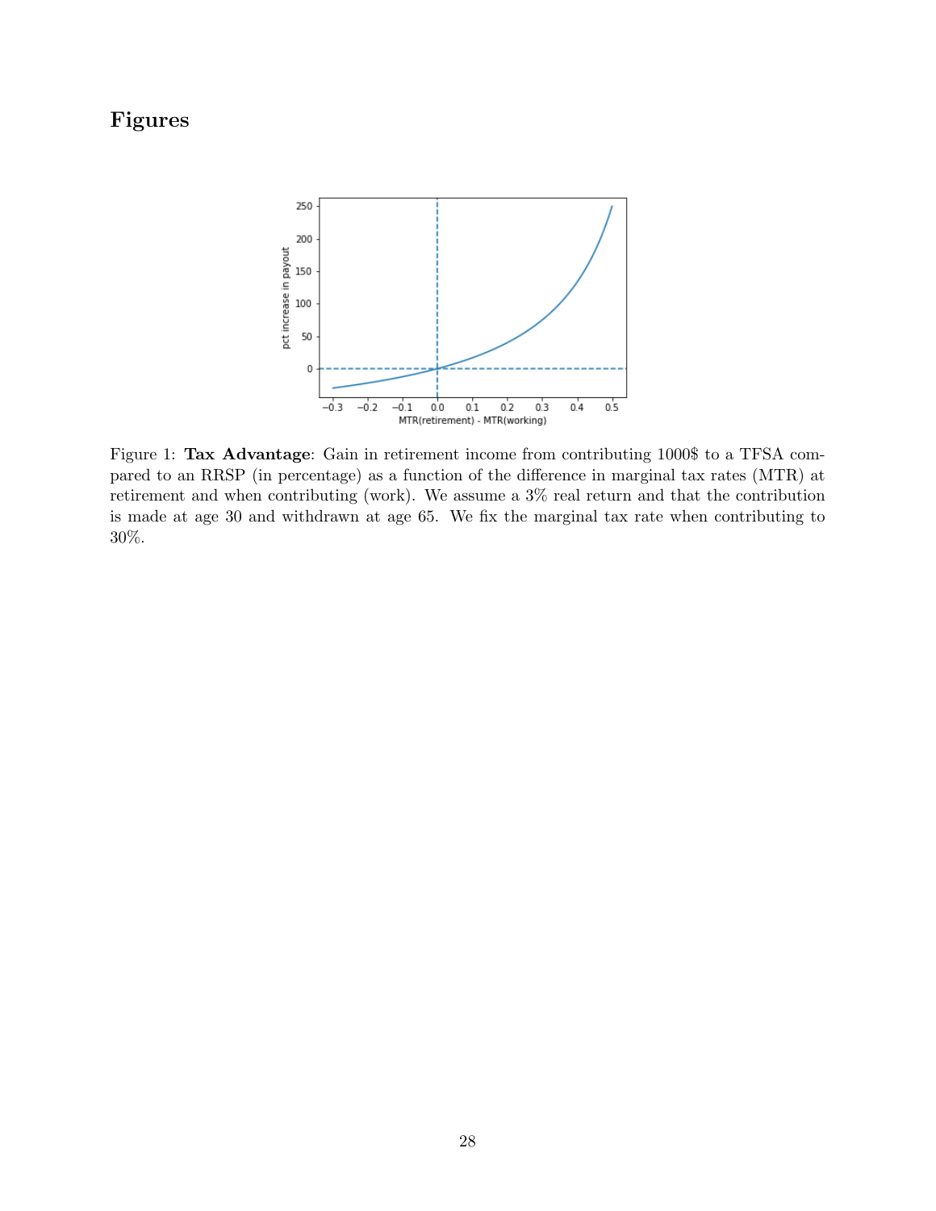# Figures

Figure 1: **Tax Advantage**: Gain in retirement income from contributing 1000$ to a TFSA compared to an RRSP (in percentage) as a function of the difference in marginal tax rates (MTR) at retirement and when contributing (work). We assume a 3% real return and that the contribution is made at age 30 and withdrawn at age 65. We fix the marginal tax rate when contributing to 30%.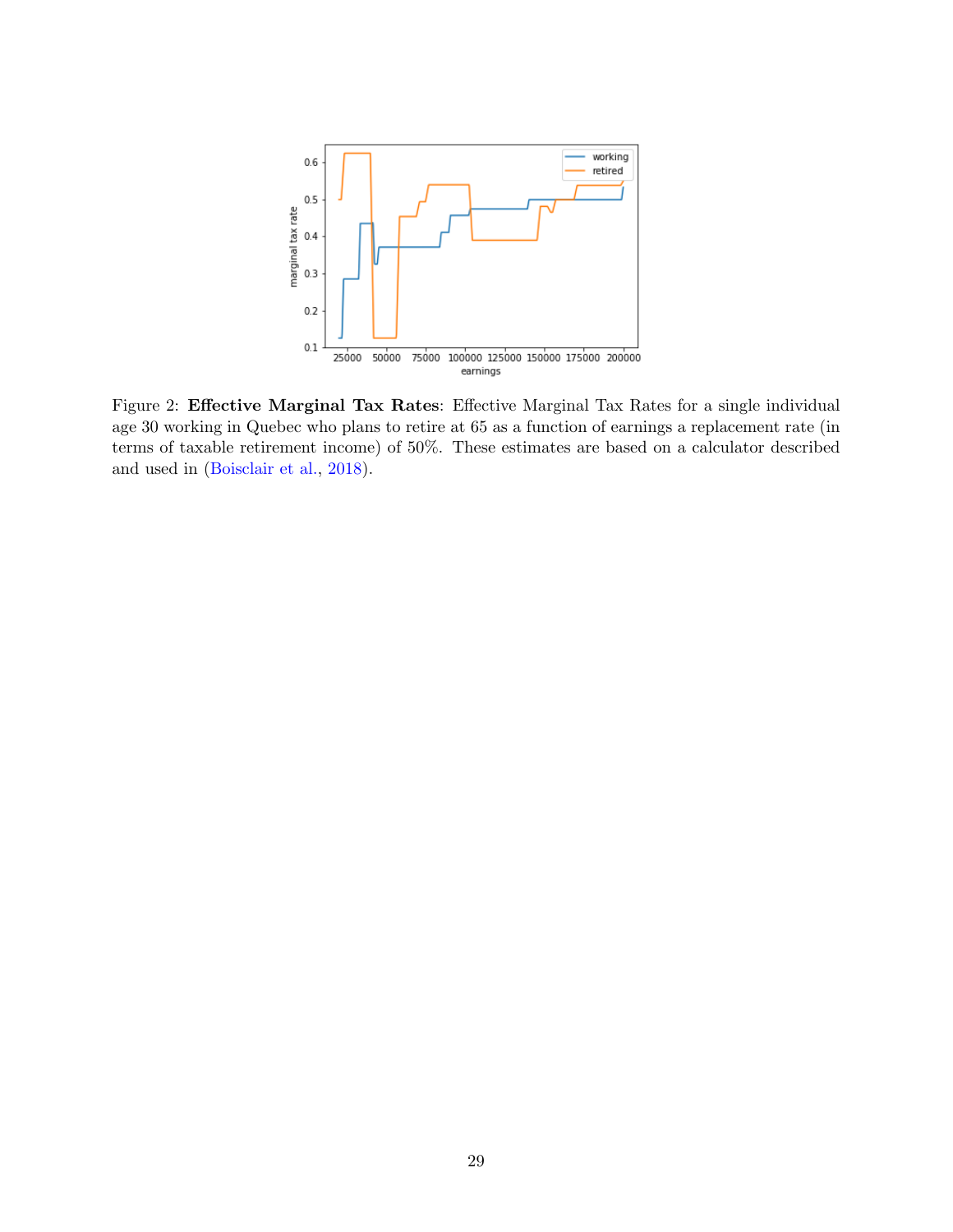Figure 2: **Effective Marginal Tax Rates**: Effective Marginal Tax Rates for a single individual age 30 working in Quebec who plans to retire at 65 as a function of earnings a replacement rate (in terms of taxable retirement income) of 50%. These estimates are based on a calculator described and used in (Boisclair et al., 2018).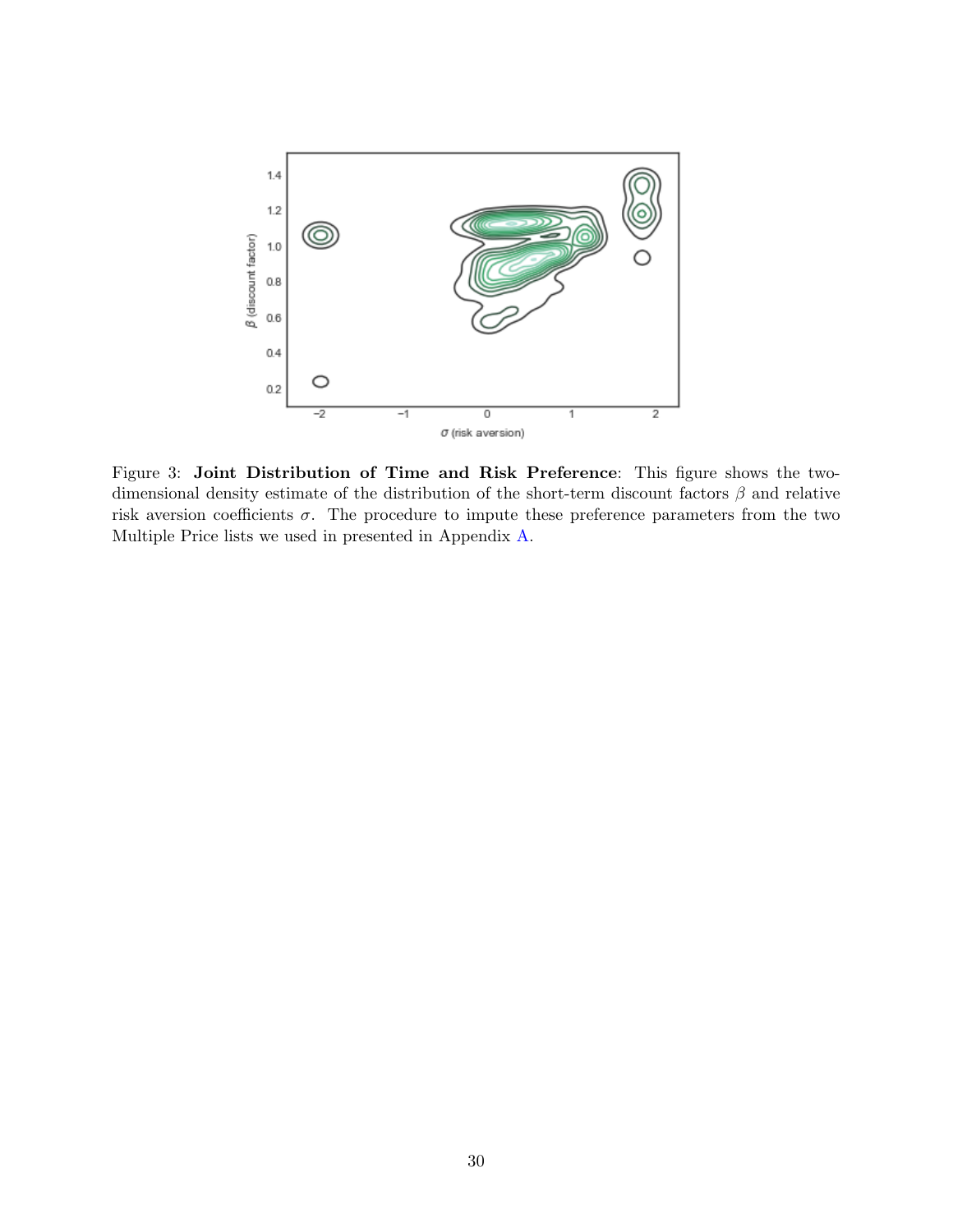Figure 3: **Joint Distribution of Time and Risk Preference**: This figure shows the two-dimensional density estimate of the distribution of the short-term discount factors $\beta$ and relative risk aversion coefficients $\sigma$. The procedure to impute these preference parameters from the two Multiple Price lists we used in presented in Appendix A.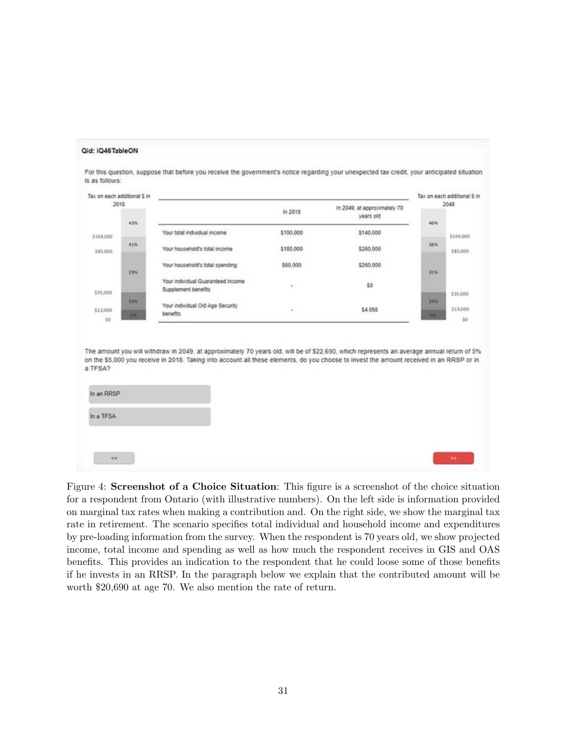Qid: iQ46TableON

For this question, suppose that before you receive the government's notice regarding your unexpected tax credit, your anticipated situation is as follows:

Tax on each additional $ in 2018: $0–$13,000: 0%; $13,000–$35,000: 20%; $35,000–$85,000: 29%; $85,000–$104,000: 41%; above $104,000: 43%

| | In 2018 | In 2049, at approximately 70 years old |
|---|---|---|
| Your total individual income | $100,000 | $140,000 |
| Your household's total income | $180,000 | $260,000 |
| Your household's total spending | $60,000 | $260,000 |
| Your individual Guaranteed Income Supplement benefits | - | $0 |
| Your individual Old Age Security benefits | - | $4,058 |

Tax on each additional $ in 2049: $0–$13,000: 0%; $13,000–$35,000: 24%; $35,000–$85,000: 31%; $85,000–$104,000: 36%; above $104,000: 40%

The amount you will withdraw in 2049, at approximately 70 years old, will be of $22,690, which represents an average annual return of 5% on the $5,000 you receive in 2018. Taking into account all these elements, do you choose to invest the amount received in an RRSP or in a TFSA?

- In an RRSP
- In a TFSA

Figure 4: **Screenshot of a Choice Situation**: This figure is a screenshot of the choice situation for a respondent from Ontario (with illustrative numbers). On the left side is information provided on marginal tax rates when making a contribution and. On the right side, we show the marginal tax rate in retirement. The scenario specifies total individual and household income and expenditures by pre-loading information from the survey. When the respondent is 70 years old, we show projected income, total income and spending as well as how much the respondent receives in GIS and OAS benefits. This provides an indication to the respondent that he could loose some of those benefits if he invests in an RRSP. In the paragraph below we explain that the contributed amount will be worth $20,690 at age 70. We also mention the rate of return.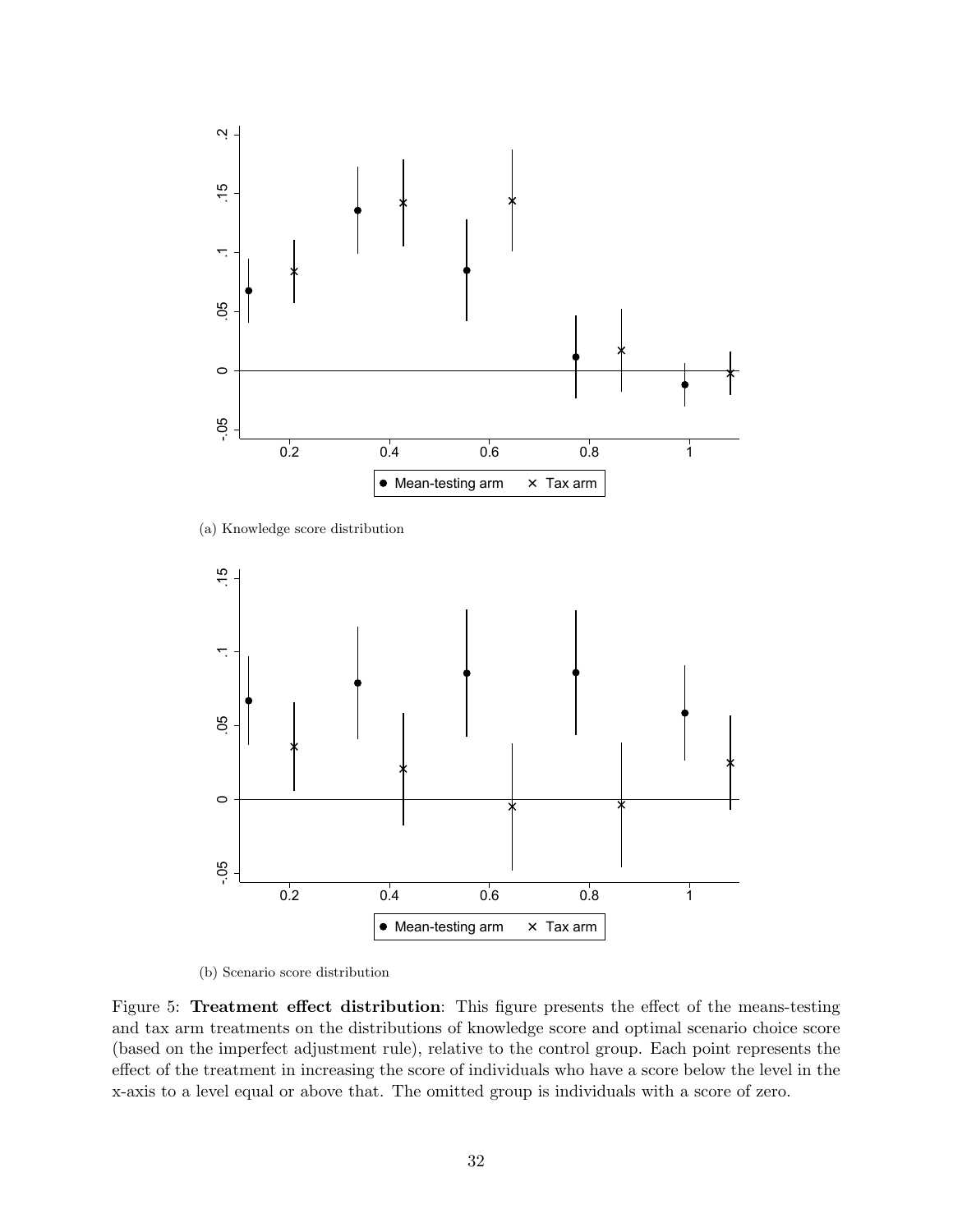(a) Knowledge score distribution

(b) Scenario score distribution

Figure 5: **Treatment effect distribution**: This figure presents the effect of the means-testing and tax arm treatments on the distributions of knowledge score and optimal scenario choice score (based on the imperfect adjustment rule), relative to the control group. Each point represents the effect of the treatment in increasing the score of individuals who have a score below the level in the x-axis to a level equal or above that. The omitted group is individuals with a score of zero.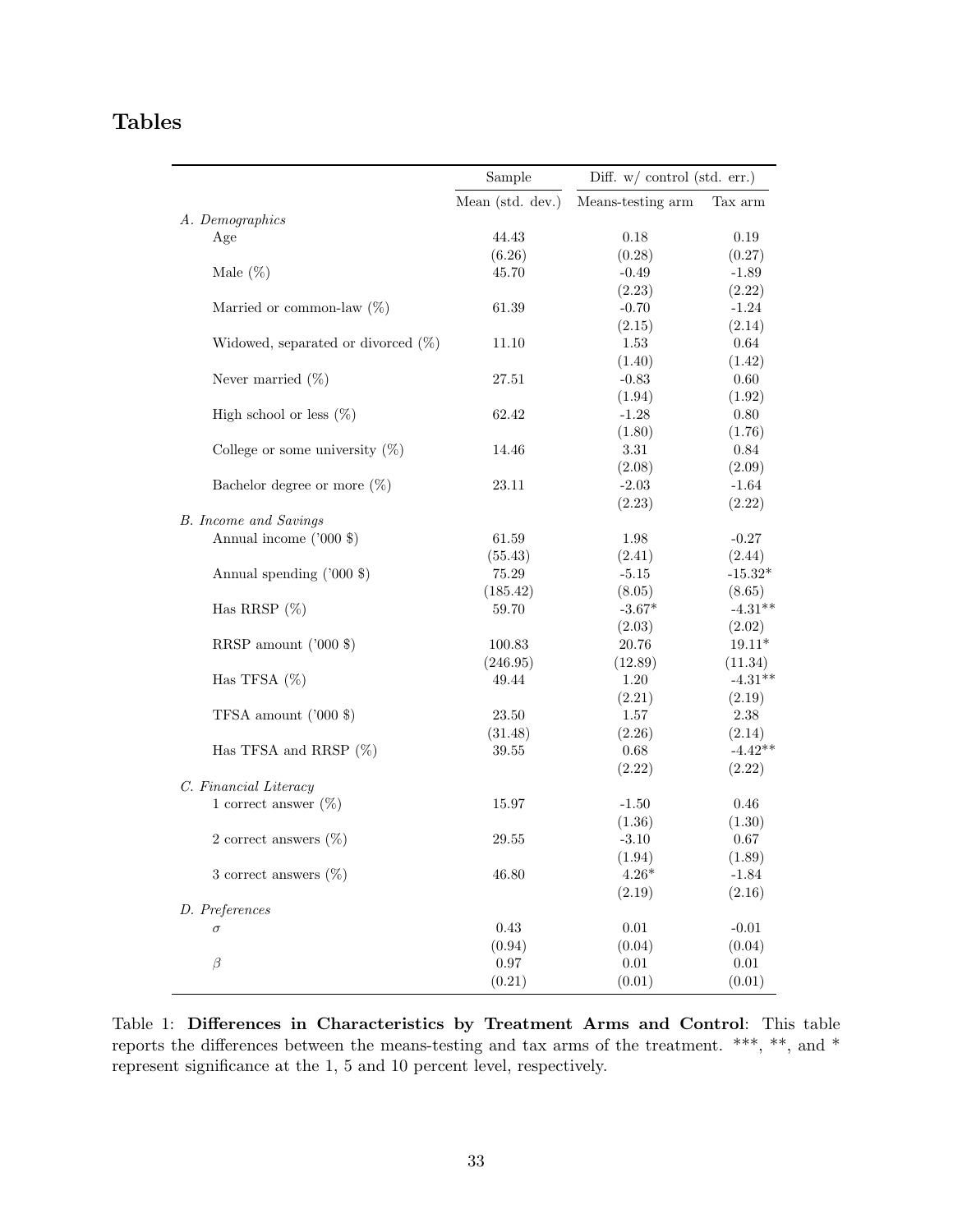# Tables

| | Sample | Diff. w/ control (std. err.) | |
|---|---|---|---|
| | Mean (std. dev.) | Means-testing arm | Tax arm |
| *A. Demographics* | | | |
| Age | 44.43 | 0.18 | 0.19 |
| | (6.26) | (0.28) | (0.27) |
| Male (%) | 45.70 | -0.49 | -1.89 |
| | | (2.23) | (2.22) |
| Married or common-law (%) | 61.39 | -0.70 | -1.24 |
| | | (2.15) | (2.14) |
| Widowed, separated or divorced (%) | 11.10 | 1.53 | 0.64 |
| | | (1.40) | (1.42) |
| Never married (%) | 27.51 | -0.83 | 0.60 |
| | | (1.94) | (1.92) |
| High school or less (%) | 62.42 | -1.28 | 0.80 |
| | | (1.80) | (1.76) |
| College or some university (%) | 14.46 | 3.31 | 0.84 |
| | | (2.08) | (2.09) |
| Bachelor degree or more (%) | 23.11 | -2.03 | -1.64 |
| | | (2.23) | (2.22) |
| *B. Income and Savings* | | | |
| Annual income ('000 $) | 61.59 | 1.98 | -0.27 |
| | (55.43) | (2.41) | (2.44) |
| Annual spending ('000 $) | 75.29 | -5.15 | -15.32* |
| | (185.42) | (8.05) | (8.65) |
| Has RRSP (%) | 59.70 | -3.67* | -4.31** |
| | | (2.03) | (2.02) |
| RRSP amount ('000 $) | 100.83 | 20.76 | 19.11* |
| | (246.95) | (12.89) | (11.34) |
| Has TFSA (%) | 49.44 | 1.20 | -4.31** |
| | | (2.21) | (2.19) |
| TFSA amount ('000 $) | 23.50 | 1.57 | 2.38 |
| | (31.48) | (2.26) | (2.14) |
| Has TFSA and RRSP (%) | 39.55 | 0.68 | -4.42** |
| | | (2.22) | (2.22) |
| *C. Financial Literacy* | | | |
| 1 correct answer (%) | 15.97 | -1.50 | 0.46 |
| | | (1.36) | (1.30) |
| 2 correct answers (%) | 29.55 | -3.10 | 0.67 |
| | | (1.94) | (1.89) |
| 3 correct answers (%) | 46.80 | 4.26* | -1.84 |
| | | (2.19) | (2.16) |
| *D. Preferences* | | | |
| $\sigma$ | 0.43 | 0.01 | -0.01 |
| | (0.94) | (0.04) | (0.04) |
| $\beta$ | 0.97 | 0.01 | 0.01 |
| | (0.21) | (0.01) | (0.01) |

Table 1: **Differences in Characteristics by Treatment Arms and Control**: This table reports the differences between the means-testing and tax arms of the treatment. ***, **, and * represent significance at the 1, 5 and 10 percent level, respectively.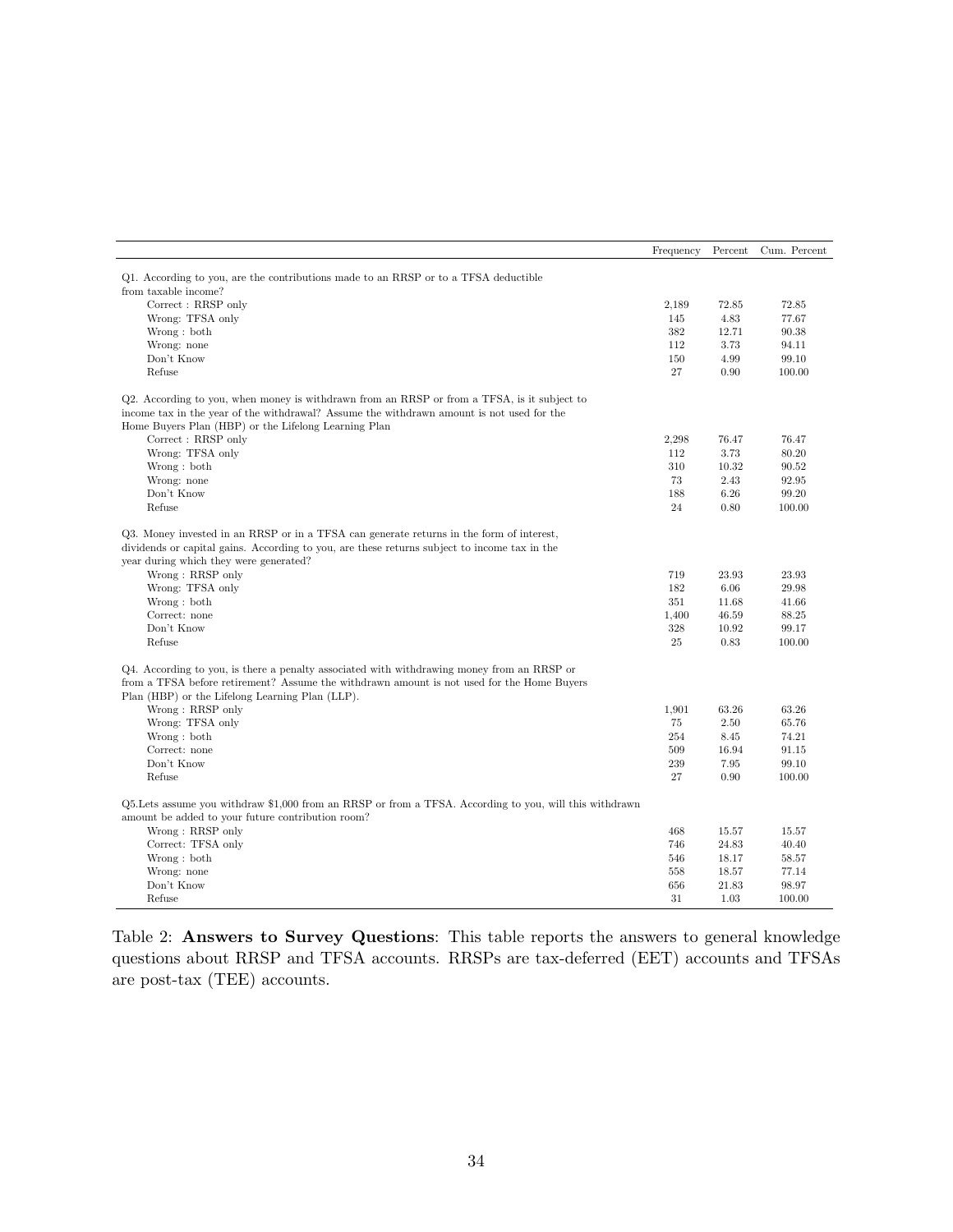| | Frequency | Percent | Cum. Percent |
|---|---|---|---|
| Q1. According to you, are the contributions made to an RRSP or to a TFSA deductible from taxable income? | | | |
| Correct : RRSP only | 2,189 | 72.85 | 72.85 |
| Wrong: TFSA only | 145 | 4.83 | 77.67 |
| Wrong : both | 382 | 12.71 | 90.38 |
| Wrong: none | 112 | 3.73 | 94.11 |
| Don't Know | 150 | 4.99 | 99.10 |
| Refuse | 27 | 0.90 | 100.00 |
| Q2. According to you, when money is withdrawn from an RRSP or from a TFSA, is it subject to income tax in the year of the withdrawal? Assume the withdrawn amount is not used for the Home Buyers Plan (HBP) or the Lifelong Learning Plan | | | |
| Correct : RRSP only | 2,298 | 76.47 | 76.47 |
| Wrong: TFSA only | 112 | 3.73 | 80.20 |
| Wrong : both | 310 | 10.32 | 90.52 |
| Wrong: none | 73 | 2.43 | 92.95 |
| Don't Know | 188 | 6.26 | 99.20 |
| Refuse | 24 | 0.80 | 100.00 |
| Q3. Money invested in an RRSP or in a TFSA can generate returns in the form of interest, dividends or capital gains. According to you, are these returns subject to income tax in the year during which they were generated? | | | |
| Wrong : RRSP only | 719 | 23.93 | 23.93 |
| Wrong: TFSA only | 182 | 6.06 | 29.98 |
| Wrong : both | 351 | 11.68 | 41.66 |
| Correct: none | 1,400 | 46.59 | 88.25 |
| Don't Know | 328 | 10.92 | 99.17 |
| Refuse | 25 | 0.83 | 100.00 |
| Q4. According to you, is there a penalty associated with withdrawing money from an RRSP or from a TFSA before retirement? Assume the withdrawn amount is not used for the Home Buyers Plan (HBP) or the Lifelong Learning Plan (LLP). | | | |
| Wrong : RRSP only | 1,901 | 63.26 | 63.26 |
| Wrong: TFSA only | 75 | 2.50 | 65.76 |
| Wrong : both | 254 | 8.45 | 74.21 |
| Correct: none | 509 | 16.94 | 91.15 |
| Don't Know | 239 | 7.95 | 99.10 |
| Refuse | 27 | 0.90 | 100.00 |
| Q5.Lets assume you withdraw $1,000 from an RRSP or from a TFSA. According to you, will this withdrawn amount be added to your future contribution room? | | | |
| Wrong : RRSP only | 468 | 15.57 | 15.57 |
| Correct: TFSA only | 746 | 24.83 | 40.40 |
| Wrong : both | 546 | 18.17 | 58.57 |
| Wrong: none | 558 | 18.57 | 77.14 |
| Don't Know | 656 | 21.83 | 98.97 |
| Refuse | 31 | 1.03 | 100.00 |

Table 2: **Answers to Survey Questions**: This table reports the answers to general knowledge questions about RRSP and TFSA accounts. RRSPs are tax-deferred (EET) accounts and TFSAs are post-tax (TEE) accounts.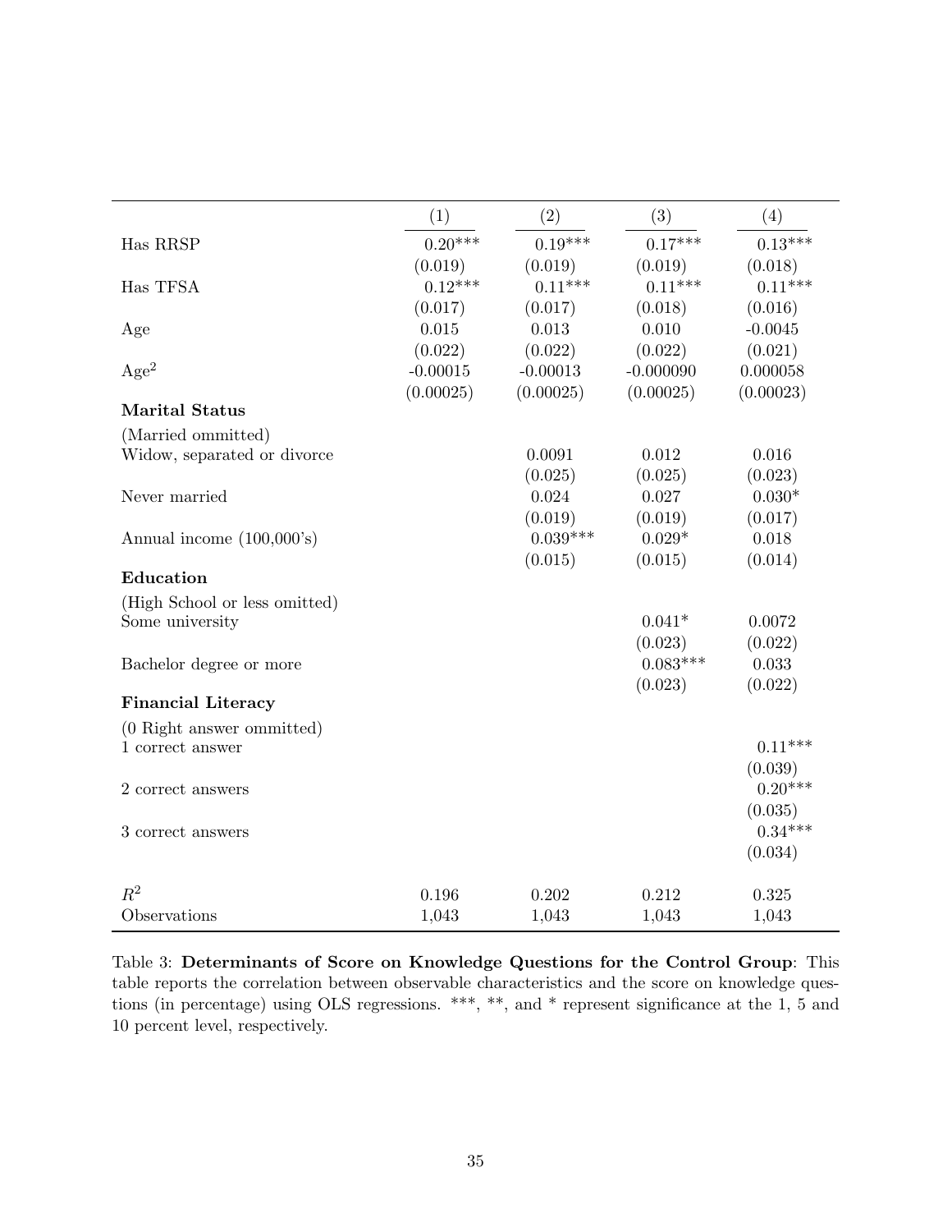| | (1) | (2) | (3) | (4) |
|---|---|---|---|---|
| Has RRSP | 0.20*** | 0.19*** | 0.17*** | 0.13*** |
| | (0.019) | (0.019) | (0.019) | (0.018) |
| Has TFSA | 0.12*** | 0.11*** | 0.11*** | 0.11*** |
| | (0.017) | (0.017) | (0.018) | (0.016) |
| Age | 0.015 | 0.013 | 0.010 | -0.0045 |
| | (0.022) | (0.022) | (0.022) | (0.021) |
| $\text{Age}^2$ | -0.00015 | -0.00013 | -0.000090 | 0.000058 |
| | (0.00025) | (0.00025) | (0.00025) | (0.00023) |
| **Marital Status** | | | | |
| (Married ommitted) | | | | |
| Widow, separated or divorce | | 0.0091 | 0.012 | 0.016 |
| | | (0.025) | (0.025) | (0.023) |
| Never married | | 0.024 | 0.027 | 0.030* |
| | | (0.019) | (0.019) | (0.017) |
| Annual income (100,000's) | | 0.039*** | 0.029* | 0.018 |
| | | (0.015) | (0.015) | (0.014) |
| **Education** | | | | |
| (High School or less omitted) | | | | |
| Some university | | | 0.041* | 0.0072 |
| | | | (0.023) | (0.022) |
| Bachelor degree or more | | | 0.083*** | 0.033 |
| | | | (0.023) | (0.022) |
| **Financial Literacy** | | | | |
| (0 Right answer ommitted) | | | | |
| 1 correct answer | | | | 0.11*** |
| | | | | (0.039) |
| 2 correct answers | | | | 0.20*** |
| | | | | (0.035) |
| 3 correct answers | | | | 0.34*** |
| | | | | (0.034) |
| $R^2$ | 0.196 | 0.202 | 0.212 | 0.325 |
| Observations | 1,043 | 1,043 | 1,043 | 1,043 |

Table 3: **Determinants of Score on Knowledge Questions for the Control Group**: This table reports the correlation between observable characteristics and the score on knowledge questions (in percentage) using OLS regressions. ***, **, and * represent significance at the 1, 5 and 10 percent level, respectively.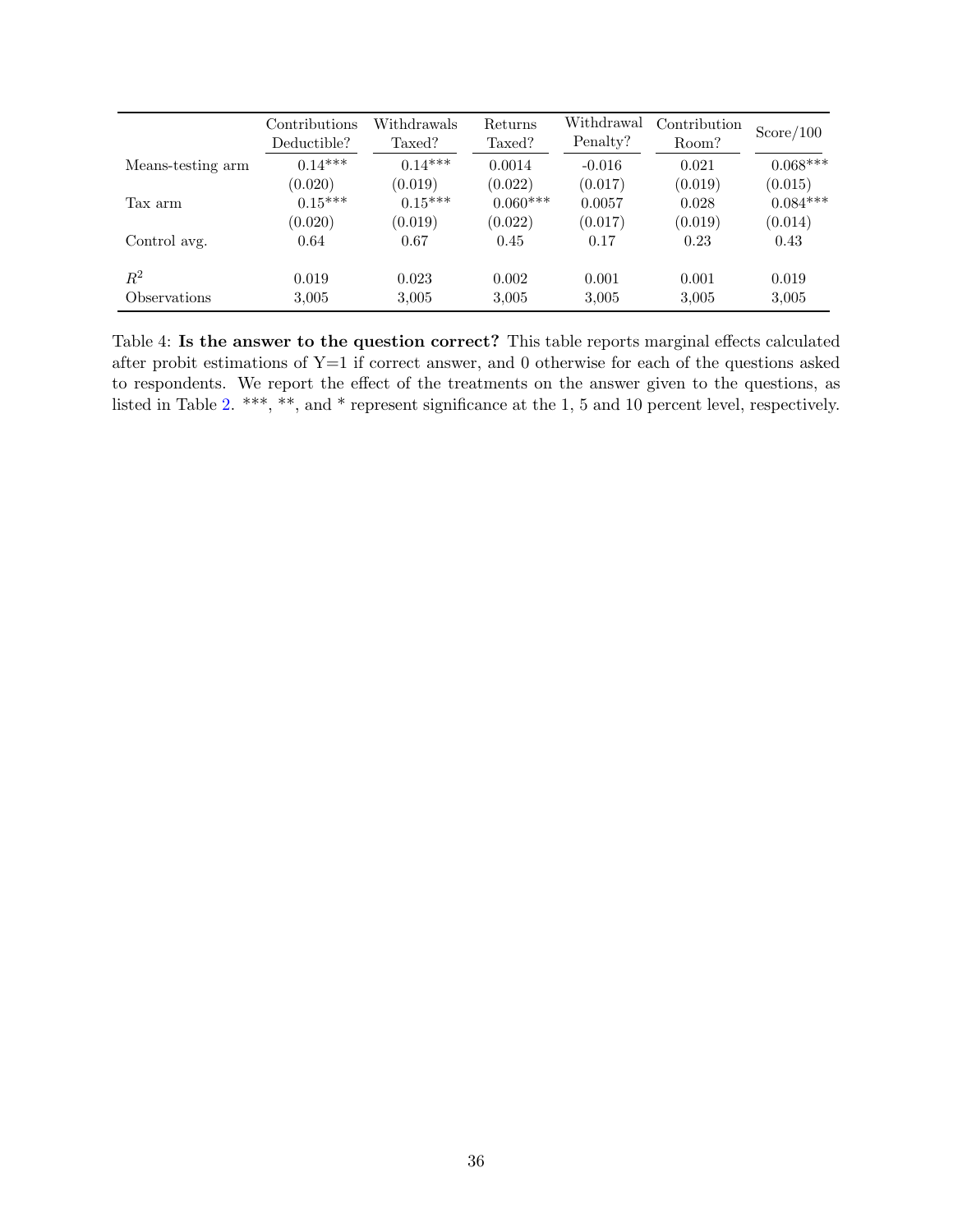| | Contributions Deductible? | Withdrawals Taxed? | Returns Taxed? | Withdrawal Penalty? | Contribution Room? | Score/100 |
|---|---|---|---|---|---|---|
| Means-testing arm | 0.14*** | 0.14*** | 0.0014 | -0.016 | 0.021 | 0.068*** |
| | (0.020) | (0.019) | (0.022) | (0.017) | (0.019) | (0.015) |
| Tax arm | 0.15*** | 0.15*** | 0.060*** | 0.0057 | 0.028 | 0.084*** |
| | (0.020) | (0.019) | (0.022) | (0.017) | (0.019) | (0.014) |
| Control avg. | 0.64 | 0.67 | 0.45 | 0.17 | 0.23 | 0.43 |
| $R^2$ | 0.019 | 0.023 | 0.002 | 0.001 | 0.001 | 0.019 |
| Observations | 3,005 | 3,005 | 3,005 | 3,005 | 3,005 | 3,005 |

Table 4: **Is the answer to the question correct?** This table reports marginal effects calculated after probit estimations of Y=1 if correct answer, and 0 otherwise for each of the questions asked to respondents. We report the effect of the treatments on the answer given to the questions, as listed in Table 2. ***, **, and * represent significance at the 1, 5 and 10 percent level, respectively.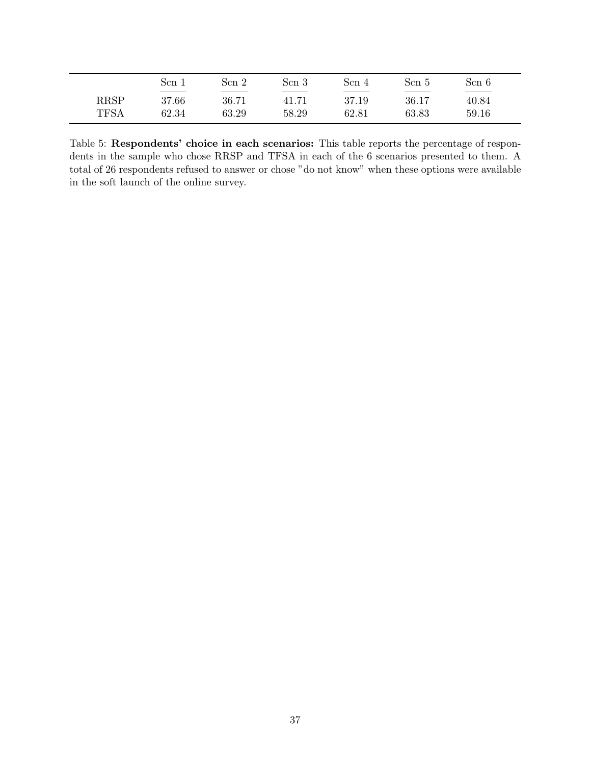| | Scn 1 | Scn 2 | Scn 3 | Scn 4 | Scn 5 | Scn 6 |
|---|---|---|---|---|---|---|
| RRSP | 37.66 | 36.71 | 41.71 | 37.19 | 36.17 | 40.84 |
| TFSA | 62.34 | 63.29 | 58.29 | 62.81 | 63.83 | 59.16 |

Table 5: **Respondents' choice in each scenarios:** This table reports the percentage of respondents in the sample who chose RRSP and TFSA in each of the 6 scenarios presented to them. A total of 26 respondents refused to answer or chose "do not know" when these options were available in the soft launch of the online survey.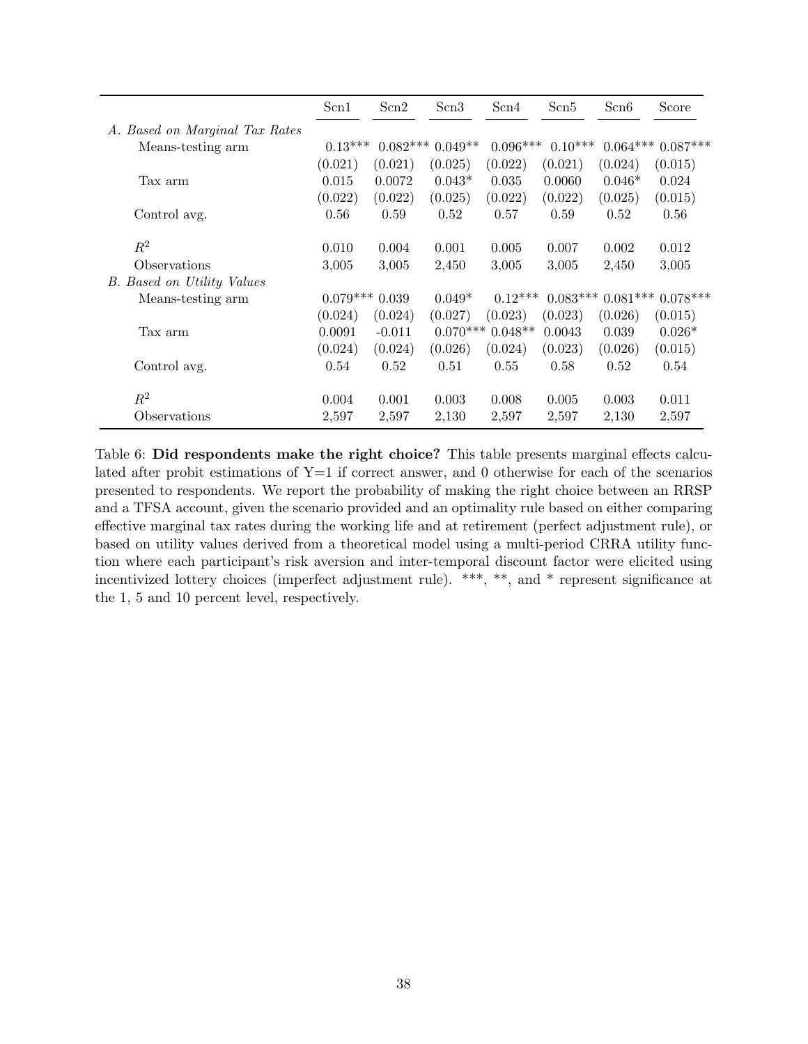| | Scn1 | Scn2 | Scn3 | Scn4 | Scn5 | Scn6 | Score |
|---|---|---|---|---|---|---|---|
| *A. Based on Marginal Tax Rates* | | | | | | | |
| Means-testing arm | 0.13*** | 0.082*** | 0.049** | 0.096*** | 0.10*** | 0.064*** | 0.087*** |
| | (0.021) | (0.021) | (0.025) | (0.022) | (0.021) | (0.024) | (0.015) |
| Tax arm | 0.015 | 0.0072 | 0.043* | 0.035 | 0.0060 | 0.046* | 0.024 |
| | (0.022) | (0.022) | (0.025) | (0.022) | (0.022) | (0.025) | (0.015) |
| Control avg. | 0.56 | 0.59 | 0.52 | 0.57 | 0.59 | 0.52 | 0.56 |
| $R^2$ | 0.010 | 0.004 | 0.001 | 0.005 | 0.007 | 0.002 | 0.012 |
| Observations | 3,005 | 3,005 | 2,450 | 3,005 | 3,005 | 2,450 | 3,005 |
| *B. Based on Utility Values* | | | | | | | |
| Means-testing arm | 0.079*** | 0.039 | 0.049* | 0.12*** | 0.083*** | 0.081*** | 0.078*** |
| | (0.024) | (0.024) | (0.027) | (0.023) | (0.023) | (0.026) | (0.015) |
| Tax arm | 0.0091 | -0.011 | 0.070*** | 0.048** | 0.0043 | 0.039 | 0.026* |
| | (0.024) | (0.024) | (0.026) | (0.024) | (0.023) | (0.026) | (0.015) |
| Control avg. | 0.54 | 0.52 | 0.51 | 0.55 | 0.58 | 0.52 | 0.54 |
| $R^2$ | 0.004 | 0.001 | 0.003 | 0.008 | 0.005 | 0.003 | 0.011 |
| Observations | 2,597 | 2,597 | 2,130 | 2,597 | 2,597 | 2,130 | 2,597 |

Table 6: **Did respondents make the right choice?** This table presents marginal effects calculated after probit estimations of Y=1 if correct answer, and 0 otherwise for each of the scenarios presented to respondents. We report the probability of making the right choice between an RRSP and a TFSA account, given the scenario provided and an optimality rule based on either comparing effective marginal tax rates during the working life and at retirement (perfect adjustment rule), or based on utility values derived from a theoretical model using a multi-period CRRA utility function where each participant's risk aversion and inter-temporal discount factor were elicited using incentivized lottery choices (imperfect adjustment rule). ***, **, and * represent significance at the 1, 5 and 10 percent level, respectively.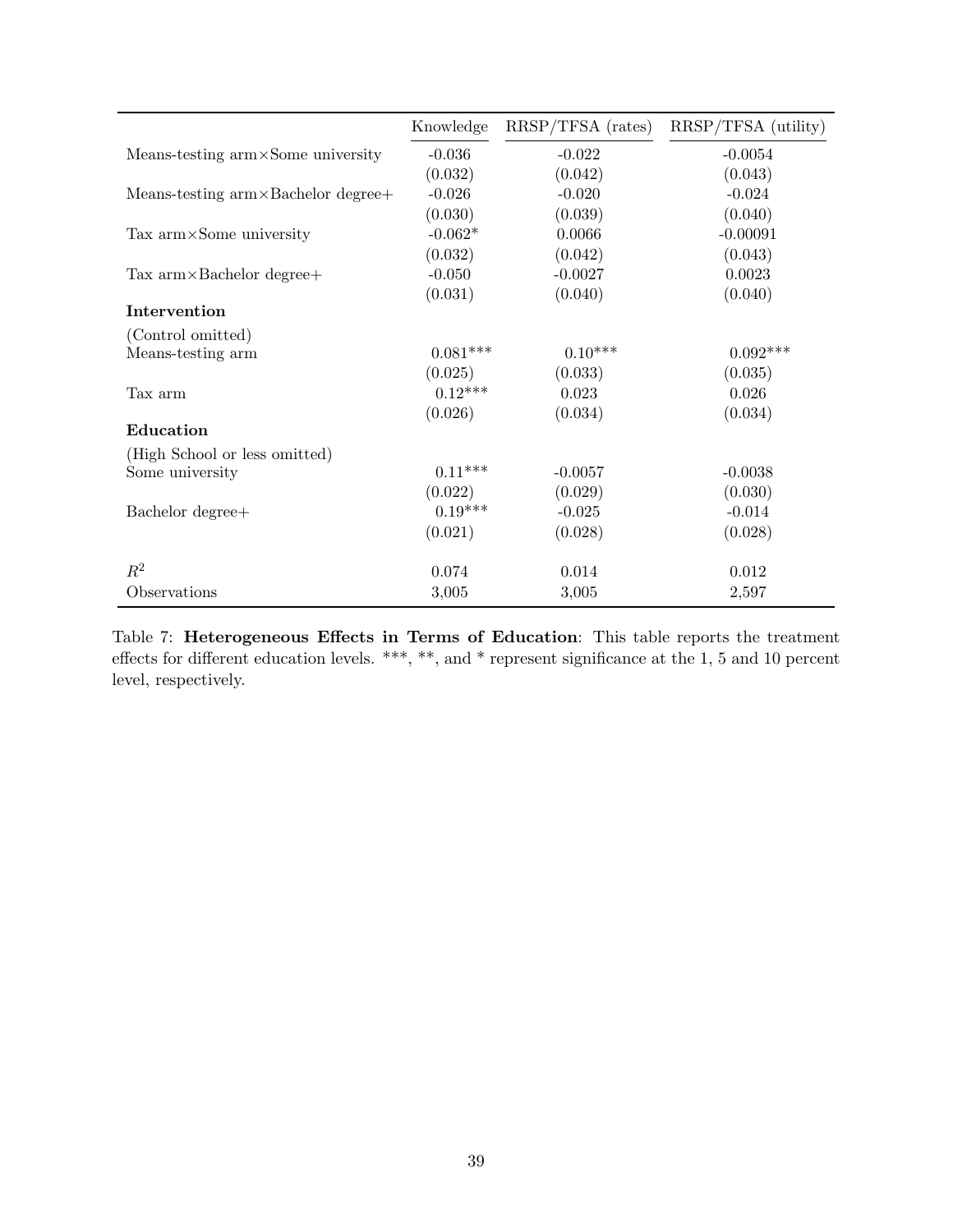| | Knowledge | RRSP/TFSA (rates) | RRSP/TFSA (utility) |
|---|---|---|---|
| Means-testing arm×Some university | -0.036 | -0.022 | -0.0054 |
| | (0.032) | (0.042) | (0.043) |
| Means-testing arm×Bachelor degree+ | -0.026 | -0.020 | -0.024 |
| | (0.030) | (0.039) | (0.040) |
| Tax arm×Some university | -0.062* | 0.0066 | -0.00091 |
| | (0.032) | (0.042) | (0.043) |
| Tax arm×Bachelor degree+ | -0.050 | -0.0027 | 0.0023 |
| | (0.031) | (0.040) | (0.040) |
| **Intervention** | | | |
| (Control omitted) | | | |
| Means-testing arm | 0.081*** | 0.10*** | 0.092*** |
| | (0.025) | (0.033) | (0.035) |
| Tax arm | 0.12*** | 0.023 | 0.026 |
| | (0.026) | (0.034) | (0.034) |
| **Education** | | | |
| (High School or less omitted) | | | |
| Some university | 0.11*** | -0.0057 | -0.0038 |
| | (0.022) | (0.029) | (0.030) |
| Bachelor degree+ | 0.19*** | -0.025 | -0.014 |
| | (0.021) | (0.028) | (0.028) |
| $R^2$ | 0.074 | 0.014 | 0.012 |
| Observations | 3,005 | 3,005 | 2,597 |

Table 7: **Heterogeneous Effects in Terms of Education**: This table reports the treatment effects for different education levels. ***, **, and * represent significance at the 1, 5 and 10 percent level, respectively.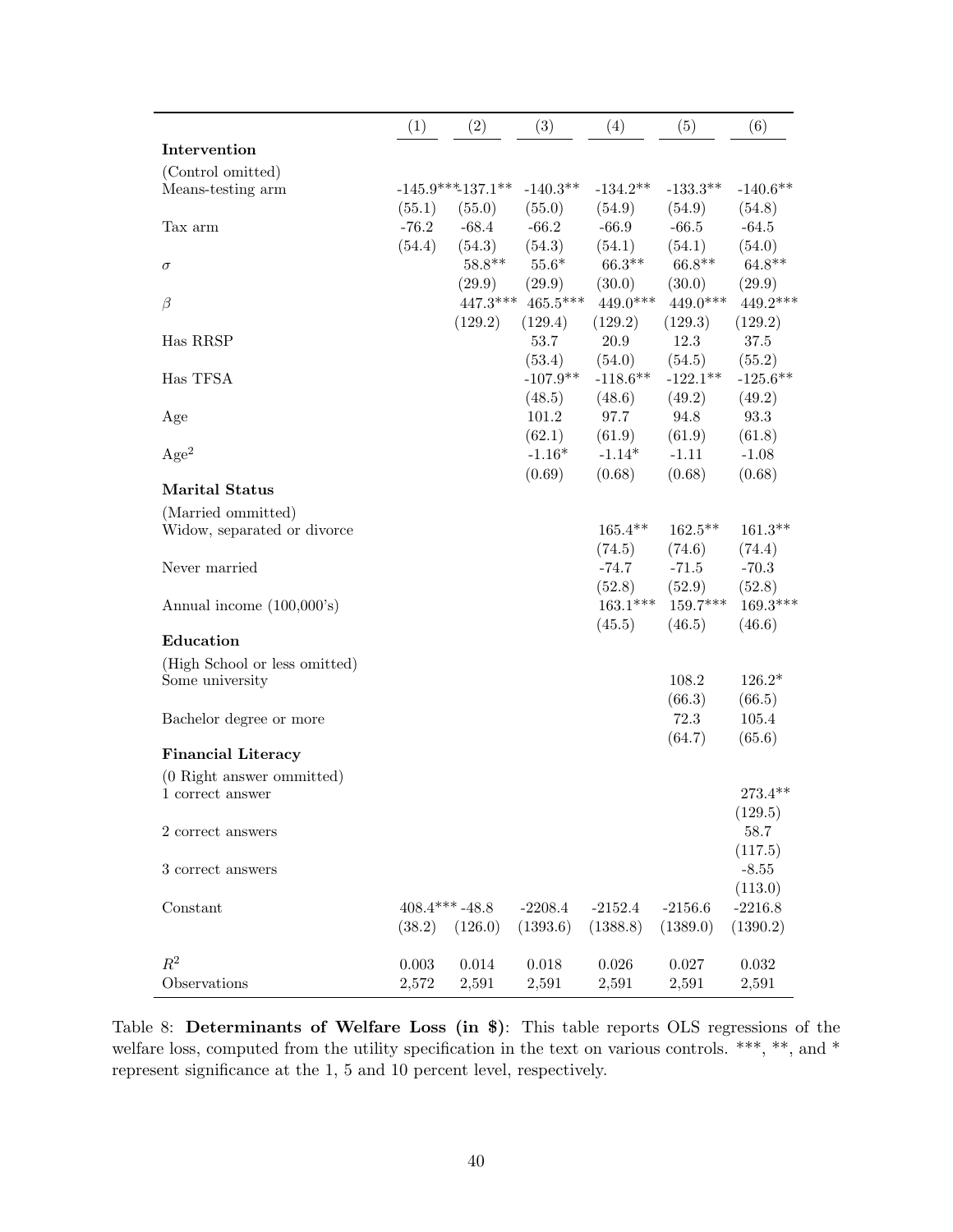| | (1) | (2) | (3) | (4) | (5) | (6) |
|---|---|---|---|---|---|---|
| **Intervention** | | | | | | |
| (Control omitted) | | | | | | |
| Means-testing arm | -145.9*** | -137.1** | -140.3** | -134.2** | -133.3** | -140.6** |
| | (55.1) | (55.0) | (55.0) | (54.9) | (54.9) | (54.8) |
| Tax arm | -76.2 | -68.4 | -66.2 | -66.9 | -66.5 | -64.5 |
| | (54.4) | (54.3) | (54.3) | (54.1) | (54.1) | (54.0) |
| $\sigma$ | | 58.8** | 55.6* | 66.3** | 66.8** | 64.8** |
| | | (29.9) | (29.9) | (30.0) | (30.0) | (29.9) |
| $\beta$ | | 447.3*** | 465.5*** | 449.0*** | 449.0*** | 449.2*** |
| | | (129.2) | (129.4) | (129.2) | (129.3) | (129.2) |
| Has RRSP | | | 53.7 | 20.9 | 12.3 | 37.5 |
| | | | (53.4) | (54.0) | (54.5) | (55.2) |
| Has TFSA | | | -107.9** | -118.6** | -122.1** | -125.6** |
| | | | (48.5) | (48.6) | (49.2) | (49.2) |
| Age | | | 101.2 | 97.7 | 94.8 | 93.3 |
| | | | (62.1) | (61.9) | (61.9) | (61.8) |
| Age$^2$ | | | -1.16* | -1.14* | -1.11 | -1.08 |
| | | | (0.69) | (0.68) | (0.68) | (0.68) |
| **Marital Status** | | | | | | |
| (Married ommitted) | | | | | | |
| Widow, separated or divorce | | | | 165.4** | 162.5** | 161.3** |
| | | | | (74.5) | (74.6) | (74.4) |
| Never married | | | | -74.7 | -71.5 | -70.3 |
| | | | | (52.8) | (52.9) | (52.8) |
| Annual income (100,000's) | | | | 163.1*** | 159.7*** | 169.3*** |
| | | | | (45.5) | (46.5) | (46.6) |
| **Education** | | | | | | |
| (High School or less omitted) | | | | | | |
| Some university | | | | | 108.2 | 126.2* |
| | | | | | (66.3) | (66.5) |
| Bachelor degree or more | | | | | 72.3 | 105.4 |
| | | | | | (64.7) | (65.6) |
| **Financial Literacy** | | | | | | |
| (0 Right answer ommitted) | | | | | | |
| 1 correct answer | | | | | | 273.4** |
| | | | | | | (129.5) |
| 2 correct answers | | | | | | 58.7 |
| | | | | | | (117.5) |
| 3 correct answers | | | | | | -8.55 |
| | | | | | | (113.0) |
| Constant | 408.4*** | -48.8 | -2208.4 | -2152.4 | -2156.6 | -2216.8 |
| | (38.2) | (126.0) | (1393.6) | (1388.8) | (1389.0) | (1390.2) |
| $R^2$ | 0.003 | 0.014 | 0.018 | 0.026 | 0.027 | 0.032 |
| Observations | 2,572 | 2,591 | 2,591 | 2,591 | 2,591 | 2,591 |

Table 8: **Determinants of Welfare Loss (in $)**: This table reports OLS regressions of the welfare loss, computed from the utility specification in the text on various controls. ***, **, and * represent significance at the 1, 5 and 10 percent level, respectively.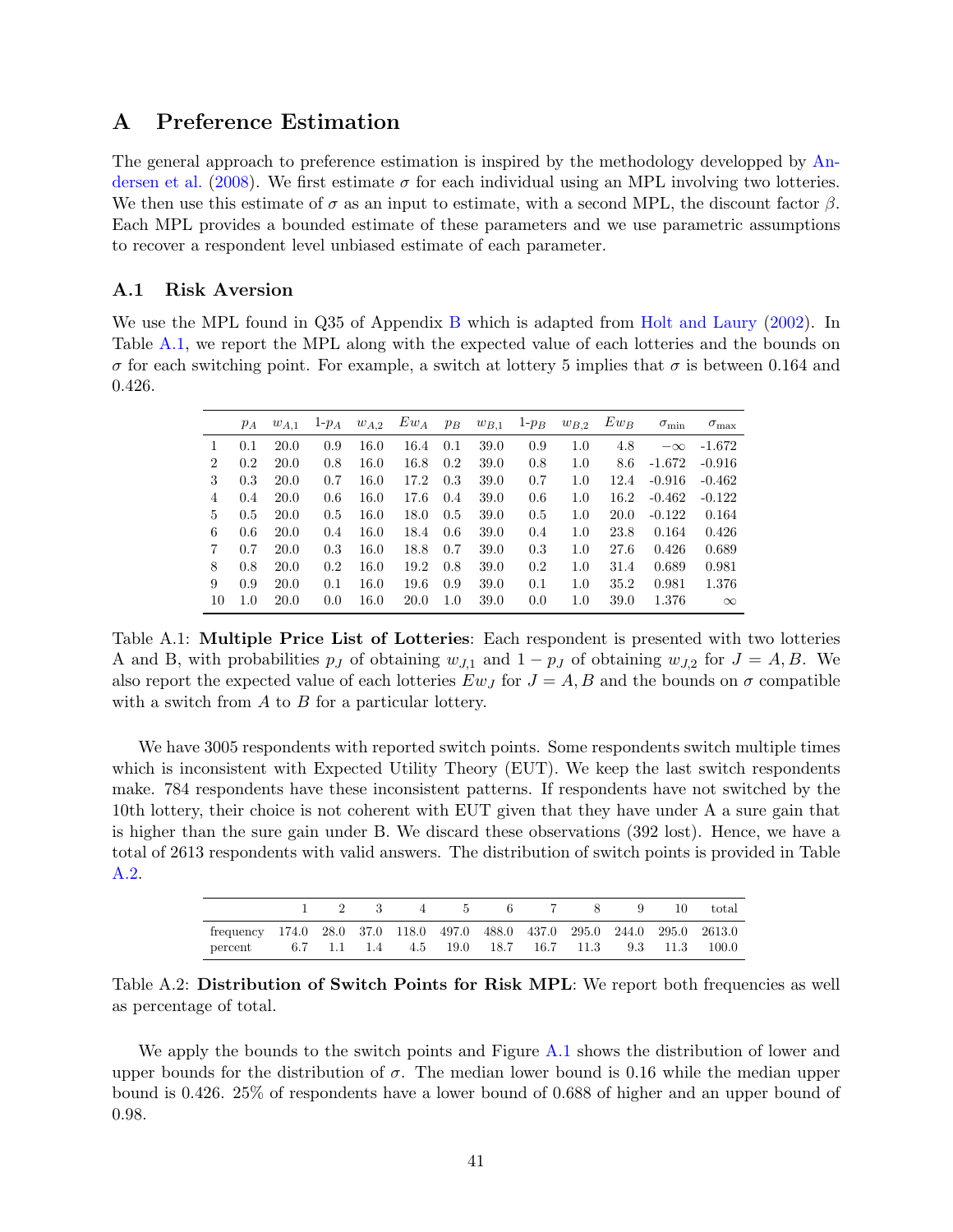# A Preference Estimation

The general approach to preference estimation is inspired by the methodology developped by Andersen et al. (2008). We first estimate $\sigma$ for each individual using an MPL involving two lotteries. We then use this estimate of $\sigma$ as an input to estimate, with a second MPL, the discount factor $\beta$. Each MPL provides a bounded estimate of these parameters and we use parametric assumptions to recover a respondent level unbiased estimate of each parameter.

## A.1 Risk Aversion

We use the MPL found in Q35 of Appendix B which is adapted from Holt and Laury (2002). In Table A.1, we report the MPL along with the expected value of each lotteries and the bounds on $\sigma$ for each switching point. For example, a switch at lottery 5 implies that $\sigma$ is between 0.164 and 0.426.

| | $p_A$ | $w_{A,1}$ | 1-$p_A$ | $w_{A,2}$ | $Ew_A$ | $p_B$ | $w_{B,1}$ | 1-$p_B$ | $w_{B,2}$ | $Ew_B$ | $\sigma_{\min}$ | $\sigma_{\max}$ |
|---|---|---|---|---|---|---|---|---|---|---|---|---|
| 1 | 0.1 | 20.0 | 0.9 | 16.0 | 16.4 | 0.1 | 39.0 | 0.9 | 1.0 | 4.8 | $-\infty$ | -1.672 |
| 2 | 0.2 | 20.0 | 0.8 | 16.0 | 16.8 | 0.2 | 39.0 | 0.8 | 1.0 | 8.6 | -1.672 | -0.916 |
| 3 | 0.3 | 20.0 | 0.7 | 16.0 | 17.2 | 0.3 | 39.0 | 0.7 | 1.0 | 12.4 | -0.916 | -0.462 |
| 4 | 0.4 | 20.0 | 0.6 | 16.0 | 17.6 | 0.4 | 39.0 | 0.6 | 1.0 | 16.2 | -0.462 | -0.122 |
| 5 | 0.5 | 20.0 | 0.5 | 16.0 | 18.0 | 0.5 | 39.0 | 0.5 | 1.0 | 20.0 | -0.122 | 0.164 |
| 6 | 0.6 | 20.0 | 0.4 | 16.0 | 18.4 | 0.6 | 39.0 | 0.4 | 1.0 | 23.8 | 0.164 | 0.426 |
| 7 | 0.7 | 20.0 | 0.3 | 16.0 | 18.8 | 0.7 | 39.0 | 0.3 | 1.0 | 27.6 | 0.426 | 0.689 |
| 8 | 0.8 | 20.0 | 0.2 | 16.0 | 19.2 | 0.8 | 39.0 | 0.2 | 1.0 | 31.4 | 0.689 | 0.981 |
| 9 | 0.9 | 20.0 | 0.1 | 16.0 | 19.6 | 0.9 | 39.0 | 0.1 | 1.0 | 35.2 | 0.981 | 1.376 |
| 10 | 1.0 | 20.0 | 0.0 | 16.0 | 20.0 | 1.0 | 39.0 | 0.0 | 1.0 | 39.0 | 1.376 | $\infty$ |

Table A.1: **Multiple Price List of Lotteries**: Each respondent is presented with two lotteries A and B, with probabilities $p_J$ of obtaining $w_{J,1}$ and $1 - p_J$ of obtaining $w_{J,2}$ for $J = A, B$. We also report the expected value of each lotteries $Ew_J$ for $J = A, B$ and the bounds on $\sigma$ compatible with a switch from $A$ to $B$ for a particular lottery.

We have 3005 respondents with reported switch points. Some respondents switch multiple times which is inconsistent with Expected Utility Theory (EUT). We keep the last switch respondents make. 784 respondents have these inconsistent patterns. If respondents have not switched by the 10th lottery, their choice is not coherent with EUT given that they have under A a sure gain that is higher than the sure gain under B. We discard these observations (392 lost). Hence, we have a total of 2613 respondents with valid answers. The distribution of switch points is provided in Table A.2.

| | 1 | 2 | 3 | 4 | 5 | 6 | 7 | 8 | 9 | 10 | total |
|---|---|---|---|---|---|---|---|---|---|---|---|
| frequency | 174.0 | 28.0 | 37.0 | 118.0 | 497.0 | 488.0 | 437.0 | 295.0 | 244.0 | 295.0 | 2613.0 |
| percent | 6.7 | 1.1 | 1.4 | 4.5 | 19.0 | 18.7 | 16.7 | 11.3 | 9.3 | 11.3 | 100.0 |

Table A.2: **Distribution of Switch Points for Risk MPL**: We report both frequencies as well as percentage of total.

We apply the bounds to the switch points and Figure A.1 shows the distribution of lower and upper bounds for the distribution of $\sigma$. The median lower bound is 0.16 while the median upper bound is 0.426. 25% of respondents have a lower bound of 0.688 of higher and an upper bound of 0.98.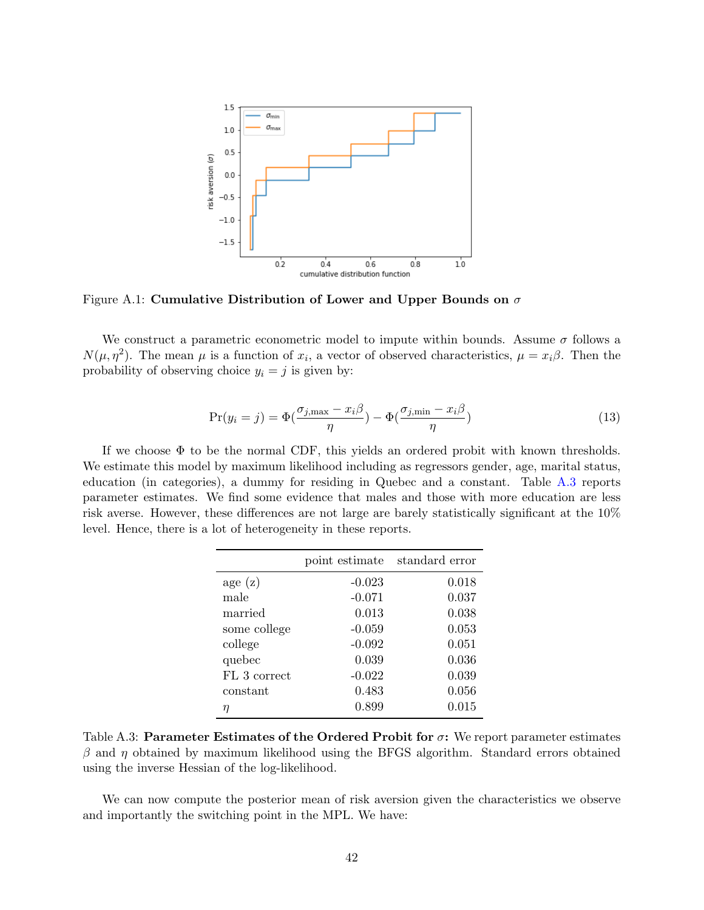Figure A.1: **Cumulative Distribution of Lower and Upper Bounds on $\sigma$**

We construct a parametric econometric model to impute within bounds. Assume $\sigma$ follows a $N(\mu, \eta^2)$. The mean $\mu$ is a function of $x_i$, a vector of observed characteristics, $\mu = x_i\beta$. Then the probability of observing choice $y_i = j$ is given by:

$$\Pr(y_i = j) = \Phi(\frac{\sigma_{j,\max} - x_i\beta}{\eta}) - \Phi(\frac{\sigma_{j,\min} - x_i\beta}{\eta}) \tag{13}$$

If we choose $\Phi$ to be the normal CDF, this yields an ordered probit with known thresholds. We estimate this model by maximum likelihood including as regressors gender, age, marital status, education (in categories), a dummy for residing in Quebec and a constant. Table A.3 reports parameter estimates. We find some evidence that males and those with more education are less risk averse. However, these differences are not large are barely statistically significant at the 10% level. Hence, there is a lot of heterogeneity in these reports.

| | point estimate | standard error |
|---|---|---|
| age (z) | -0.023 | 0.018 |
| male | -0.071 | 0.037 |
| married | 0.013 | 0.038 |
| some college | -0.059 | 0.053 |
| college | -0.092 | 0.051 |
| quebec | 0.039 | 0.036 |
| FL 3 correct | -0.022 | 0.039 |
| constant | 0.483 | 0.056 |
| $\eta$ | 0.899 | 0.015 |

Table A.3: **Parameter Estimates of the Ordered Probit for $\sigma$:** We report parameter estimates $\beta$ and $\eta$ obtained by maximum likelihood using the BFGS algorithm. Standard errors obtained using the inverse Hessian of the log-likelihood.

We can now compute the posterior mean of risk aversion given the characteristics we observe and importantly the switching point in the MPL. We have: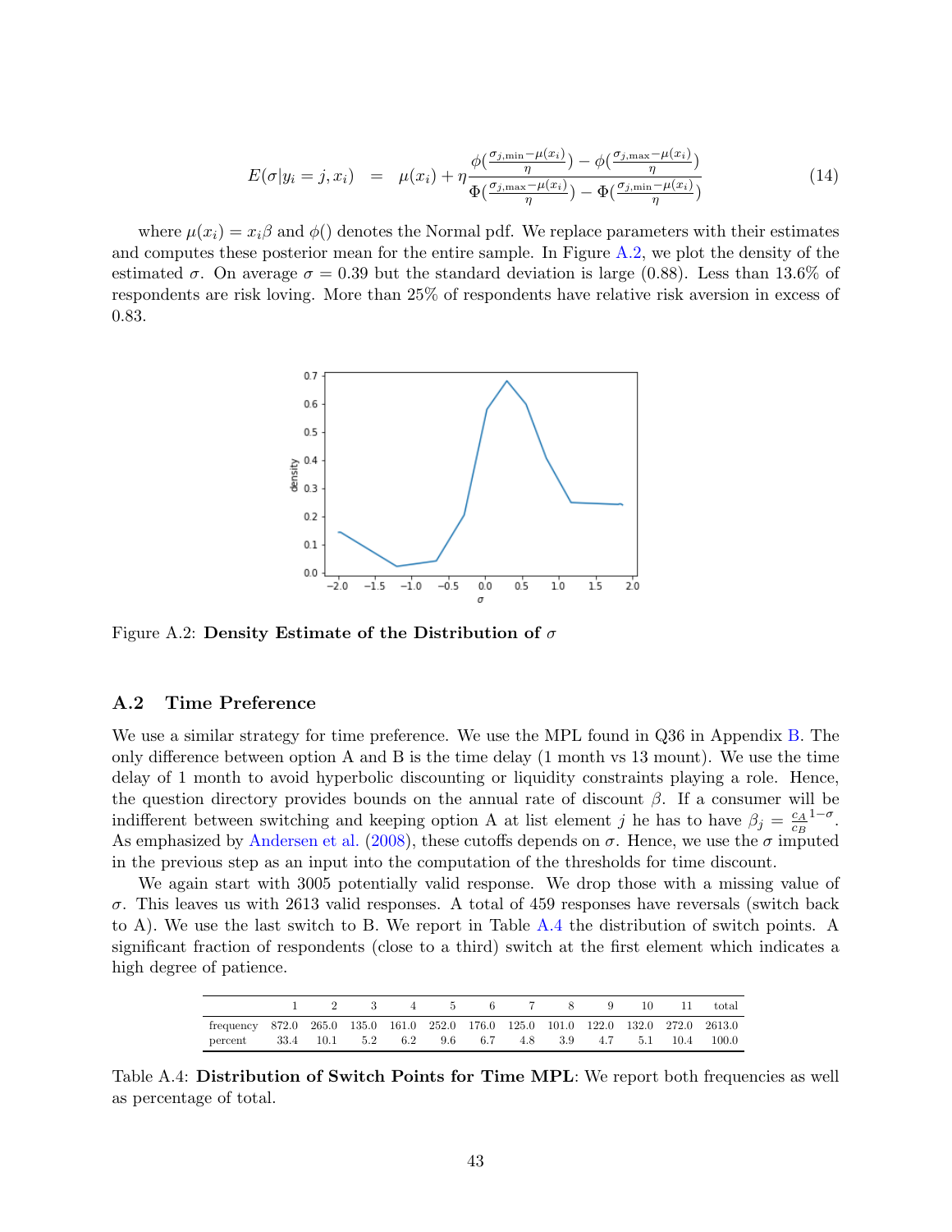$$E(\sigma|y_i = j, x_i) \quad = \quad \mu(x_i) + \eta \frac{\phi(\frac{\sigma_{j,\min} - \mu(x_i)}{\eta}) - \phi(\frac{\sigma_{j,\max} - \mu(x_i)}{\eta})}{\Phi(\frac{\sigma_{j,\max} - \mu(x_i)}{\eta}) - \Phi(\frac{\sigma_{j,\min} - \mu(x_i)}{\eta})} \tag{14}$$

where $\mu(x_i) = x_i\beta$ and $\phi()$ denotes the Normal pdf. We replace parameters with their estimates and computes these posterior mean for the entire sample. In Figure A.2, we plot the density of the estimated $\sigma$. On average $\sigma = 0.39$ but the standard deviation is large (0.88). Less than 13.6% of respondents are risk loving. More than 25% of respondents have relative risk aversion in excess of 0.83.

Figure A.2: **Density Estimate of the Distribution of $\sigma$**

## A.2 Time Preference

We use a similar strategy for time preference. We use the MPL found in Q36 in Appendix B. The only difference between option A and B is the time delay (1 month vs 13 mount). We use the time delay of 1 month to avoid hyperbolic discounting or liquidity constraints playing a role. Hence, the question directory provides bounds on the annual rate of discount $\beta$. If a consumer will be indifferent between switching and keeping option A at list element $j$ he has to have $\beta_j = \frac{c_A}{c_B}^{1-\sigma}$. As emphasized by Andersen et al. (2008), these cutoffs depends on $\sigma$. Hence, we use the $\sigma$ imputed in the previous step as an input into the computation of the thresholds for time discount.

We again start with 3005 potentially valid response. We drop those with a missing value of $\sigma$. This leaves us with 2613 valid responses. A total of 459 responses have reversals (switch back to A). We use the last switch to B. We report in Table A.4 the distribution of switch points. A significant fraction of respondents (close to a third) switch at the first element which indicates a high degree of patience.

| | 1 | 2 | 3 | 4 | 5 | 6 | 7 | 8 | 9 | 10 | 11 | total |
|---|---|---|---|---|---|---|---|---|---|---|---|---|
| frequency | 872.0 | 265.0 | 135.0 | 161.0 | 252.0 | 176.0 | 125.0 | 101.0 | 122.0 | 132.0 | 272.0 | 2613.0 |
| percent | 33.4 | 10.1 | 5.2 | 6.2 | 9.6 | 6.7 | 4.8 | 3.9 | 4.7 | 5.1 | 10.4 | 100.0 |

Table A.4: **Distribution of Switch Points for Time MPL**: We report both frequencies as well as percentage of total.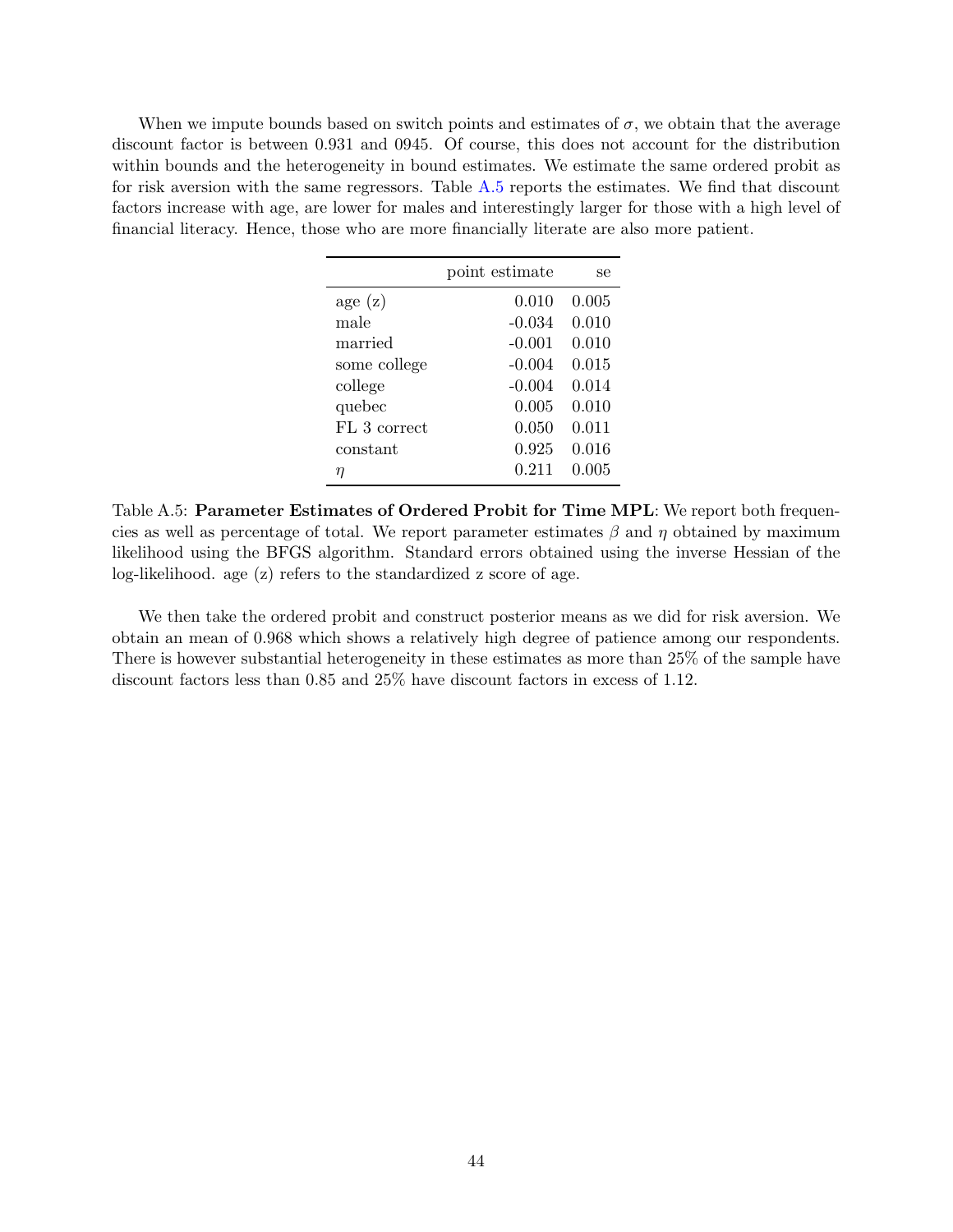When we impute bounds based on switch points and estimates of $\sigma$, we obtain that the average discount factor is between 0.931 and 0945. Of course, this does not account for the distribution within bounds and the heterogeneity in bound estimates. We estimate the same ordered probit as for risk aversion with the same regressors. Table A.5 reports the estimates. We find that discount factors increase with age, are lower for males and interestingly larger for those with a high level of financial literacy. Hence, those who are more financially literate are also more patient.

| | point estimate | se |
|---|---|---|
| age (z) | 0.010 | 0.005 |
| male | -0.034 | 0.010 |
| married | -0.001 | 0.010 |
| some college | -0.004 | 0.015 |
| college | -0.004 | 0.014 |
| quebec | 0.005 | 0.010 |
| FL 3 correct | 0.050 | 0.011 |
| constant | 0.925 | 0.016 |
| $\eta$ | 0.211 | 0.005 |

Table A.5: **Parameter Estimates of Ordered Probit for Time MPL**: We report both frequencies as well as percentage of total. We report parameter estimates $\beta$ and $\eta$ obtained by maximum likelihood using the BFGS algorithm. Standard errors obtained using the inverse Hessian of the log-likelihood. age (z) refers to the standardized z score of age.

We then take the ordered probit and construct posterior means as we did for risk aversion. We obtain an mean of 0.968 which shows a relatively high degree of patience among our respondents. There is however substantial heterogeneity in these estimates as more than 25% of the sample have discount factors less than 0.85 and 25% have discount factors in excess of 1.12.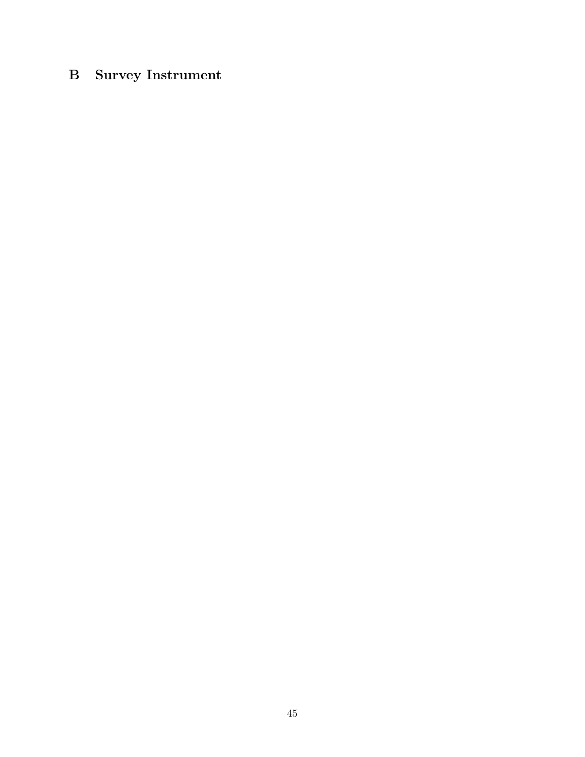# B Survey Instrument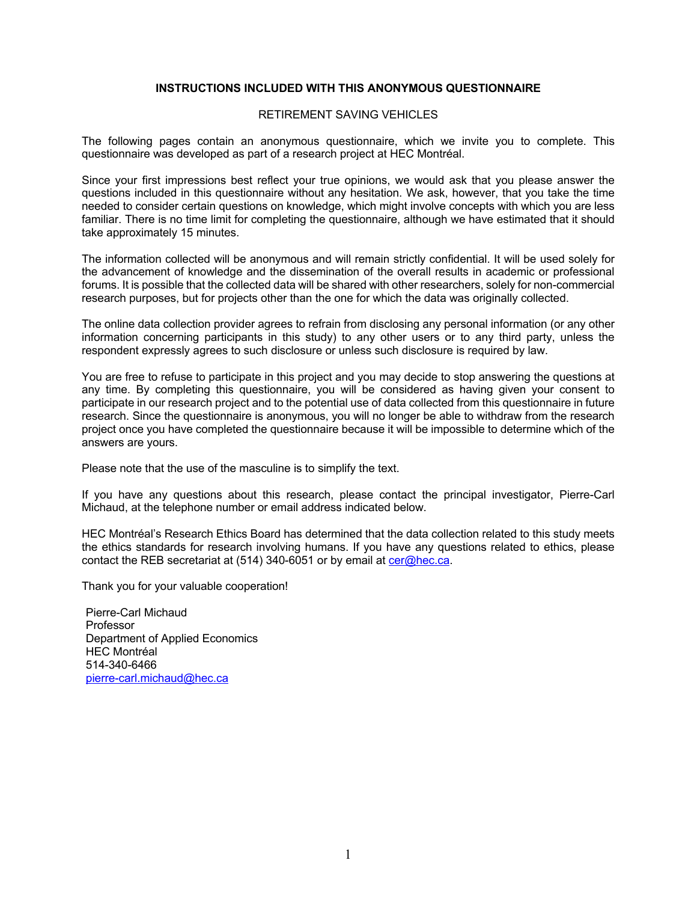# INSTRUCTIONS INCLUDED WITH THIS ANONYMOUS QUESTIONNAIRE

RETIREMENT SAVING VEHICLES

The following pages contain an anonymous questionnaire, which we invite you to complete. This questionnaire was developed as part of a research project at HEC Montréal.

Since your first impressions best reflect your true opinions, we would ask that you please answer the questions included in this questionnaire without any hesitation. We ask, however, that you take the time needed to consider certain questions on knowledge, which might involve concepts with which you are less familiar. There is no time limit for completing the questionnaire, although we have estimated that it should take approximately 15 minutes.

The information collected will be anonymous and will remain strictly confidential. It will be used solely for the advancement of knowledge and the dissemination of the overall results in academic or professional forums. It is possible that the collected data will be shared with other researchers, solely for non-commercial research purposes, but for projects other than the one for which the data was originally collected.

The online data collection provider agrees to refrain from disclosing any personal information (or any other information concerning participants in this study) to any other users or to any third party, unless the respondent expressly agrees to such disclosure or unless such disclosure is required by law.

You are free to refuse to participate in this project and you may decide to stop answering the questions at any time. By completing this questionnaire, you will be considered as having given your consent to participate in our research project and to the potential use of data collected from this questionnaire in future research. Since the questionnaire is anonymous, you will no longer be able to withdraw from the research project once you have completed the questionnaire because it will be impossible to determine which of the answers are yours.

Please note that the use of the masculine is to simplify the text.

If you have any questions about this research, please contact the principal investigator, Pierre-Carl Michaud, at the telephone number or email address indicated below.

HEC Montréal's Research Ethics Board has determined that the data collection related to this study meets the ethics standards for research involving humans. If you have any questions related to ethics, please contact the REB secretariat at (514) 340-6051 or by email at cer@hec.ca.

Thank you for your valuable cooperation!

Pierre-Carl Michaud
Professor
Department of Applied Economics
HEC Montréal
514-340-6466
pierre-carl.michaud@hec.ca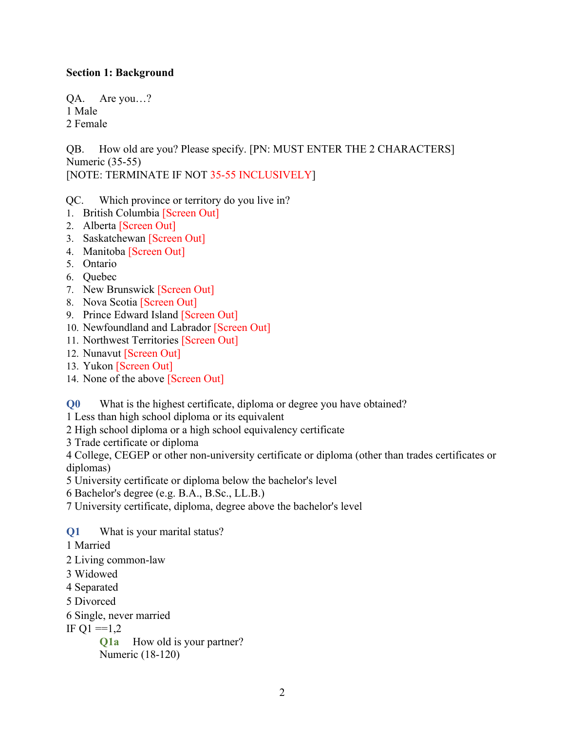**Section 1: Background**

QA. Are you…?
1 Male
2 Female

QB. How old are you? Please specify. [PN: MUST ENTER THE 2 CHARACTERS]
Numeric (35-55)
[NOTE: TERMINATE IF NOT 35-55 INCLUSIVELY]

QC. Which province or territory do you live in?

1. British Columbia [Screen Out]
2. Alberta [Screen Out]
3. Saskatchewan [Screen Out]
4. Manitoba [Screen Out]
5. Ontario
6. Quebec
7. New Brunswick [Screen Out]
8. Nova Scotia [Screen Out]
9. Prince Edward Island [Screen Out]
10. Newfoundland and Labrador [Screen Out]
11. Northwest Territories [Screen Out]
12. Nunavut [Screen Out]
13. Yukon [Screen Out]
14. None of the above [Screen Out]

**Q0** What is the highest certificate, diploma or degree you have obtained?
1 Less than high school diploma or its equivalent
2 High school diploma or a high school equivalency certificate
3 Trade certificate or diploma
4 College, CEGEP or other non-university certificate or diploma (other than trades certificates or diplomas)
5 University certificate or diploma below the bachelor's level
6 Bachelor's degree (e.g. B.A., B.Sc., LL.B.)
7 University certificate, diploma, degree above the bachelor's level

**Q1** What is your marital status?
1 Married
2 Living common-law
3 Widowed
4 Separated
5 Divorced
6 Single, never married
IF Q1 ==1,2

**Q1a** How old is your partner?
Numeric (18-120)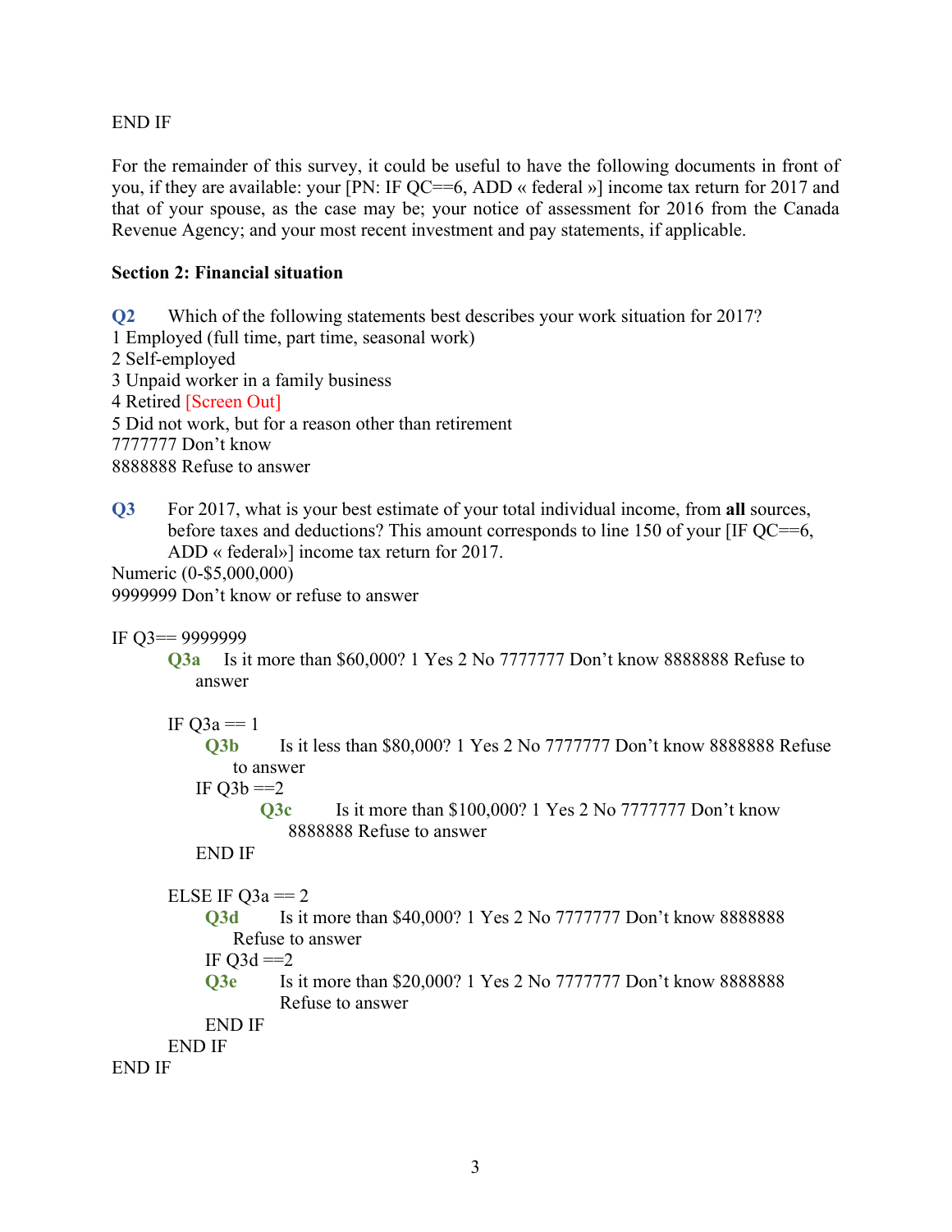END IF

For the remainder of this survey, it could be useful to have the following documents in front of you, if they are available: your [PN: IF QC==6, ADD « federal »] income tax return for 2017 and that of your spouse, as the case may be; your notice of assessment for 2016 from the Canada Revenue Agency; and your most recent investment and pay statements, if applicable.

**Section 2: Financial situation**

**Q2** Which of the following statements best describes your work situation for 2017?

1 Employed (full time, part time, seasonal work)
2 Self-employed
3 Unpaid worker in a family business
4 Retired [Screen Out]
5 Did not work, but for a reason other than retirement
7777777 Don't know
8888888 Refuse to answer

**Q3** For 2017, what is your best estimate of your total individual income, from **all** sources, before taxes and deductions? This amount corresponds to line 150 of your [IF QC==6, ADD « federal»] income tax return for 2017.

Numeric (0-$5,000,000)
9999999 Don't know or refuse to answer

IF Q3== 9999999

> **Q3a** Is it more than $60,000? 1 Yes 2 No 7777777 Don't know 8888888 Refuse to answer
>
> IF Q3a == 1
>
> > **Q3b** Is it less than $80,000? 1 Yes 2 No 7777777 Don't know 8888888 Refuse to answer
> >
> > IF Q3b ==2
> >
> > > **Q3c** Is it more than $100,000? 1 Yes 2 No 7777777 Don't know 8888888 Refuse to answer
> >
> > END IF
>
> ELSE IF Q3a == 2
>
> > **Q3d** Is it more than $40,000? 1 Yes 2 No 7777777 Don't know 8888888 Refuse to answer
> >
> > IF Q3d ==2
> >
> > **Q3e** Is it more than $20,000? 1 Yes 2 No 7777777 Don't know 8888888 Refuse to answer
> >
> > END IF
>
> END IF

END IF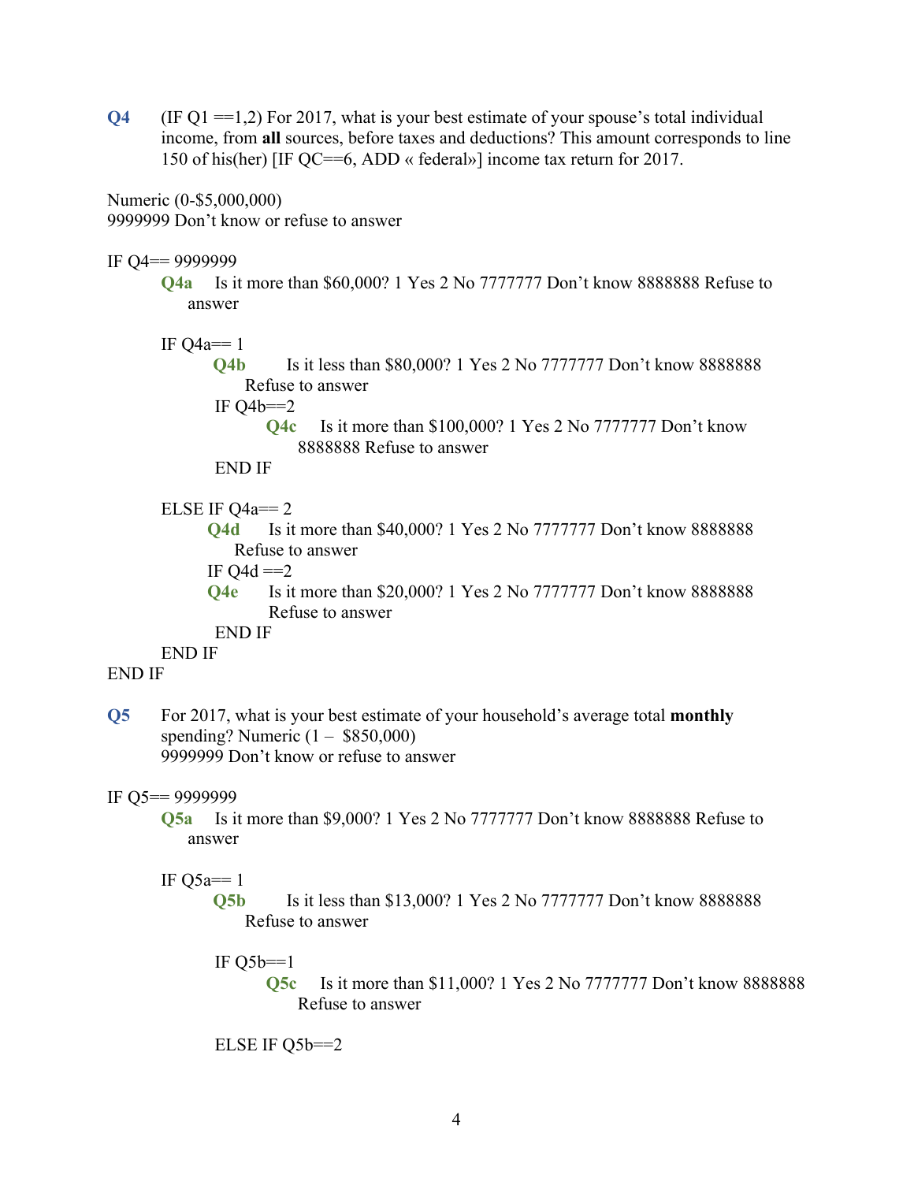**Q4** (IF Q1 ==1,2) For 2017, what is your best estimate of your spouse's total individual income, from **all** sources, before taxes and deductions? This amount corresponds to line 150 of his(her) [IF QC==6, ADD « federal»] income tax return for 2017.

Numeric (0-$5,000,000)
9999999 Don't know or refuse to answer

IF Q4== 9999999

> **Q4a** Is it more than $60,000? 1 Yes 2 No 7777777 Don't know 8888888 Refuse to answer
>
> IF Q4a== 1
>
> > **Q4b** Is it less than $80,000? 1 Yes 2 No 7777777 Don't know 8888888 Refuse to answer
> >
> > IF Q4b==2
> >
> > > **Q4c** Is it more than $100,000? 1 Yes 2 No 7777777 Don't know 8888888 Refuse to answer
> >
> > END IF
>
> ELSE IF Q4a== 2
>
> > **Q4d** Is it more than $40,000? 1 Yes 2 No 7777777 Don't know 8888888 Refuse to answer
> >
> > IF Q4d ==2
> >
> > **Q4e** Is it more than $20,000? 1 Yes 2 No 7777777 Don't know 8888888 Refuse to answer
> >
> > END IF
>
> END IF

END IF

**Q5** For 2017, what is your best estimate of your household's average total **monthly** spending? Numeric (1 – $850,000)
9999999 Don't know or refuse to answer

IF Q5== 9999999

> **Q5a** Is it more than $9,000? 1 Yes 2 No 7777777 Don't know 8888888 Refuse to answer
>
> IF Q5a== 1
>
> > **Q5b** Is it less than $13,000? 1 Yes 2 No 7777777 Don't know 8888888 Refuse to answer
> >
> > IF Q5b==1
> >
> > > **Q5c** Is it more than $11,000? 1 Yes 2 No 7777777 Don't know 8888888 Refuse to answer
> >
> > ELSE IF Q5b==2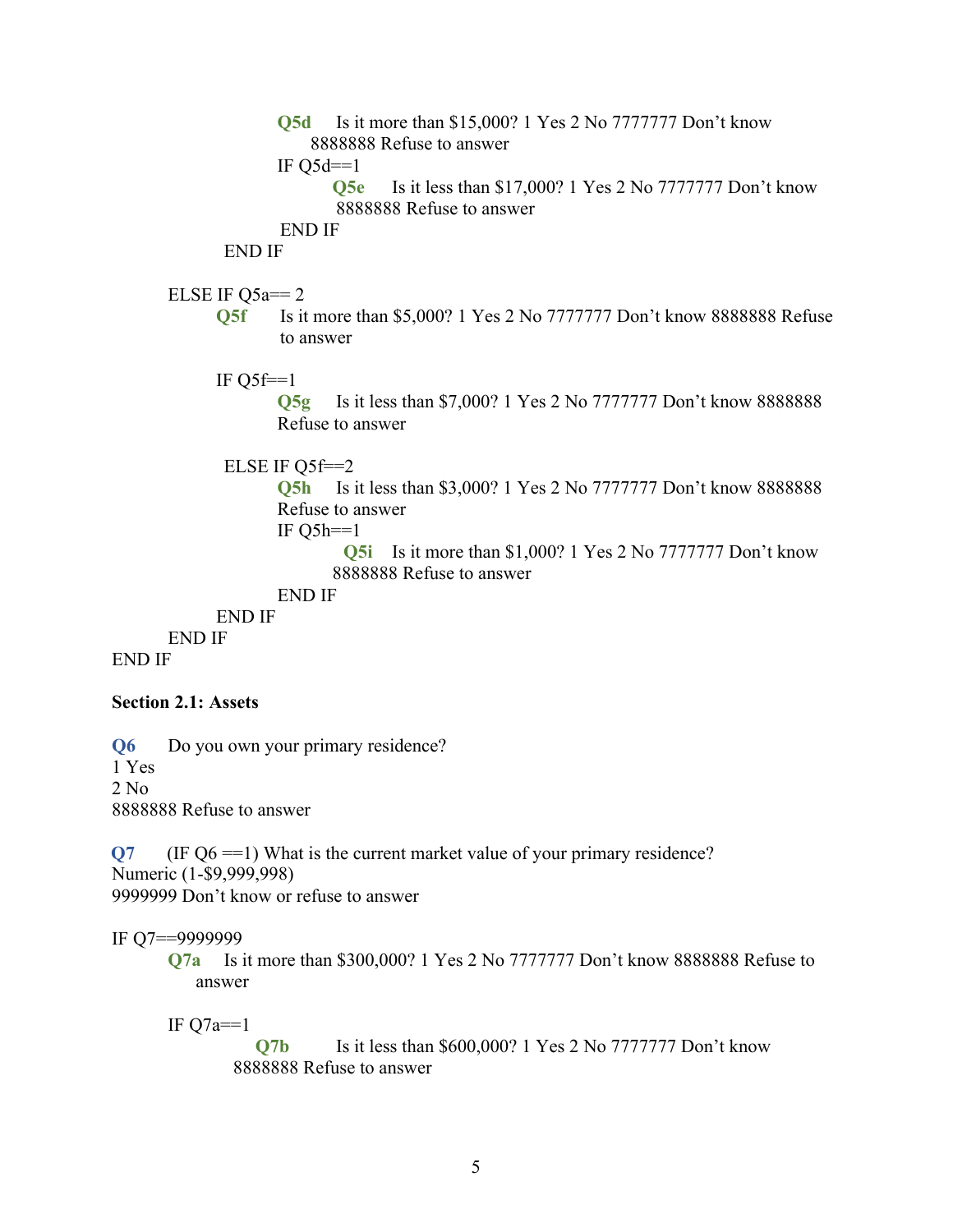**Q5d** Is it more than $15,000? 1 Yes 2 No 7777777 Don't know 8888888 Refuse to answer

IF Q5d==1

**Q5e** Is it less than $17,000? 1 Yes 2 No 7777777 Don't know 8888888 Refuse to answer

END IF

END IF

ELSE IF Q5a== 2

**Q5f** Is it more than $5,000? 1 Yes 2 No 7777777 Don't know 8888888 Refuse to answer

IF Q5f==1

**Q5g** Is it less than $7,000? 1 Yes 2 No 7777777 Don't know 8888888 Refuse to answer

ELSE IF Q5f==2

**Q5h** Is it less than $3,000? 1 Yes 2 No 7777777 Don't know 8888888 Refuse to answer

IF Q5h==1

**Q5i** Is it more than $1,000? 1 Yes 2 No 7777777 Don't know 8888888 Refuse to answer

END IF

END IF

END IF

END IF

**Section 2.1: Assets**

**Q6** Do you own your primary residence?

1 Yes

2 No

8888888 Refuse to answer

**Q7** (IF Q6 ==1) What is the current market value of your primary residence?

Numeric (1-$9,999,998)

9999999 Don't know or refuse to answer

IF Q7==9999999

**Q7a** Is it more than $300,000? 1 Yes 2 No 7777777 Don't know 8888888 Refuse to answer

IF Q7a==1

**Q7b** Is it less than $600,000? 1 Yes 2 No 7777777 Don't know 8888888 Refuse to answer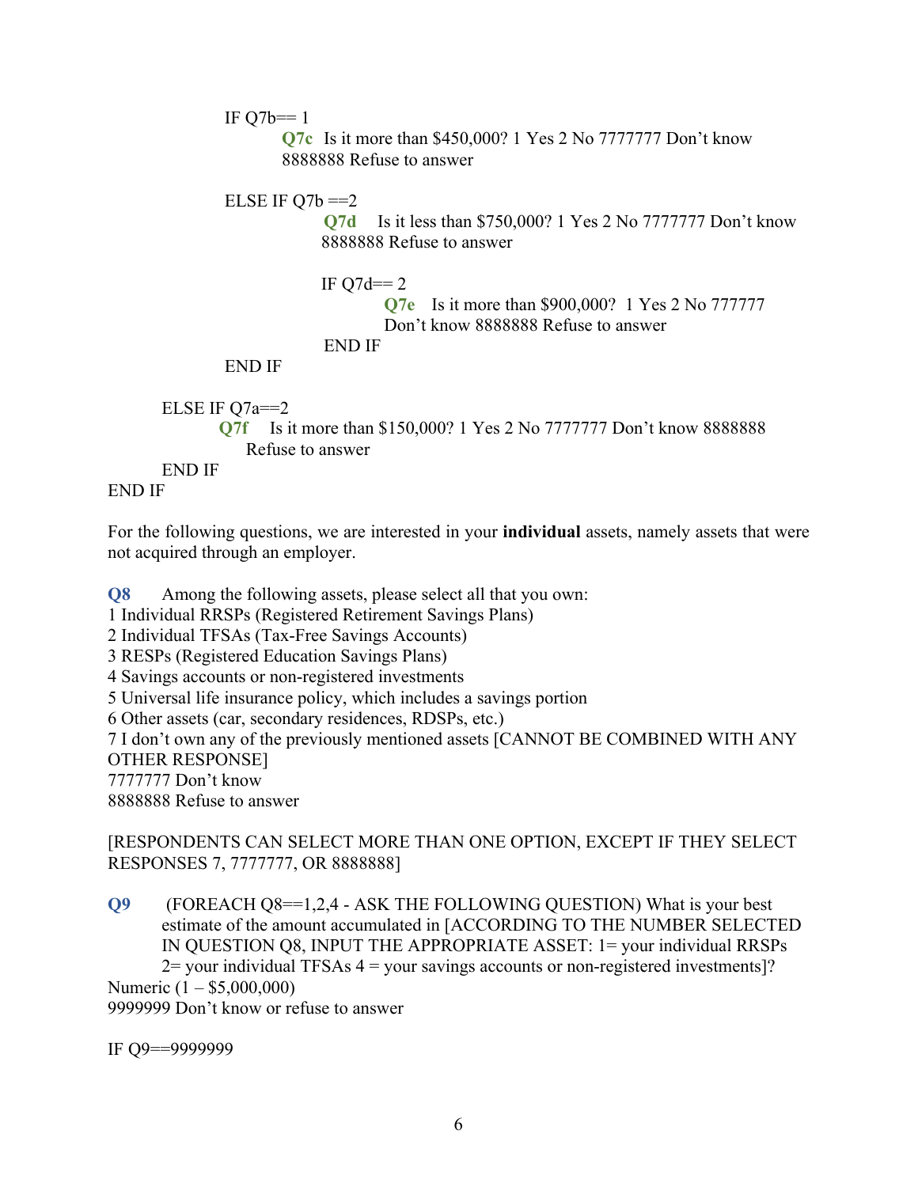IF Q7b== 1

**Q7c** Is it more than $450,000? 1 Yes 2 No 7777777 Don't know 8888888 Refuse to answer

ELSE IF Q7b ==2

**Q7d** Is it less than $750,000? 1 Yes 2 No 7777777 Don't know 8888888 Refuse to answer

IF Q7d== 2

**Q7e** Is it more than $900,000? 1 Yes 2 No 777777 Don't know 8888888 Refuse to answer

END IF

END IF

ELSE IF Q7a==2

**Q7f** Is it more than $150,000? 1 Yes 2 No 7777777 Don't know 8888888 Refuse to answer

END IF

END IF

For the following questions, we are interested in your **individual** assets, namely assets that were not acquired through an employer.

**Q8** Among the following assets, please select all that you own:
1 Individual RRSPs (Registered Retirement Savings Plans)
2 Individual TFSAs (Tax-Free Savings Accounts)
3 RESPs (Registered Education Savings Plans)
4 Savings accounts or non-registered investments
5 Universal life insurance policy, which includes a savings portion
6 Other assets (car, secondary residences, RDSPs, etc.)
7 I don't own any of the previously mentioned assets [CANNOT BE COMBINED WITH ANY OTHER RESPONSE]
7777777 Don't know
8888888 Refuse to answer

[RESPONDENTS CAN SELECT MORE THAN ONE OPTION, EXCEPT IF THEY SELECT RESPONSES 7, 7777777, OR 8888888]

**Q9** (FOREACH Q8==1,2,4 - ASK THE FOLLOWING QUESTION) What is your best estimate of the amount accumulated in [ACCORDING TO THE NUMBER SELECTED IN QUESTION Q8, INPUT THE APPROPRIATE ASSET: 1= your individual RRSPs 2= your individual TFSAs 4 = your savings accounts or non-registered investments]?
Numeric (1 – $5,000,000)
9999999 Don't know or refuse to answer

IF Q9==9999999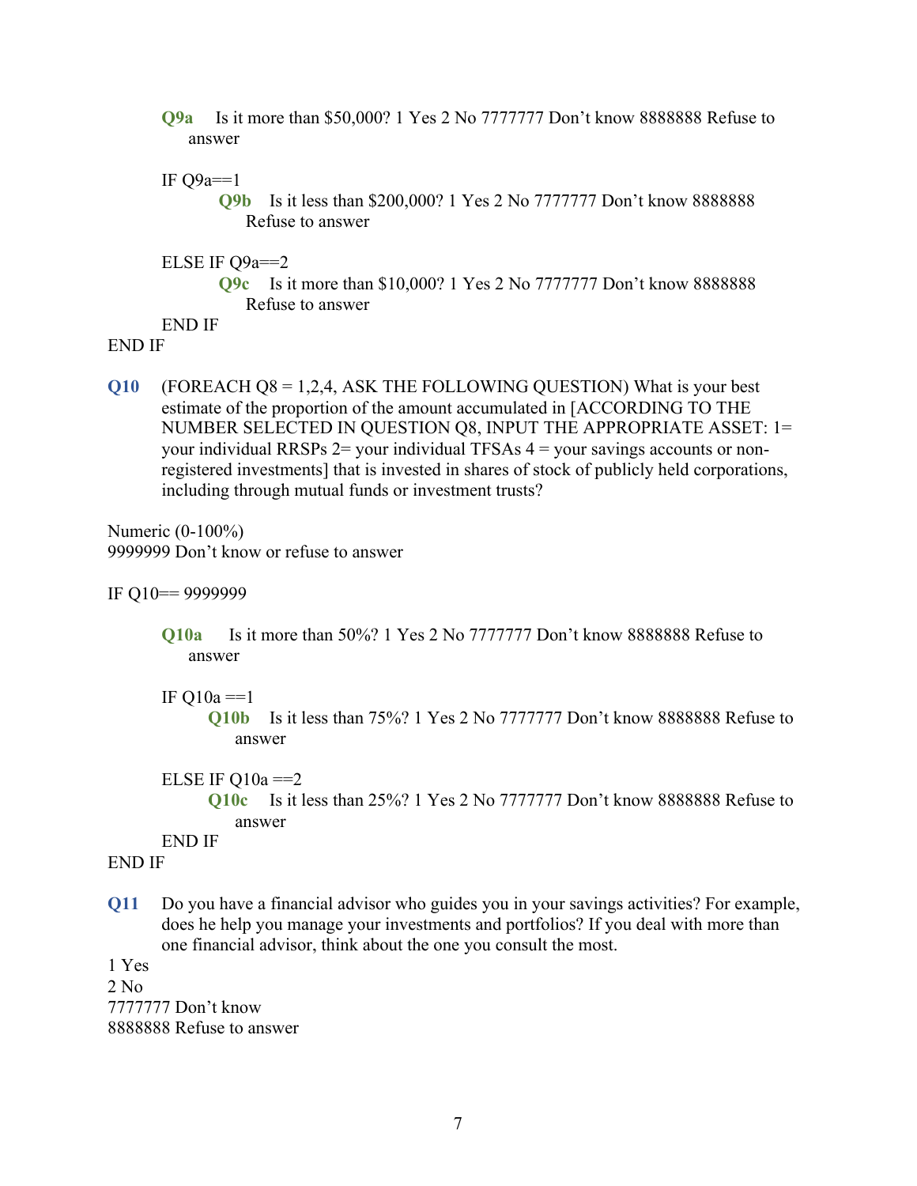**Q9a** Is it more than $50,000? 1 Yes 2 No 7777777 Don't know 8888888 Refuse to answer

IF Q9a==1

**Q9b** Is it less than $200,000? 1 Yes 2 No 7777777 Don't know 8888888 Refuse to answer

ELSE IF Q9a==2

**Q9c** Is it more than $10,000? 1 Yes 2 No 7777777 Don't know 8888888 Refuse to answer

END IF

END IF

**Q10** (FOREACH Q8 = 1,2,4, ASK THE FOLLOWING QUESTION) What is your best estimate of the proportion of the amount accumulated in [ACCORDING TO THE NUMBER SELECTED IN QUESTION Q8, INPUT THE APPROPRIATE ASSET: 1= your individual RRSPs 2= your individual TFSAs 4 = your savings accounts or non-registered investments] that is invested in shares of stock of publicly held corporations, including through mutual funds or investment trusts?

Numeric (0-100%)
9999999 Don't know or refuse to answer

IF Q10== 9999999

**Q10a** Is it more than 50%? 1 Yes 2 No 7777777 Don't know 8888888 Refuse to answer

IF Q10a ==1

**Q10b** Is it less than 75%? 1 Yes 2 No 7777777 Don't know 8888888 Refuse to answer

ELSE IF Q10a ==2

**Q10c** Is it less than 25%? 1 Yes 2 No 7777777 Don't know 8888888 Refuse to answer

END IF

END IF

**Q11** Do you have a financial advisor who guides you in your savings activities? For example, does he help you manage your investments and portfolios? If you deal with more than one financial advisor, think about the one you consult the most.

1 Yes
2 No
7777777 Don't know
8888888 Refuse to answer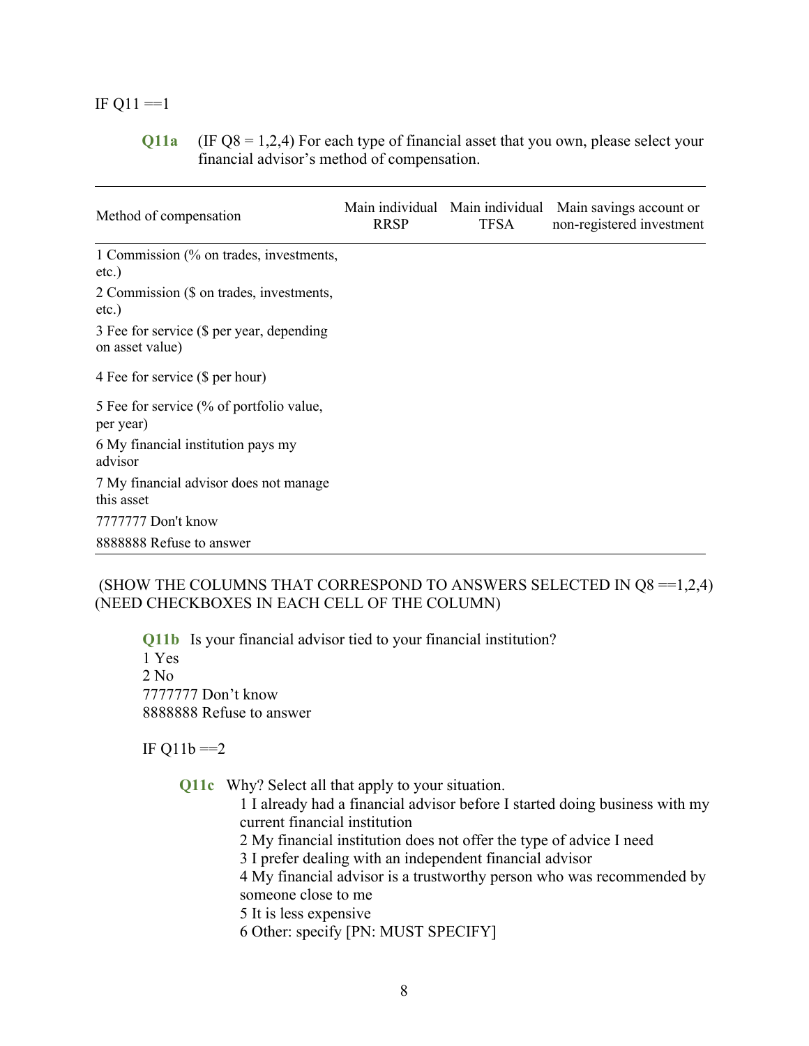IF Q11 ==1

**Q11a** (IF Q8 = 1,2,4) For each type of financial asset that you own, please select your financial advisor's method of compensation.

| Method of compensation | Main individual RRSP | Main individual TFSA | Main savings account or non-registered investment |
|---|---|---|---|
| 1 Commission (% on trades, investments, etc.) | | | |
| 2 Commission ($ on trades, investments, etc.) | | | |
| 3 Fee for service ($ per year, depending on asset value) | | | |
| 4 Fee for service ($ per hour) | | | |
| 5 Fee for service (% of portfolio value, per year) | | | |
| 6 My financial institution pays my advisor | | | |
| 7 My financial advisor does not manage this asset | | | |
| 7777777 Don't know | | | |
| 8888888 Refuse to answer | | | |

(SHOW THE COLUMNS THAT CORRESPOND TO ANSWERS SELECTED IN Q8 ==1,2,4) (NEED CHECKBOXES IN EACH CELL OF THE COLUMN)

**Q11b** Is your financial advisor tied to your financial institution?
1 Yes
2 No
7777777 Don't know
8888888 Refuse to answer

IF Q11b ==2

**Q11c** Why? Select all that apply to your situation.
1 I already had a financial advisor before I started doing business with my current financial institution
2 My financial institution does not offer the type of advice I need
3 I prefer dealing with an independent financial advisor
4 My financial advisor is a trustworthy person who was recommended by someone close to me
5 It is less expensive
6 Other: specify [PN: MUST SPECIFY]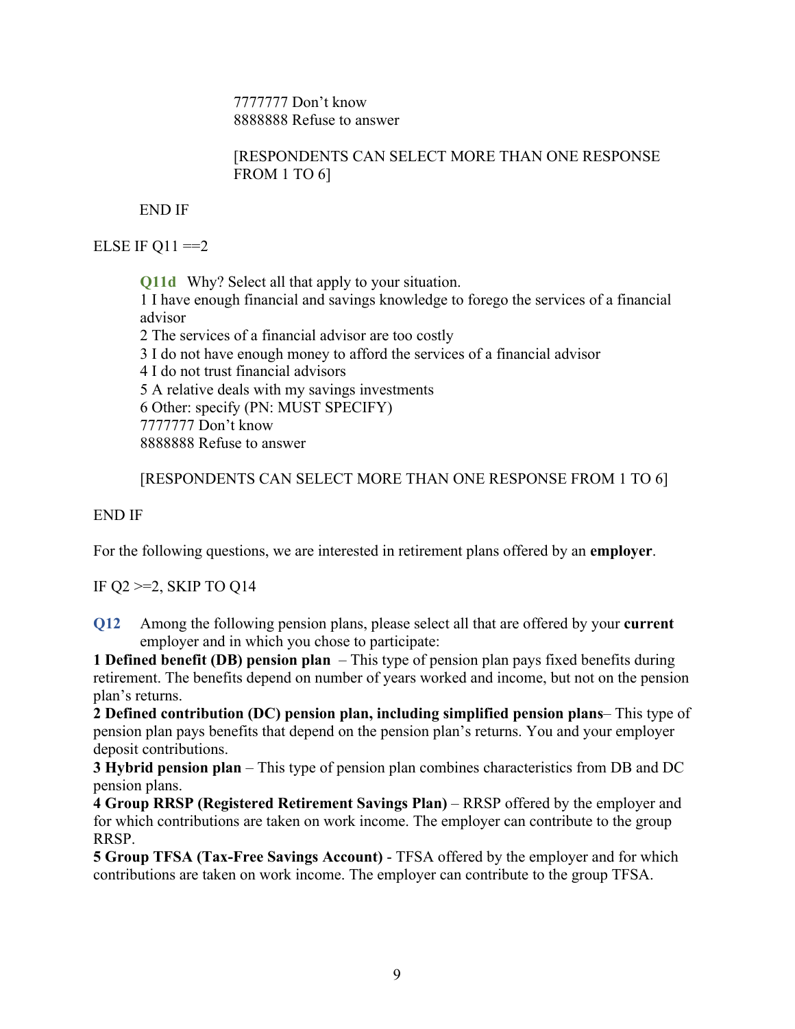7777777 Don't know
8888888 Refuse to answer

[RESPONDENTS CAN SELECT MORE THAN ONE RESPONSE FROM 1 TO 6]

END IF

ELSE IF Q11 ==2

**Q11d** Why? Select all that apply to your situation.
1 I have enough financial and savings knowledge to forego the services of a financial advisor
2 The services of a financial advisor are too costly
3 I do not have enough money to afford the services of a financial advisor
4 I do not trust financial advisors
5 A relative deals with my savings investments
6 Other: specify (PN: MUST SPECIFY)
7777777 Don't know
8888888 Refuse to answer

[RESPONDENTS CAN SELECT MORE THAN ONE RESPONSE FROM 1 TO 6]

END IF

For the following questions, we are interested in retirement plans offered by an **employer**.

IF Q2 >=2, SKIP TO Q14

**Q12** Among the following pension plans, please select all that are offered by your **current** employer and in which you chose to participate:

**1 Defined benefit (DB) pension plan** – This type of pension plan pays fixed benefits during retirement. The benefits depend on number of years worked and income, but not on the pension plan's returns.
**2 Defined contribution (DC) pension plan, including simplified pension plans**– This type of pension plan pays benefits that depend on the pension plan's returns. You and your employer deposit contributions.
**3 Hybrid pension plan** – This type of pension plan combines characteristics from DB and DC pension plans.
**4 Group RRSP (Registered Retirement Savings Plan)** – RRSP offered by the employer and for which contributions are taken on work income. The employer can contribute to the group RRSP.
**5 Group TFSA (Tax-Free Savings Account)** - TFSA offered by the employer and for which contributions are taken on work income. The employer can contribute to the group TFSA.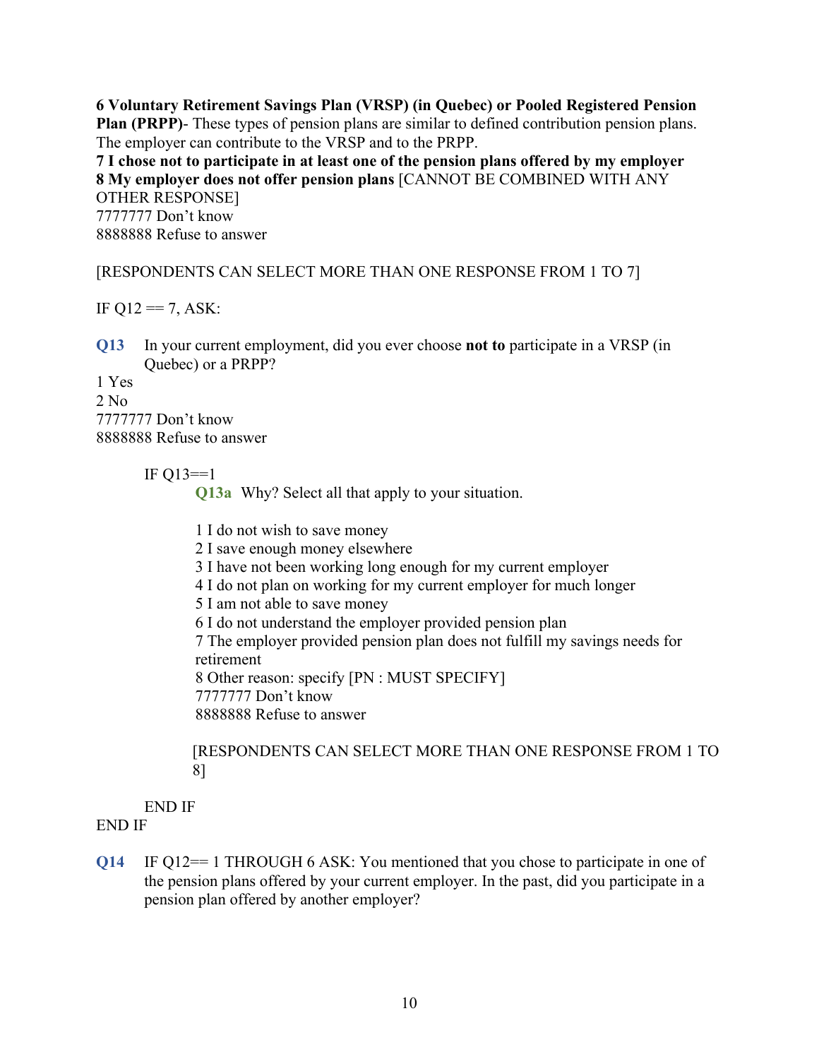**6 Voluntary Retirement Savings Plan (VRSP) (in Quebec) or Pooled Registered Pension Plan (PRPP)**- These types of pension plans are similar to defined contribution pension plans. The employer can contribute to the VRSP and to the PRPP.
**7 I chose not to participate in at least one of the pension plans offered by my employer**
**8 My employer does not offer pension plans** [CANNOT BE COMBINED WITH ANY OTHER RESPONSE]
7777777 Don't know
8888888 Refuse to answer

[RESPONDENTS CAN SELECT MORE THAN ONE RESPONSE FROM 1 TO 7]

IF Q12 == 7, ASK:

**Q13** In your current employment, did you ever choose **not to** participate in a VRSP (in Quebec) or a PRPP?

1 Yes
2 No
7777777 Don't know
8888888 Refuse to answer

IF Q13==1

**Q13a** Why? Select all that apply to your situation.

1 I do not wish to save money
2 I save enough money elsewhere
3 I have not been working long enough for my current employer
4 I do not plan on working for my current employer for much longer
5 I am not able to save money
6 I do not understand the employer provided pension plan
7 The employer provided pension plan does not fulfill my savings needs for retirement
8 Other reason: specify [PN : MUST SPECIFY]
7777777 Don't know
8888888 Refuse to answer

[RESPONDENTS CAN SELECT MORE THAN ONE RESPONSE FROM 1 TO 8]

END IF
END IF

**Q14** IF Q12== 1 THROUGH 6 ASK: You mentioned that you chose to participate in one of the pension plans offered by your current employer. In the past, did you participate in a pension plan offered by another employer?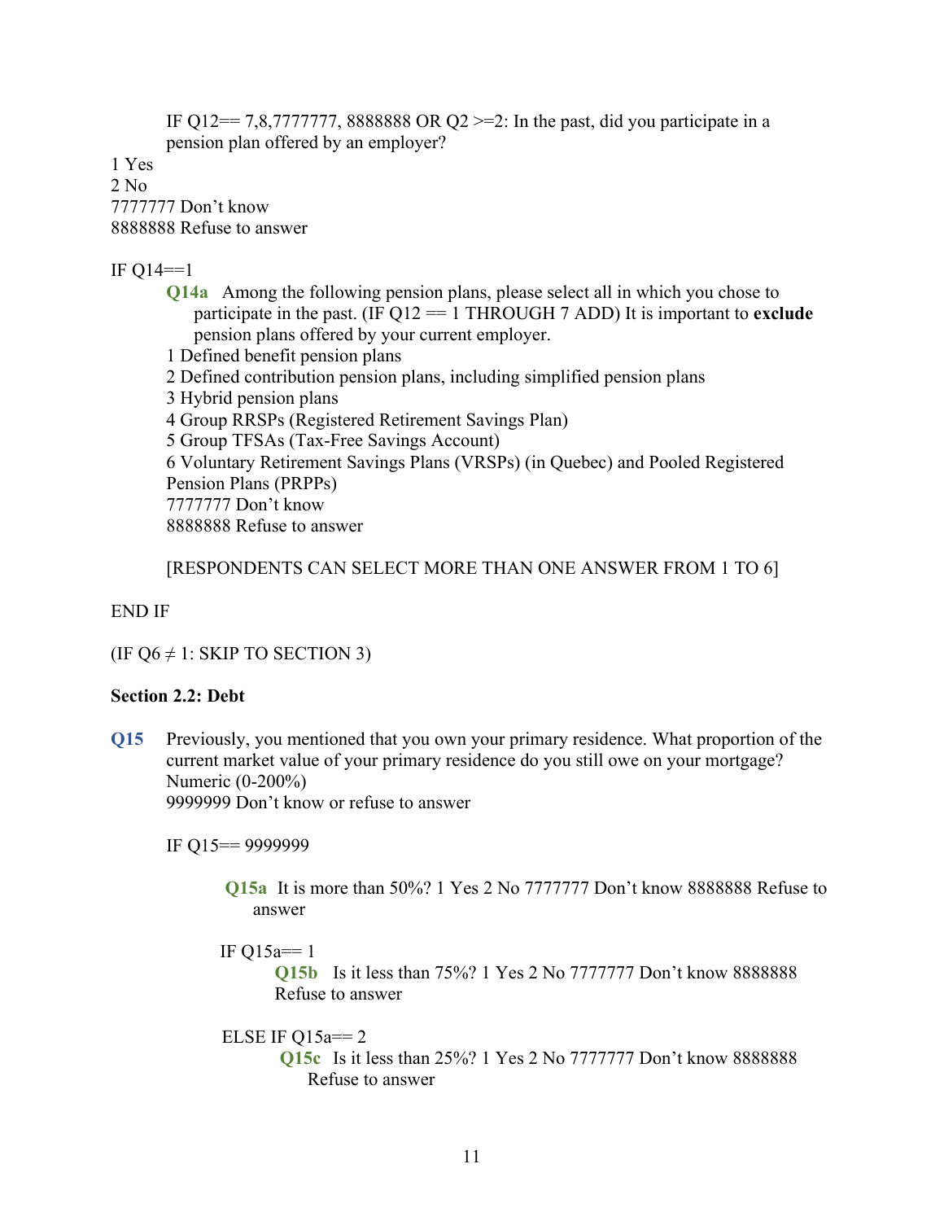IF Q12== 7,8,7777777, 8888888 OR Q2 >=2: In the past, did you participate in a pension plan offered by an employer?

1 Yes
2 No
7777777 Don't know
8888888 Refuse to answer

IF Q14==1

**Q14a** Among the following pension plans, please select all in which you chose to participate in the past. (IF Q12 == 1 THROUGH 7 ADD) It is important to **exclude** pension plans offered by your current employer.

1 Defined benefit pension plans
2 Defined contribution pension plans, including simplified pension plans
3 Hybrid pension plans
4 Group RRSPs (Registered Retirement Savings Plan)
5 Group TFSAs (Tax-Free Savings Account)
6 Voluntary Retirement Savings Plans (VRSPs) (in Quebec) and Pooled Registered Pension Plans (PRPPs)
7777777 Don't know
8888888 Refuse to answer

[RESPONDENTS CAN SELECT MORE THAN ONE ANSWER FROM 1 TO 6]

END IF

(IF Q6 ≠ 1: SKIP TO SECTION 3)

**Section 2.2: Debt**

**Q15** Previously, you mentioned that you own your primary residence. What proportion of the current market value of your primary residence do you still owe on your mortgage?
Numeric (0-200%)
9999999 Don't know or refuse to answer

IF Q15== 9999999

**Q15a** It is more than 50%? 1 Yes 2 No 7777777 Don't know 8888888 Refuse to answer

IF Q15a== 1

**Q15b** Is it less than 75%? 1 Yes 2 No 7777777 Don't know 8888888 Refuse to answer

ELSE IF Q15a== 2

**Q15c** Is it less than 25%? 1 Yes 2 No 7777777 Don't know 8888888 Refuse to answer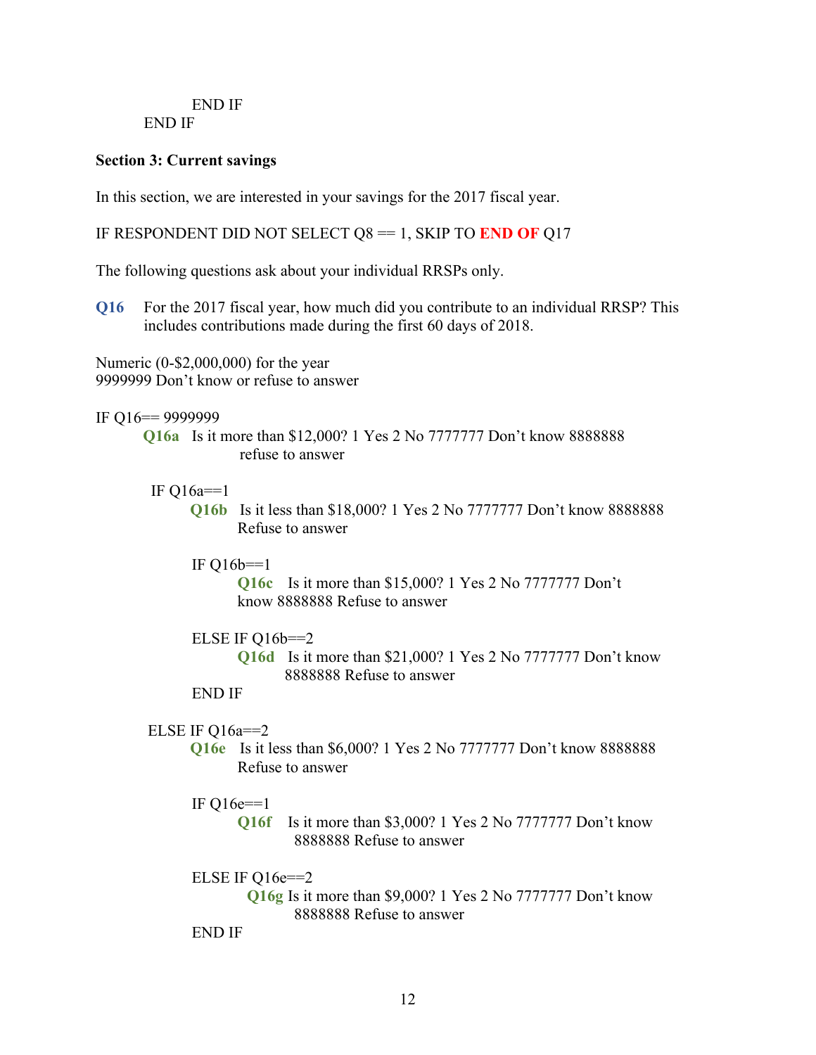END IF
END IF

**Section 3: Current savings**

In this section, we are interested in your savings for the 2017 fiscal year.

IF RESPONDENT DID NOT SELECT Q8 == 1, SKIP TO **END OF** Q17

The following questions ask about your individual RRSPs only.

**Q16** For the 2017 fiscal year, how much did you contribute to an individual RRSP? This includes contributions made during the first 60 days of 2018.

Numeric (0-$2,000,000) for the year
9999999 Don't know or refuse to answer

IF Q16== 9999999

**Q16a** Is it more than $12,000? 1 Yes 2 No 7777777 Don't know 8888888 refuse to answer

IF Q16a==1

**Q16b** Is it less than $18,000? 1 Yes 2 No 7777777 Don't know 8888888 Refuse to answer

IF Q16b==1

**Q16c** Is it more than $15,000? 1 Yes 2 No 7777777 Don't know 8888888 Refuse to answer

ELSE IF Q16b==2

**Q16d** Is it more than $21,000? 1 Yes 2 No 7777777 Don't know 8888888 Refuse to answer

END IF

ELSE IF Q16a==2

**Q16e** Is it less than $6,000? 1 Yes 2 No 7777777 Don't know 8888888 Refuse to answer

IF Q16e==1

**Q16f** Is it more than $3,000? 1 Yes 2 No 7777777 Don't know 8888888 Refuse to answer

ELSE IF Q16e==2

**Q16g** Is it more than $9,000? 1 Yes 2 No 7777777 Don't know 8888888 Refuse to answer

END IF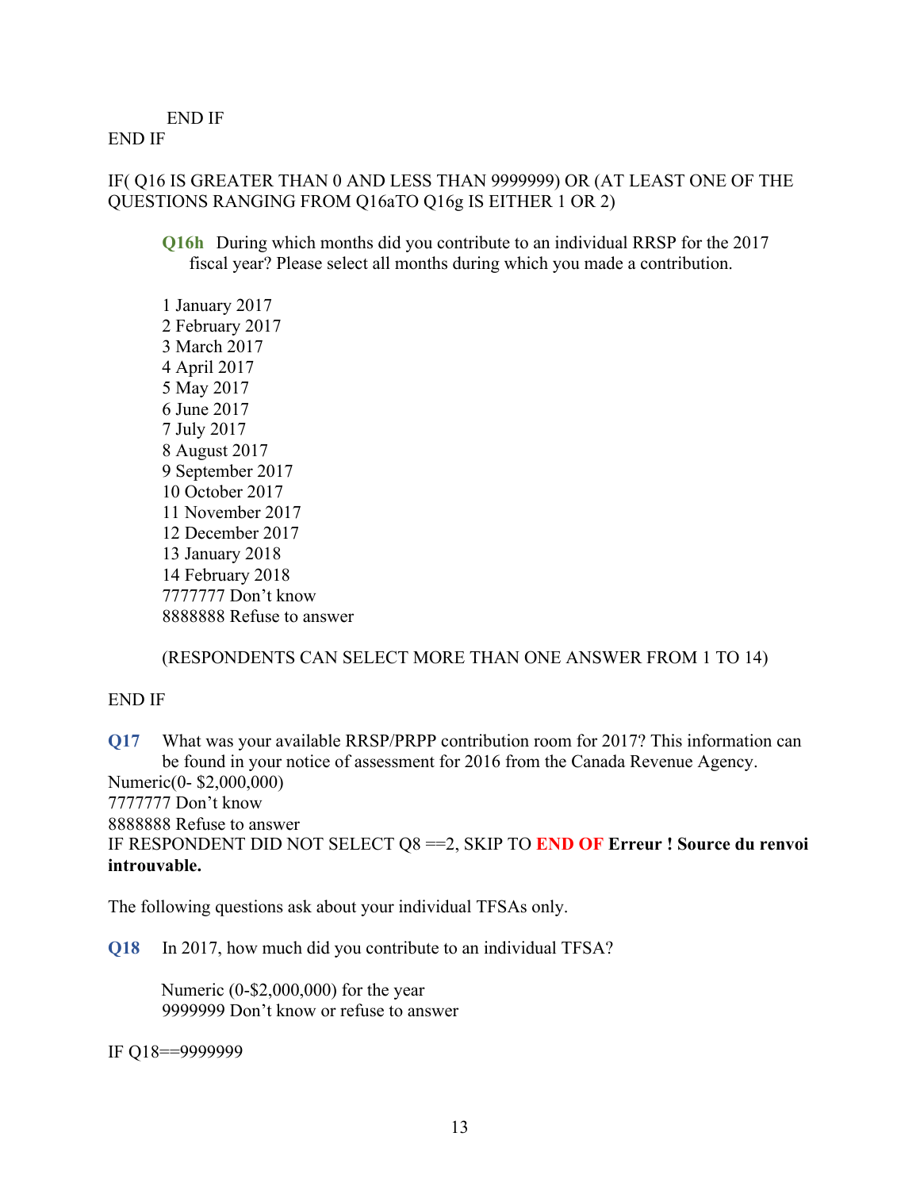END IF
END IF

IF( Q16 IS GREATER THAN 0 AND LESS THAN 9999999) OR (AT LEAST ONE OF THE QUESTIONS RANGING FROM Q16aTO Q16g IS EITHER 1 OR 2)

**Q16h** During which months did you contribute to an individual RRSP for the 2017 fiscal year? Please select all months during which you made a contribution.

1 January 2017
2 February 2017
3 March 2017
4 April 2017
5 May 2017
6 June 2017
7 July 2017
8 August 2017
9 September 2017
10 October 2017
11 November 2017
12 December 2017
13 January 2018
14 February 2018
7777777 Don't know
8888888 Refuse to answer

(RESPONDENTS CAN SELECT MORE THAN ONE ANSWER FROM 1 TO 14)

END IF

**Q17** What was your available RRSP/PRPP contribution room for 2017? This information can be found in your notice of assessment for 2016 from the Canada Revenue Agency.
Numeric(0- $2,000,000)
7777777 Don't know
8888888 Refuse to answer
IF RESPONDENT DID NOT SELECT Q8 ==2, SKIP TO **END OF Erreur ! Source du renvoi introuvable.**

The following questions ask about your individual TFSAs only.

**Q18** In 2017, how much did you contribute to an individual TFSA?

Numeric (0-$2,000,000) for the year
9999999 Don't know or refuse to answer

IF Q18==9999999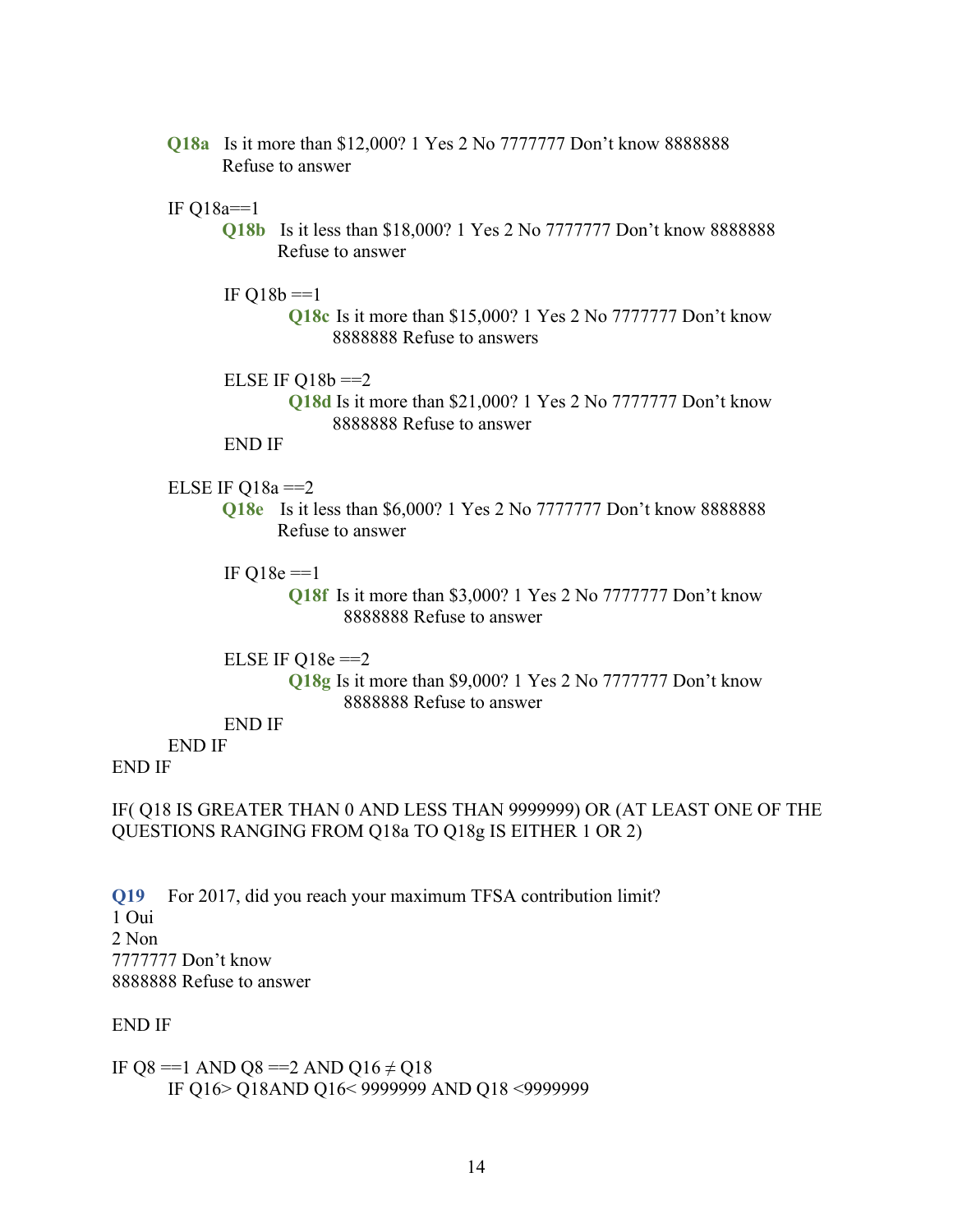**Q18a** Is it more than $12,000? 1 Yes 2 No 7777777 Don't know 8888888 Refuse to answer

IF Q18a==1

**Q18b** Is it less than $18,000? 1 Yes 2 No 7777777 Don't know 8888888 Refuse to answer

IF Q18b ==1

**Q18c** Is it more than $15,000? 1 Yes 2 No 7777777 Don't know 8888888 Refuse to answers

ELSE IF Q18b ==2

**Q18d** Is it more than $21,000? 1 Yes 2 No 7777777 Don't know 8888888 Refuse to answer

END IF

ELSE IF Q18a ==2

**Q18e** Is it less than $6,000? 1 Yes 2 No 7777777 Don't know 8888888 Refuse to answer

IF Q18e ==1

**Q18f** Is it more than $3,000? 1 Yes 2 No 7777777 Don't know 8888888 Refuse to answer

ELSE IF Q18e ==2

**Q18g** Is it more than $9,000? 1 Yes 2 No 7777777 Don't know 8888888 Refuse to answer

END IF

END IF

END IF

IF( Q18 IS GREATER THAN 0 AND LESS THAN 9999999) OR (AT LEAST ONE OF THE QUESTIONS RANGING FROM Q18a TO Q18g IS EITHER 1 OR 2)

**Q19** For 2017, did you reach your maximum TFSA contribution limit?
1 Oui
2 Non
7777777 Don't know
8888888 Refuse to answer

END IF

IF Q8 ==1 AND Q8 ==2 AND Q16 ≠ Q18

IF Q16> Q18AND Q16< 9999999 AND Q18 <9999999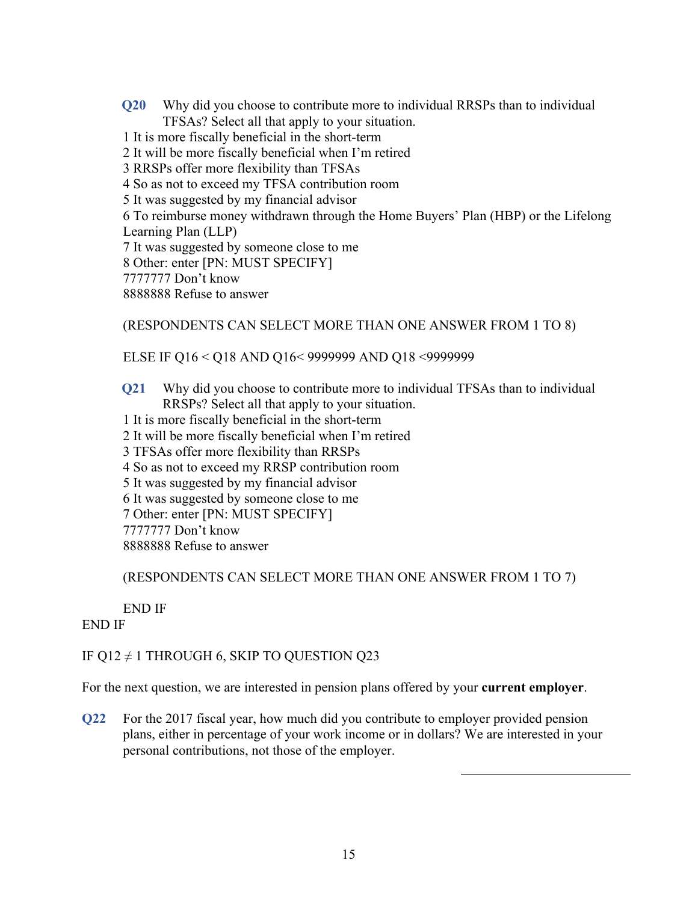**Q20** Why did you choose to contribute more to individual RRSPs than to individual TFSAs? Select all that apply to your situation.

1 It is more fiscally beneficial in the short-term
2 It will be more fiscally beneficial when I'm retired
3 RRSPs offer more flexibility than TFSAs
4 So as not to exceed my TFSA contribution room
5 It was suggested by my financial advisor
6 To reimburse money withdrawn through the Home Buyers' Plan (HBP) or the Lifelong Learning Plan (LLP)
7 It was suggested by someone close to me
8 Other: enter [PN: MUST SPECIFY]
7777777 Don't know
8888888 Refuse to answer

(RESPONDENTS CAN SELECT MORE THAN ONE ANSWER FROM 1 TO 8)

ELSE IF Q16 < Q18 AND Q16< 9999999 AND Q18 <9999999

**Q21** Why did you choose to contribute more to individual TFSAs than to individual RRSPs? Select all that apply to your situation.

1 It is more fiscally beneficial in the short-term
2 It will be more fiscally beneficial when I'm retired
3 TFSAs offer more flexibility than RRSPs
4 So as not to exceed my RRSP contribution room
5 It was suggested by my financial advisor
6 It was suggested by someone close to me
7 Other: enter [PN: MUST SPECIFY]
7777777 Don't know
8888888 Refuse to answer

(RESPONDENTS CAN SELECT MORE THAN ONE ANSWER FROM 1 TO 7)

END IF

END IF

IF Q12 ≠ 1 THROUGH 6, SKIP TO QUESTION Q23

For the next question, we are interested in pension plans offered by your **current employer**.

**Q22** For the 2017 fiscal year, how much did you contribute to employer provided pension plans, either in percentage of your work income or in dollars? We are interested in your personal contributions, not those of the employer.

\_\_\_\_\_\_\_\_\_\_\_\_\_\_\_\_\_\_\_\_\_\_\_\_\_\_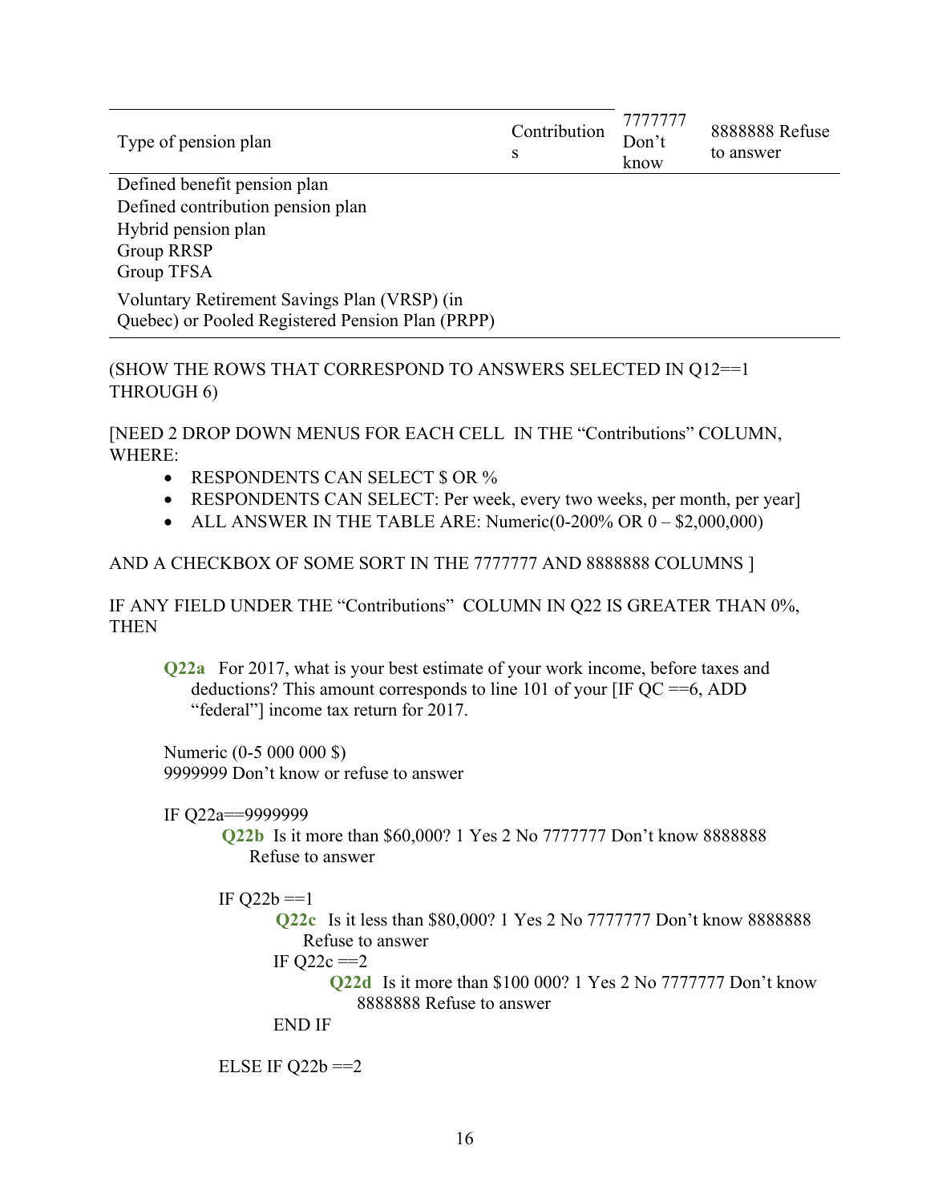| Type of pension plan | Contributions | 7777777 Don't know | 8888888 Refuse to answer |
|---|---|---|---|
| Defined benefit pension plan | | | |
| Defined contribution pension plan | | | |
| Hybrid pension plan | | | |
| Group RRSP | | | |
| Group TFSA | | | |
| Voluntary Retirement Savings Plan (VRSP) (in Quebec) or Pooled Registered Pension Plan (PRPP) | | | |

(SHOW THE ROWS THAT CORRESPOND TO ANSWERS SELECTED IN Q12==1 THROUGH 6)

[NEED 2 DROP DOWN MENUS FOR EACH CELL IN THE "Contributions" COLUMN, WHERE:

- RESPONDENTS CAN SELECT $ OR %
- RESPONDENTS CAN SELECT: Per week, every two weeks, per month, per year]
- ALL ANSWER IN THE TABLE ARE: Numeric(0-200% OR 0 – $2,000,000)

AND A CHECKBOX OF SOME SORT IN THE 7777777 AND 8888888 COLUMNS ]

IF ANY FIELD UNDER THE "Contributions" COLUMN IN Q22 IS GREATER THAN 0%, THEN

**Q22a** For 2017, what is your best estimate of your work income, before taxes and deductions? This amount corresponds to line 101 of your [IF QC ==6, ADD "federal"] income tax return for 2017.

Numeric (0-5 000 000 $)
9999999 Don't know or refuse to answer

IF Q22a==9999999

**Q22b** Is it more than $60,000? 1 Yes 2 No 7777777 Don't know 8888888 Refuse to answer

IF Q22b ==1

**Q22c** Is it less than $80,000? 1 Yes 2 No 7777777 Don't know 8888888 Refuse to answer

IF Q22c ==2

**Q22d** Is it more than $100 000? 1 Yes 2 No 7777777 Don't know 8888888 Refuse to answer

END IF

ELSE IF Q22b ==2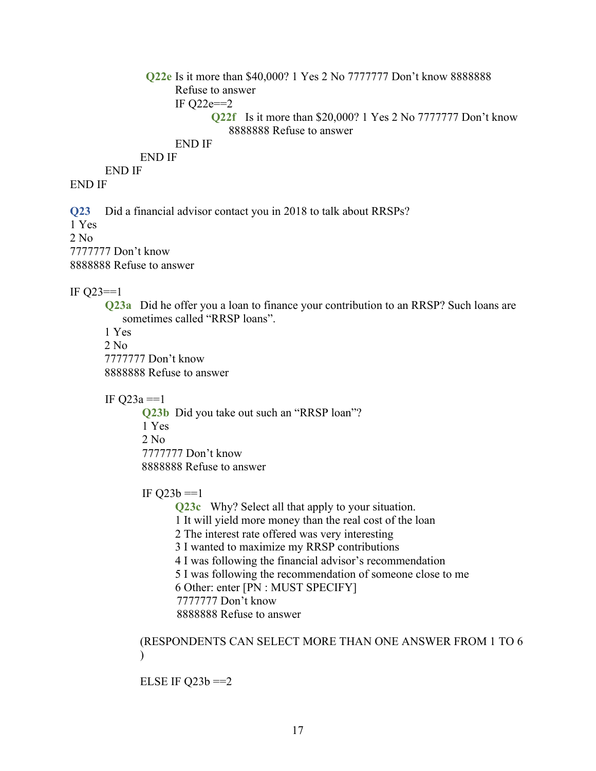**Q22e** Is it more than $40,000? 1 Yes 2 No 7777777 Don't know 8888888 Refuse to answer

IF Q22e==2

**Q22f** Is it more than $20,000? 1 Yes 2 No 7777777 Don't know 8888888 Refuse to answer

END IF

END IF

END IF

END IF

**Q23** Did a financial advisor contact you in 2018 to talk about RRSPs?

1 Yes
2 No
7777777 Don't know
8888888 Refuse to answer

IF Q23==1

**Q23a** Did he offer you a loan to finance your contribution to an RRSP? Such loans are sometimes called "RRSP loans".

1 Yes
2 No
7777777 Don't know
8888888 Refuse to answer

IF Q23a ==1

**Q23b** Did you take out such an "RRSP loan"?

1 Yes
2 No
7777777 Don't know
8888888 Refuse to answer

IF Q23b ==1

**Q23c** Why? Select all that apply to your situation.

1 It will yield more money than the real cost of the loan
2 The interest rate offered was very interesting
3 I wanted to maximize my RRSP contributions
4 I was following the financial advisor's recommendation
5 I was following the recommendation of someone close to me
6 Other: enter [PN : MUST SPECIFY]
7777777 Don't know
8888888 Refuse to answer

(RESPONDENTS CAN SELECT MORE THAN ONE ANSWER FROM 1 TO 6 )

ELSE IF Q23b ==2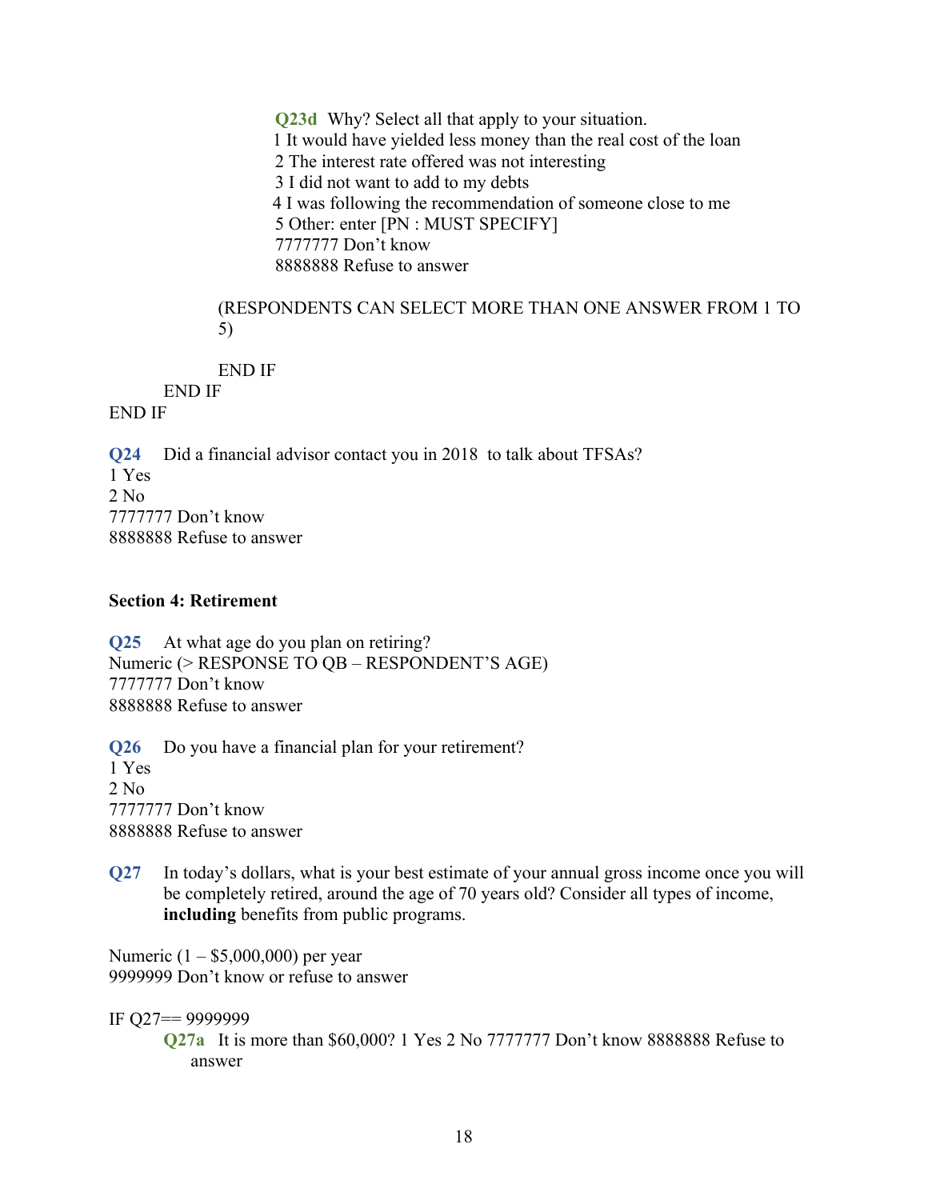**Q23d** Why? Select all that apply to your situation.
1 It would have yielded less money than the real cost of the loan
2 The interest rate offered was not interesting
3 I did not want to add to my debts
4 I was following the recommendation of someone close to me
5 Other: enter [PN : MUST SPECIFY]
7777777 Don't know
8888888 Refuse to answer

(RESPONDENTS CAN SELECT MORE THAN ONE ANSWER FROM 1 TO 5)

END IF
END IF
END IF

**Q24** Did a financial advisor contact you in 2018 to talk about TFSAs?
1 Yes
2 No
7777777 Don't know
8888888 Refuse to answer

**Section 4: Retirement**

**Q25** At what age do you plan on retiring?
Numeric (> RESPONSE TO QB – RESPONDENT'S AGE)
7777777 Don't know
8888888 Refuse to answer

**Q26** Do you have a financial plan for your retirement?
1 Yes
2 No
7777777 Don't know
8888888 Refuse to answer

**Q27** In today's dollars, what is your best estimate of your annual gross income once you will be completely retired, around the age of 70 years old? Consider all types of income, **including** benefits from public programs.

Numeric (1 – $5,000,000) per year
9999999 Don't know or refuse to answer

IF Q27== 9999999
**Q27a** It is more than $60,000? 1 Yes 2 No 7777777 Don't know 8888888 Refuse to answer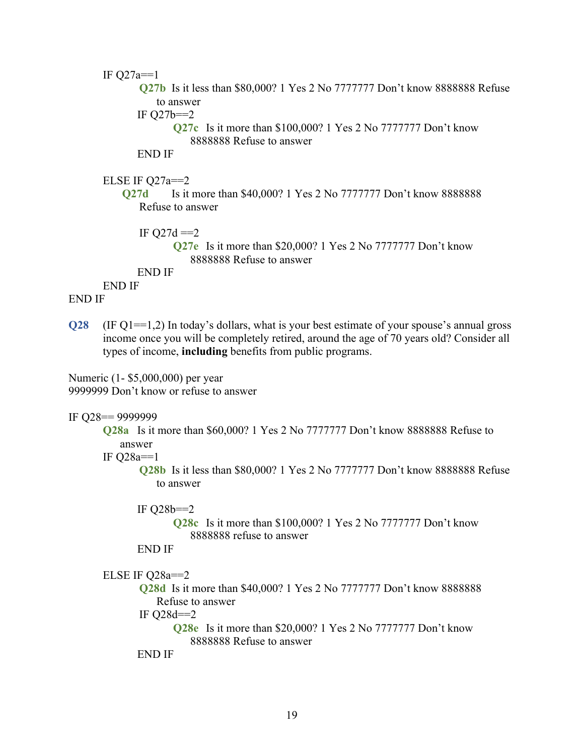IF Q27a==1

**Q27b** Is it less than $80,000? 1 Yes 2 No 7777777 Don't know 8888888 Refuse to answer

IF Q27b==2

**Q27c** Is it more than $100,000? 1 Yes 2 No 7777777 Don't know 8888888 Refuse to answer

END IF

ELSE IF Q27a==2

**Q27d** Is it more than $40,000? 1 Yes 2 No 7777777 Don't know 8888888 Refuse to answer

IF Q27d ==2

**Q27e** Is it more than $20,000? 1 Yes 2 No 7777777 Don't know 8888888 Refuse to answer

END IF

END IF

END IF

**Q28** (IF Q1==1,2) In today's dollars, what is your best estimate of your spouse's annual gross income once you will be completely retired, around the age of 70 years old? Consider all types of income, **including** benefits from public programs.

Numeric (1- $5,000,000) per year
9999999 Don't know or refuse to answer

IF Q28== 9999999

**Q28a** Is it more than $60,000? 1 Yes 2 No 7777777 Don't know 8888888 Refuse to answer

IF Q28a==1

**Q28b** Is it less than $80,000? 1 Yes 2 No 7777777 Don't know 8888888 Refuse to answer

IF Q28b==2

**Q28c** Is it more than $100,000? 1 Yes 2 No 7777777 Don't know 8888888 refuse to answer

END IF

ELSE IF Q28a==2

**Q28d** Is it more than $40,000? 1 Yes 2 No 7777777 Don't know 8888888 Refuse to answer

IF Q28d==2

**Q28e** Is it more than $20,000? 1 Yes 2 No 7777777 Don't know 8888888 Refuse to answer

END IF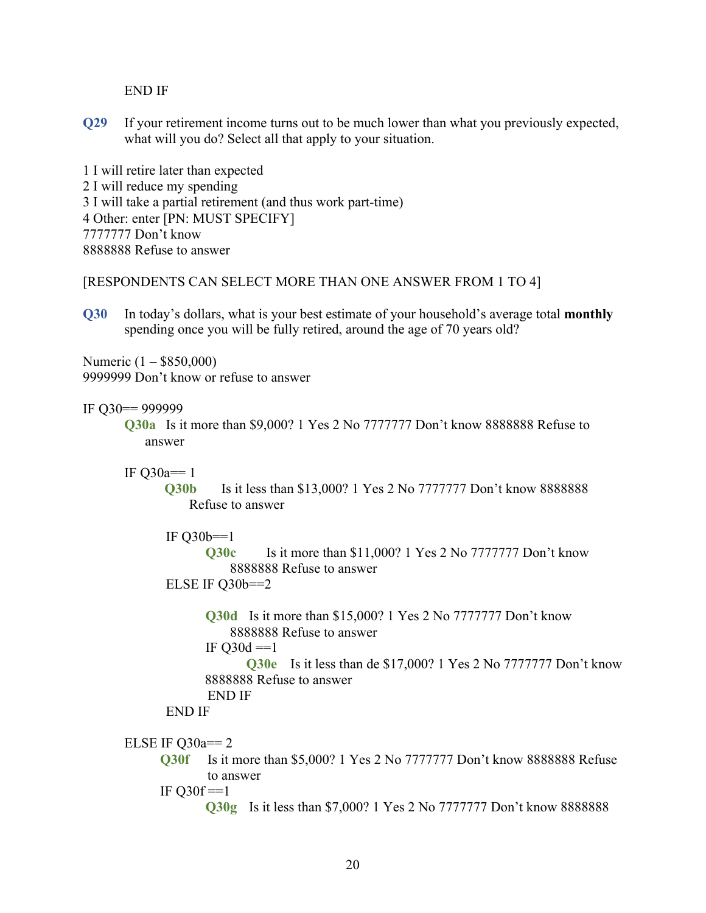END IF

**Q29** If your retirement income turns out to be much lower than what you previously expected, what will you do? Select all that apply to your situation.

1 I will retire later than expected
2 I will reduce my spending
3 I will take a partial retirement (and thus work part-time)
4 Other: enter [PN: MUST SPECIFY]
7777777 Don't know
8888888 Refuse to answer

[RESPONDENTS CAN SELECT MORE THAN ONE ANSWER FROM 1 TO 4]

**Q30** In today's dollars, what is your best estimate of your household's average total **monthly** spending once you will be fully retired, around the age of 70 years old?

Numeric (1 – $850,000)
9999999 Don't know or refuse to answer

IF Q30== 999999

**Q30a** Is it more than $9,000? 1 Yes 2 No 7777777 Don't know 8888888 Refuse to answer

IF Q30a== 1

**Q30b** Is it less than $13,000? 1 Yes 2 No 7777777 Don't know 8888888 Refuse to answer

IF Q30b==1

**Q30c** Is it more than $11,000? 1 Yes 2 No 7777777 Don't know 8888888 Refuse to answer

ELSE IF Q30b==2

**Q30d** Is it more than $15,000? 1 Yes 2 No 7777777 Don't know 8888888 Refuse to answer

IF Q30d ==1

**Q30e** Is it less than de $17,000? 1 Yes 2 No 7777777 Don't know 8888888 Refuse to answer

END IF

END IF

ELSE IF Q30a== 2

**Q30f** Is it more than $5,000? 1 Yes 2 No 7777777 Don't know 8888888 Refuse to answer

IF Q30f ==1

**Q30g** Is it less than $7,000? 1 Yes 2 No 7777777 Don't know 8888888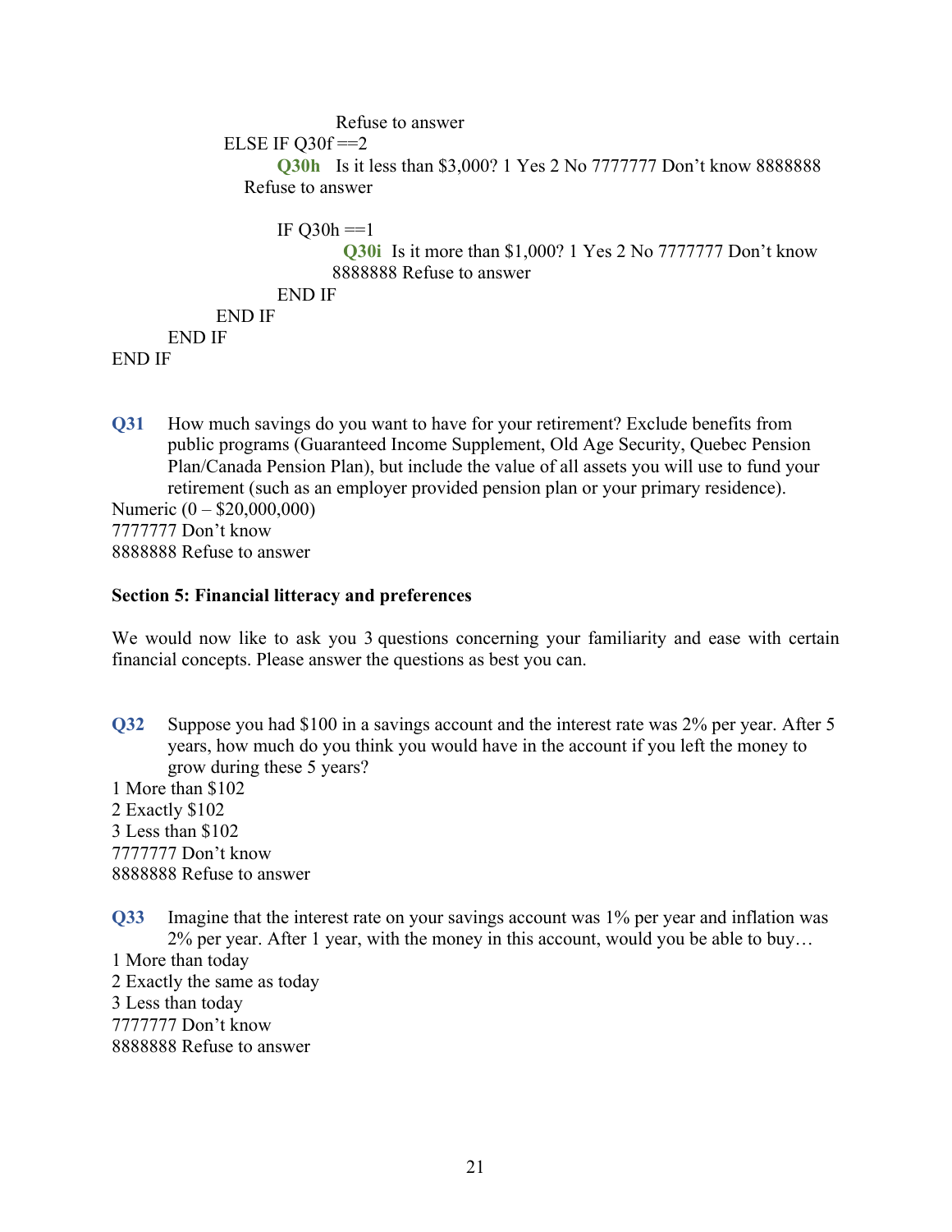Refuse to answer

ELSE IF Q30f ==2

**Q30h** Is it less than $3,000? 1 Yes 2 No 7777777 Don't know 8888888 Refuse to answer

IF Q30h ==1

**Q30i** Is it more than $1,000? 1 Yes 2 No 7777777 Don't know 8888888 Refuse to answer

END IF

END IF

END IF

END IF

**Q31** How much savings do you want to have for your retirement? Exclude benefits from public programs (Guaranteed Income Supplement, Old Age Security, Quebec Pension Plan/Canada Pension Plan), but include the value of all assets you will use to fund your retirement (such as an employer provided pension plan or your primary residence).

Numeric (0 – $20,000,000)
7777777 Don't know
8888888 Refuse to answer

**Section 5: Financial litteracy and preferences**

We would now like to ask you 3 questions concerning your familiarity and ease with certain financial concepts. Please answer the questions as best you can.

**Q32** Suppose you had $100 in a savings account and the interest rate was 2% per year. After 5 years, how much do you think you would have in the account if you left the money to grow during these 5 years?

1 More than $102
2 Exactly $102
3 Less than $102
7777777 Don't know
8888888 Refuse to answer

**Q33** Imagine that the interest rate on your savings account was 1% per year and inflation was 2% per year. After 1 year, with the money in this account, would you be able to buy…

1 More than today
2 Exactly the same as today
3 Less than today
7777777 Don't know
8888888 Refuse to answer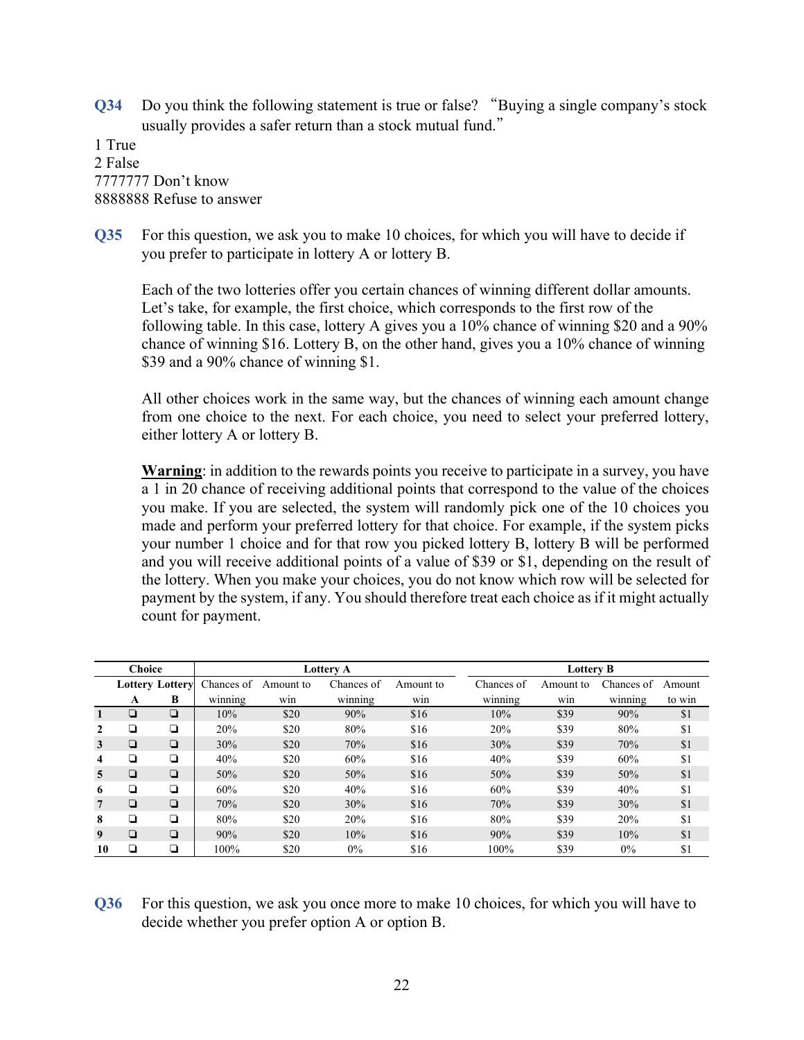**Q34** Do you think the following statement is true or false? "Buying a single company's stock usually provides a safer return than a stock mutual fund."

1 True
2 False
7777777 Don't know
8888888 Refuse to answer

**Q35** For this question, we ask you to make 10 choices, for which you will have to decide if you prefer to participate in lottery A or lottery B.

Each of the two lotteries offer you certain chances of winning different dollar amounts. Let's take, for example, the first choice, which corresponds to the first row of the following table. In this case, lottery A gives you a 10% chance of winning $20 and a 90% chance of winning $16. Lottery B, on the other hand, gives you a 10% chance of winning $39 and a 90% chance of winning $1.

All other choices work in the same way, but the chances of winning each amount change from one choice to the next. For each choice, you need to select your preferred lottery, either lottery A or lottery B.

**Warning**: in addition to the rewards points you receive to participate in a survey, you have a 1 in 20 chance of receiving additional points that correspond to the value of the choices you make. If you are selected, the system will randomly pick one of the 10 choices you made and perform your preferred lottery for that choice. For example, if the system picks your number 1 choice and for that row you picked lottery B, lottery B will be performed and you will receive additional points of a value of $39 or $1, depending on the result of the lottery. When you make your choices, you do not know which row will be selected for payment by the system, if any. You should therefore treat each choice as if it might actually count for payment.

| | Choice | | Lottery A | | | | Lottery B | | | |
|---|---|---|---|---|---|---|---|---|---|---|
| | Lottery A | Lottery B | Chances of winning | Amount to win | Chances of winning | Amount to win | Chances of winning | Amount to win | Chances of winning | Amount to win |
| 1 | ❑ | ❑ | 10% | $20 | 90% | $16 | 10% | $39 | 90% | $1 |
| 2 | ❑ | ❑ | 20% | $20 | 80% | $16 | 20% | $39 | 80% | $1 |
| 3 | ❑ | ❑ | 30% | $20 | 70% | $16 | 30% | $39 | 70% | $1 |
| 4 | ❑ | ❑ | 40% | $20 | 60% | $16 | 40% | $39 | 60% | $1 |
| 5 | ❑ | ❑ | 50% | $20 | 50% | $16 | 50% | $39 | 50% | $1 |
| 6 | ❑ | ❑ | 60% | $20 | 40% | $16 | 60% | $39 | 40% | $1 |
| 7 | ❑ | ❑ | 70% | $20 | 30% | $16 | 70% | $39 | 30% | $1 |
| 8 | ❑ | ❑ | 80% | $20 | 20% | $16 | 80% | $39 | 20% | $1 |
| 9 | ❑ | ❑ | 90% | $20 | 10% | $16 | 90% | $39 | 10% | $1 |
| 10 | ❑ | ❑ | 100% | $20 | 0% | $16 | 100% | $39 | 0% | $1 |

**Q36** For this question, we ask you once more to make 10 choices, for which you will have to decide whether you prefer option A or option B.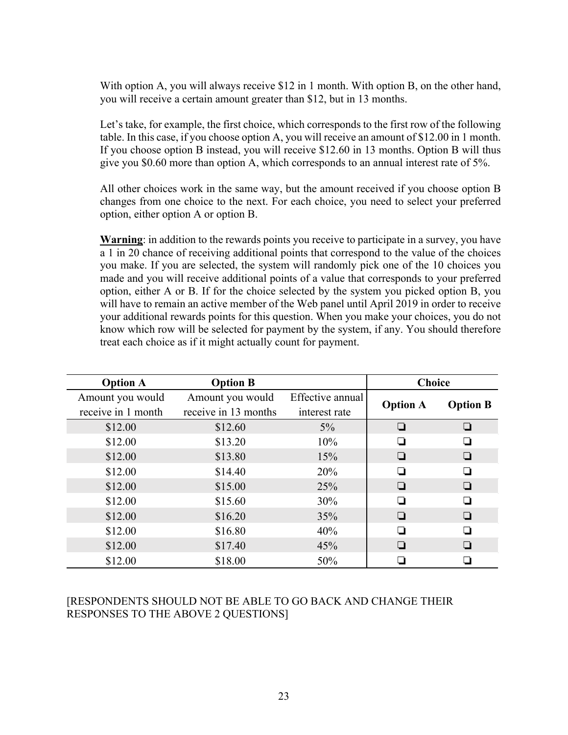With option A, you will always receive $12 in 1 month. With option B, on the other hand, you will receive a certain amount greater than $12, but in 13 months.

Let's take, for example, the first choice, which corresponds to the first row of the following table. In this case, if you choose option A, you will receive an amount of $12.00 in 1 month. If you choose option B instead, you will receive $12.60 in 13 months. Option B will thus give you $0.60 more than option A, which corresponds to an annual interest rate of 5%.

All other choices work in the same way, but the amount received if you choose option B changes from one choice to the next. For each choice, you need to select your preferred option, either option A or option B.

**Warning**: in addition to the rewards points you receive to participate in a survey, you have a 1 in 20 chance of receiving additional points that correspond to the value of the choices you make. If you are selected, the system will randomly pick one of the 10 choices you made and you will receive additional points of a value that corresponds to your preferred option, either A or B. If for the choice selected by the system you picked option B, you will have to remain an active member of the Web panel until April 2019 in order to receive your additional rewards points for this question. When you make your choices, you do not know which row will be selected for payment by the system, if any. You should therefore treat each choice as if it might actually count for payment.

| **Option A** | **Option B** | | **Choice** | |
|---|---|---|---|---|
| Amount you would receive in 1 month | Amount you would receive in 13 months | Effective annual interest rate | **Option A** | **Option B** |
| $12.00 | $12.60 | 5% | ❏ | ❏ |
| $12.00 | $13.20 | 10% | ❏ | ❏ |
| $12.00 | $13.80 | 15% | ❏ | ❏ |
| $12.00 | $14.40 | 20% | ❏ | ❏ |
| $12.00 | $15.00 | 25% | ❏ | ❏ |
| $12.00 | $15.60 | 30% | ❏ | ❏ |
| $12.00 | $16.20 | 35% | ❏ | ❏ |
| $12.00 | $16.80 | 40% | ❏ | ❏ |
| $12.00 | $17.40 | 45% | ❏ | ❏ |
| $12.00 | $18.00 | 50% | ❏ | ❏ |

[RESPONDENTS SHOULD NOT BE ABLE TO GO BACK AND CHANGE THEIR RESPONSES TO THE ABOVE 2 QUESTIONS]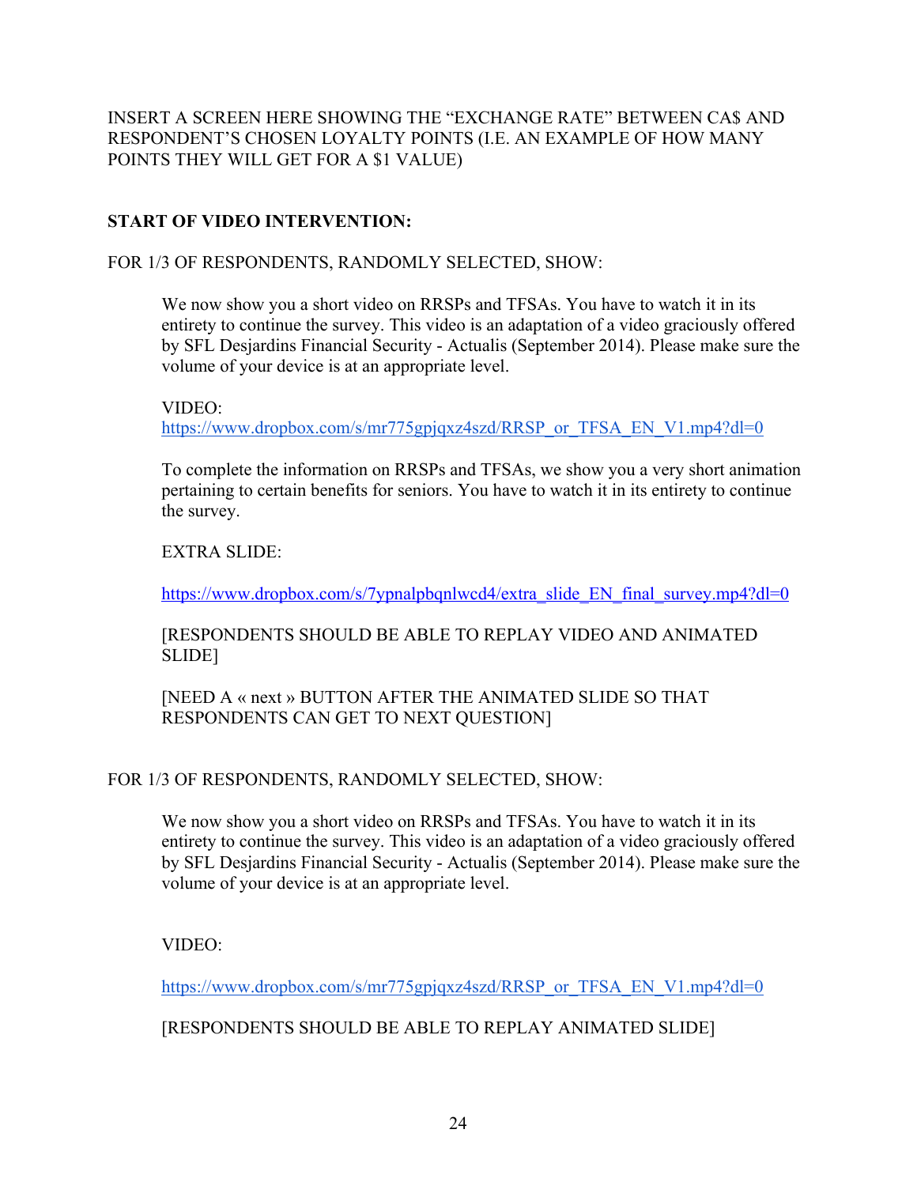INSERT A SCREEN HERE SHOWING THE "EXCHANGE RATE" BETWEEN CA$ AND RESPONDENT'S CHOSEN LOYALTY POINTS (I.E. AN EXAMPLE OF HOW MANY POINTS THEY WILL GET FOR A $1 VALUE)

**START OF VIDEO INTERVENTION:**

FOR 1/3 OF RESPONDENTS, RANDOMLY SELECTED, SHOW:

> We now show you a short video on RRSPs and TFSAs. You have to watch it in its entirety to continue the survey. This video is an adaptation of a video graciously offered by SFL Desjardins Financial Security - Actualis (September 2014). Please make sure the volume of your device is at an appropriate level.
>
> VIDEO:
> https://www.dropbox.com/s/mr775gpjqxz4szd/RRSP_or_TFSA_EN_V1.mp4?dl=0
>
> To complete the information on RRSPs and TFSAs, we show you a very short animation pertaining to certain benefits for seniors. You have to watch it in its entirety to continue the survey.
>
> EXTRA SLIDE:
>
> https://www.dropbox.com/s/7ypnalpbqnlwcd4/extra_slide_EN_final_survey.mp4?dl=0
>
> [RESPONDENTS SHOULD BE ABLE TO REPLAY VIDEO AND ANIMATED SLIDE]
>
> [NEED A « next » BUTTON AFTER THE ANIMATED SLIDE SO THAT RESPONDENTS CAN GET TO NEXT QUESTION]

FOR 1/3 OF RESPONDENTS, RANDOMLY SELECTED, SHOW:

> We now show you a short video on RRSPs and TFSAs. You have to watch it in its entirety to continue the survey. This video is an adaptation of a video graciously offered by SFL Desjardins Financial Security - Actualis (September 2014). Please make sure the volume of your device is at an appropriate level.
>
> VIDEO:
>
> https://www.dropbox.com/s/mr775gpjqxz4szd/RRSP_or_TFSA_EN_V1.mp4?dl=0
>
> [RESPONDENTS SHOULD BE ABLE TO REPLAY ANIMATED SLIDE]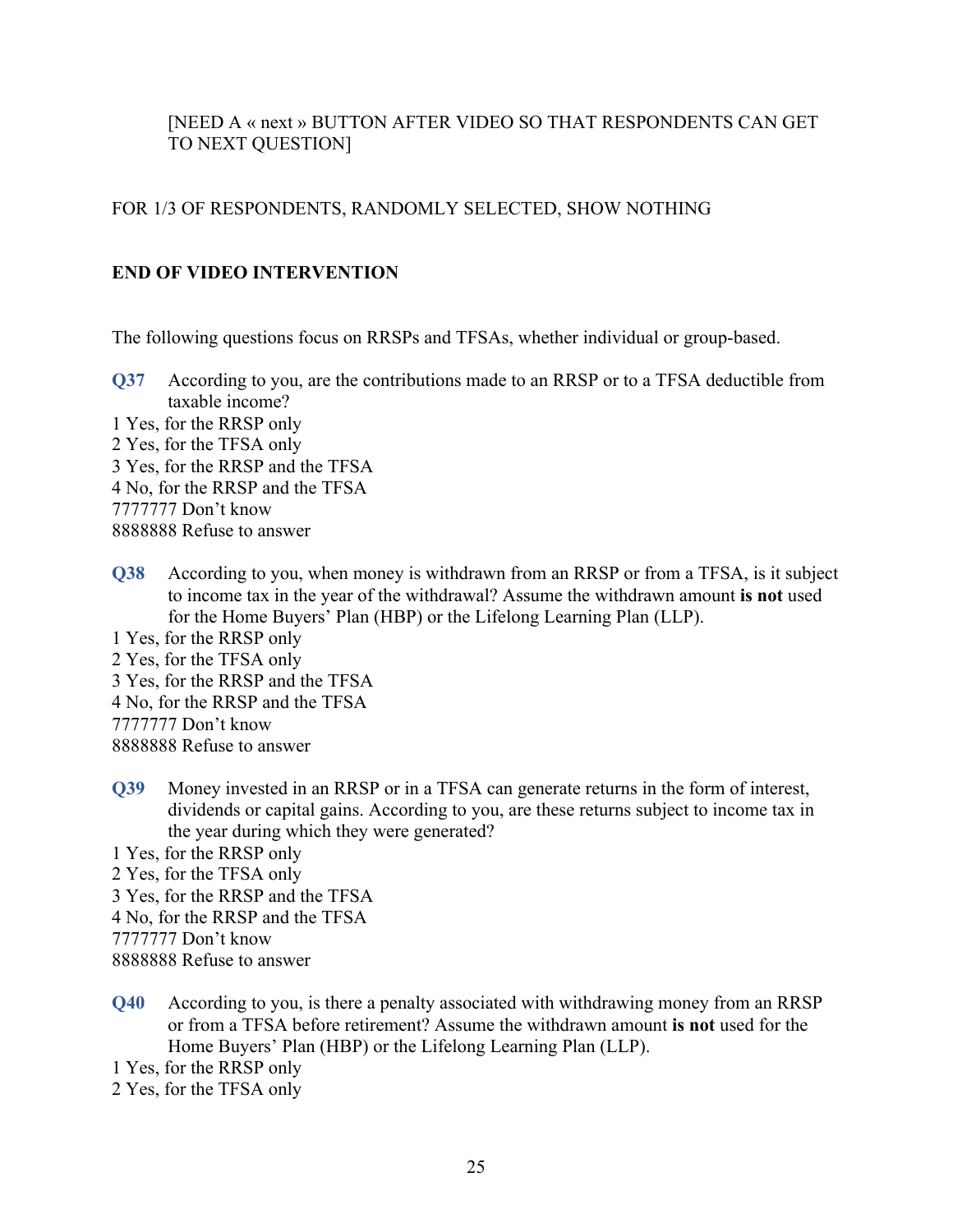[NEED A « next » BUTTON AFTER VIDEO SO THAT RESPONDENTS CAN GET TO NEXT QUESTION]

FOR 1/3 OF RESPONDENTS, RANDOMLY SELECTED, SHOW NOTHING

**END OF VIDEO INTERVENTION**

The following questions focus on RRSPs and TFSAs, whether individual or group-based.

**Q37** According to you, are the contributions made to an RRSP or to a TFSA deductible from taxable income?

1 Yes, for the RRSP only
2 Yes, for the TFSA only
3 Yes, for the RRSP and the TFSA
4 No, for the RRSP and the TFSA
7777777 Don't know
8888888 Refuse to answer

**Q38** According to you, when money is withdrawn from an RRSP or from a TFSA, is it subject to income tax in the year of the withdrawal? Assume the withdrawn amount **is not** used for the Home Buyers' Plan (HBP) or the Lifelong Learning Plan (LLP).

1 Yes, for the RRSP only
2 Yes, for the TFSA only
3 Yes, for the RRSP and the TFSA
4 No, for the RRSP and the TFSA
7777777 Don't know
8888888 Refuse to answer

**Q39** Money invested in an RRSP or in a TFSA can generate returns in the form of interest, dividends or capital gains. According to you, are these returns subject to income tax in the year during which they were generated?

1 Yes, for the RRSP only
2 Yes, for the TFSA only
3 Yes, for the RRSP and the TFSA
4 No, for the RRSP and the TFSA
7777777 Don't know
8888888 Refuse to answer

**Q40** According to you, is there a penalty associated with withdrawing money from an RRSP or from a TFSA before retirement? Assume the withdrawn amount **is not** used for the Home Buyers' Plan (HBP) or the Lifelong Learning Plan (LLP).

1 Yes, for the RRSP only
2 Yes, for the TFSA only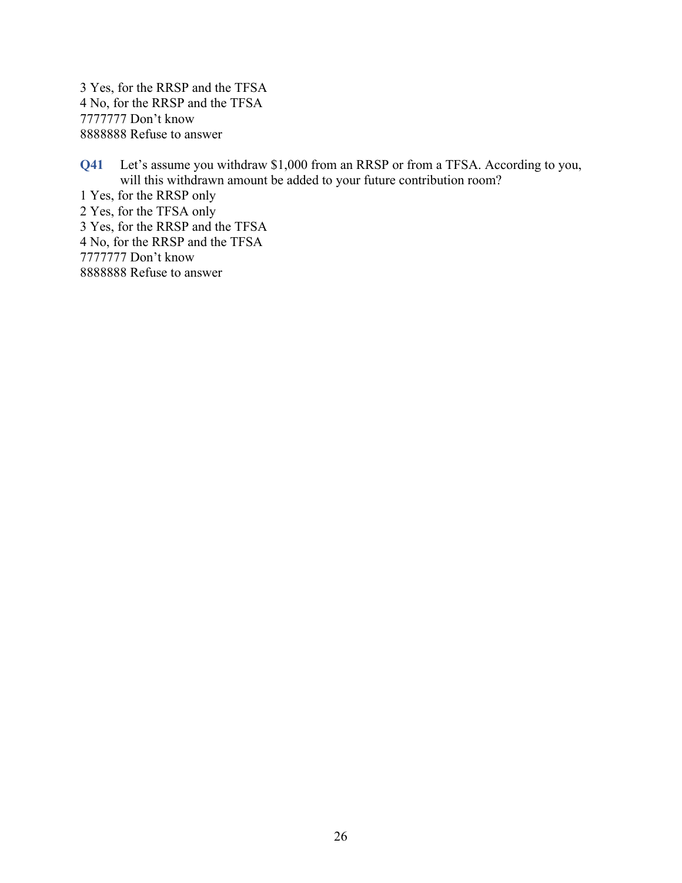3 Yes, for the RRSP and the TFSA
4 No, for the RRSP and the TFSA
7777777 Don't know
8888888 Refuse to answer

**Q41** Let's assume you withdraw $1,000 from an RRSP or from a TFSA. According to you, will this withdrawn amount be added to your future contribution room?

1 Yes, for the RRSP only
2 Yes, for the TFSA only
3 Yes, for the RRSP and the TFSA
4 No, for the RRSP and the TFSA
7777777 Don't know
8888888 Refuse to answer